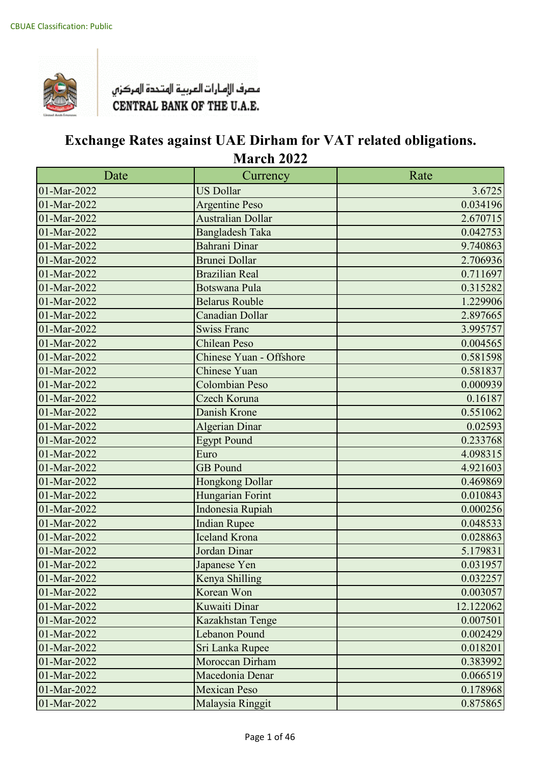CBUAE Classification: Public

مصرف الإمارات العربية المتحدة المركزي
CENTRAL BANK OF THE U.A.E.

# Exchange Rates against UAE Dirham for VAT related obligations.
## March 2022

| Date | Currency | Rate |
|---|---|---|
| 01-Mar-2022 | US Dollar | 3.6725 |
| 01-Mar-2022 | Argentine Peso | 0.034196 |
| 01-Mar-2022 | Australian Dollar | 2.670715 |
| 01-Mar-2022 | Bangladesh Taka | 0.042753 |
| 01-Mar-2022 | Bahrani Dinar | 9.740863 |
| 01-Mar-2022 | Brunei Dollar | 2.706936 |
| 01-Mar-2022 | Brazilian Real | 0.711697 |
| 01-Mar-2022 | Botswana Pula | 0.315282 |
| 01-Mar-2022 | Belarus Rouble | 1.229906 |
| 01-Mar-2022 | Canadian Dollar | 2.897665 |
| 01-Mar-2022 | Swiss Franc | 3.995757 |
| 01-Mar-2022 | Chilean Peso | 0.004565 |
| 01-Mar-2022 | Chinese Yuan - Offshore | 0.581598 |
| 01-Mar-2022 | Chinese Yuan | 0.581837 |
| 01-Mar-2022 | Colombian Peso | 0.000939 |
| 01-Mar-2022 | Czech Koruna | 0.16187 |
| 01-Mar-2022 | Danish Krone | 0.551062 |
| 01-Mar-2022 | Algerian Dinar | 0.02593 |
| 01-Mar-2022 | Egypt Pound | 0.233768 |
| 01-Mar-2022 | Euro | 4.098315 |
| 01-Mar-2022 | GB Pound | 4.921603 |
| 01-Mar-2022 | Hongkong Dollar | 0.469869 |
| 01-Mar-2022 | Hungarian Forint | 0.010843 |
| 01-Mar-2022 | Indonesia Rupiah | 0.000256 |
| 01-Mar-2022 | Indian Rupee | 0.048533 |
| 01-Mar-2022 | Iceland Krona | 0.028863 |
| 01-Mar-2022 | Jordan Dinar | 5.179831 |
| 01-Mar-2022 | Japanese Yen | 0.031957 |
| 01-Mar-2022 | Kenya Shilling | 0.032257 |
| 01-Mar-2022 | Korean Won | 0.003057 |
| 01-Mar-2022 | Kuwaiti Dinar | 12.122062 |
| 01-Mar-2022 | Kazakhstan Tenge | 0.007501 |
| 01-Mar-2022 | Lebanon Pound | 0.002429 |
| 01-Mar-2022 | Sri Lanka Rupee | 0.018201 |
| 01-Mar-2022 | Moroccan Dirham | 0.383992 |
| 01-Mar-2022 | Macedonia Denar | 0.066519 |
| 01-Mar-2022 | Mexican Peso | 0.178968 |
| 01-Mar-2022 | Malaysia Ringgit | 0.875865 |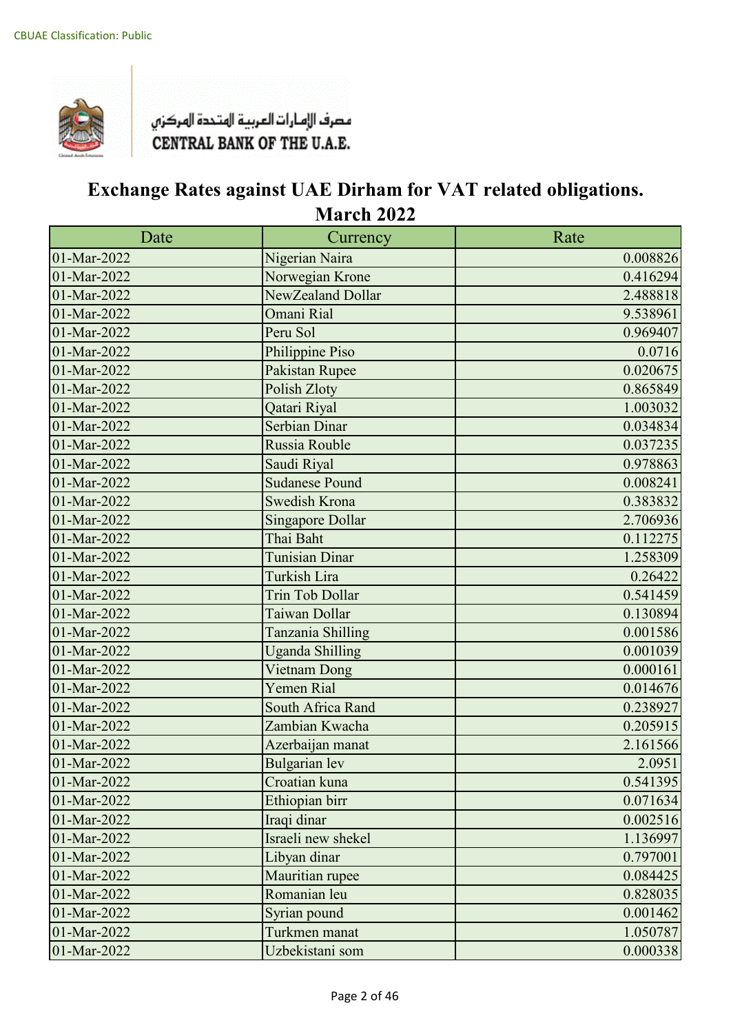CBUAE Classification: Public

مصرف الإمارات العربية المتحدة المركزي
CENTRAL BANK OF THE U.A.E.

# Exchange Rates against UAE Dirham for VAT related obligations.
## March 2022

| Date | Currency | Rate |
|---|---|---|
| 01-Mar-2022 | Nigerian Naira | 0.008826 |
| 01-Mar-2022 | Norwegian Krone | 0.416294 |
| 01-Mar-2022 | NewZealand Dollar | 2.488818 |
| 01-Mar-2022 | Omani Rial | 9.538961 |
| 01-Mar-2022 | Peru Sol | 0.969407 |
| 01-Mar-2022 | Philippine Piso | 0.0716 |
| 01-Mar-2022 | Pakistan Rupee | 0.020675 |
| 01-Mar-2022 | Polish Zloty | 0.865849 |
| 01-Mar-2022 | Qatari Riyal | 1.003032 |
| 01-Mar-2022 | Serbian Dinar | 0.034834 |
| 01-Mar-2022 | Russia Rouble | 0.037235 |
| 01-Mar-2022 | Saudi Riyal | 0.978863 |
| 01-Mar-2022 | Sudanese Pound | 0.008241 |
| 01-Mar-2022 | Swedish Krona | 0.383832 |
| 01-Mar-2022 | Singapore Dollar | 2.706936 |
| 01-Mar-2022 | Thai Baht | 0.112275 |
| 01-Mar-2022 | Tunisian Dinar | 1.258309 |
| 01-Mar-2022 | Turkish Lira | 0.26422 |
| 01-Mar-2022 | Trin Tob Dollar | 0.541459 |
| 01-Mar-2022 | Taiwan Dollar | 0.130894 |
| 01-Mar-2022 | Tanzania Shilling | 0.001586 |
| 01-Mar-2022 | Uganda Shilling | 0.001039 |
| 01-Mar-2022 | Vietnam Dong | 0.000161 |
| 01-Mar-2022 | Yemen Rial | 0.014676 |
| 01-Mar-2022 | South Africa Rand | 0.238927 |
| 01-Mar-2022 | Zambian Kwacha | 0.205915 |
| 01-Mar-2022 | Azerbaijan manat | 2.161566 |
| 01-Mar-2022 | Bulgarian lev | 2.0951 |
| 01-Mar-2022 | Croatian kuna | 0.541395 |
| 01-Mar-2022 | Ethiopian birr | 0.071634 |
| 01-Mar-2022 | Iraqi dinar | 0.002516 |
| 01-Mar-2022 | Israeli new shekel | 1.136997 |
| 01-Mar-2022 | Libyan dinar | 0.797001 |
| 01-Mar-2022 | Mauritian rupee | 0.084425 |
| 01-Mar-2022 | Romanian leu | 0.828035 |
| 01-Mar-2022 | Syrian pound | 0.001462 |
| 01-Mar-2022 | Turkmen manat | 1.050787 |
| 01-Mar-2022 | Uzbekistani som | 0.000338 |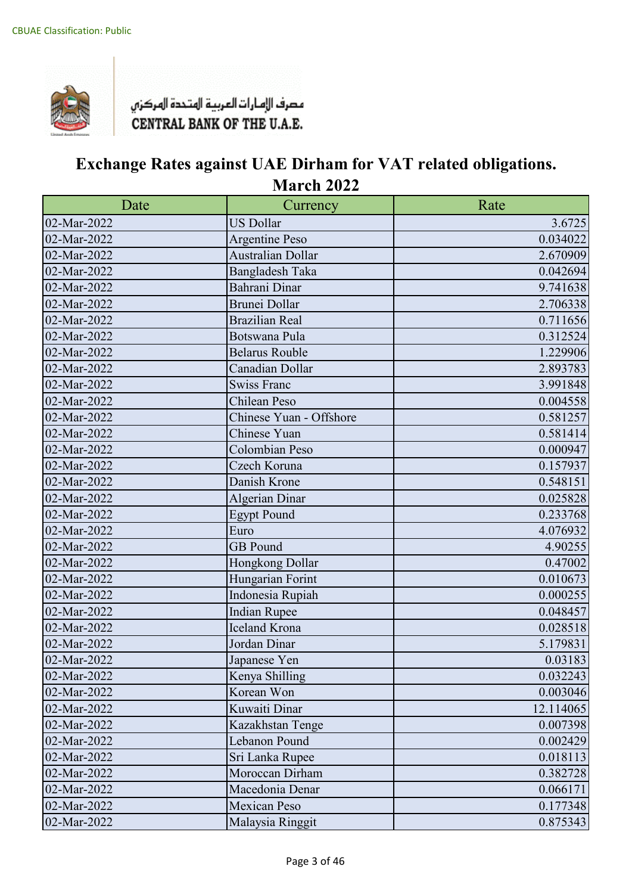CBUAE Classification: Public

مصرف الإمارات العربية المتحدة المركزي
CENTRAL BANK OF THE U.A.E.

# Exchange Rates against UAE Dirham for VAT related obligations.
## March 2022

| Date | Currency | Rate |
|---|---|---|
| 02-Mar-2022 | US Dollar | 3.6725 |
| 02-Mar-2022 | Argentine Peso | 0.034022 |
| 02-Mar-2022 | Australian Dollar | 2.670909 |
| 02-Mar-2022 | Bangladesh Taka | 0.042694 |
| 02-Mar-2022 | Bahrani Dinar | 9.741638 |
| 02-Mar-2022 | Brunei Dollar | 2.706338 |
| 02-Mar-2022 | Brazilian Real | 0.711656 |
| 02-Mar-2022 | Botswana Pula | 0.312524 |
| 02-Mar-2022 | Belarus Rouble | 1.229906 |
| 02-Mar-2022 | Canadian Dollar | 2.893783 |
| 02-Mar-2022 | Swiss Franc | 3.991848 |
| 02-Mar-2022 | Chilean Peso | 0.004558 |
| 02-Mar-2022 | Chinese Yuan - Offshore | 0.581257 |
| 02-Mar-2022 | Chinese Yuan | 0.581414 |
| 02-Mar-2022 | Colombian Peso | 0.000947 |
| 02-Mar-2022 | Czech Koruna | 0.157937 |
| 02-Mar-2022 | Danish Krone | 0.548151 |
| 02-Mar-2022 | Algerian Dinar | 0.025828 |
| 02-Mar-2022 | Egypt Pound | 0.233768 |
| 02-Mar-2022 | Euro | 4.076932 |
| 02-Mar-2022 | GB Pound | 4.90255 |
| 02-Mar-2022 | Hongkong Dollar | 0.47002 |
| 02-Mar-2022 | Hungarian Forint | 0.010673 |
| 02-Mar-2022 | Indonesia Rupiah | 0.000255 |
| 02-Mar-2022 | Indian Rupee | 0.048457 |
| 02-Mar-2022 | Iceland Krona | 0.028518 |
| 02-Mar-2022 | Jordan Dinar | 5.179831 |
| 02-Mar-2022 | Japanese Yen | 0.03183 |
| 02-Mar-2022 | Kenya Shilling | 0.032243 |
| 02-Mar-2022 | Korean Won | 0.003046 |
| 02-Mar-2022 | Kuwaiti Dinar | 12.114065 |
| 02-Mar-2022 | Kazakhstan Tenge | 0.007398 |
| 02-Mar-2022 | Lebanon Pound | 0.002429 |
| 02-Mar-2022 | Sri Lanka Rupee | 0.018113 |
| 02-Mar-2022 | Moroccan Dirham | 0.382728 |
| 02-Mar-2022 | Macedonia Denar | 0.066171 |
| 02-Mar-2022 | Mexican Peso | 0.177348 |
| 02-Mar-2022 | Malaysia Ringgit | 0.875343 |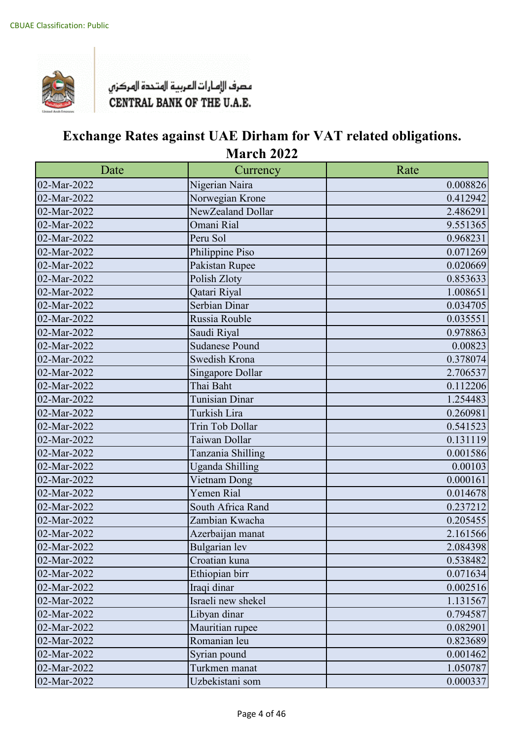CBUAE Classification: Public

مصرف الإمارات العربية المتحدة المركزي
CENTRAL BANK OF THE U.A.E.

# Exchange Rates against UAE Dirham for VAT related obligations.
## March 2022

| Date | Currency | Rate |
|---|---|---|
| 02-Mar-2022 | Nigerian Naira | 0.008826 |
| 02-Mar-2022 | Norwegian Krone | 0.412942 |
| 02-Mar-2022 | NewZealand Dollar | 2.486291 |
| 02-Mar-2022 | Omani Rial | 9.551365 |
| 02-Mar-2022 | Peru Sol | 0.968231 |
| 02-Mar-2022 | Philippine Piso | 0.071269 |
| 02-Mar-2022 | Pakistan Rupee | 0.020669 |
| 02-Mar-2022 | Polish Zloty | 0.853633 |
| 02-Mar-2022 | Qatari Riyal | 1.008651 |
| 02-Mar-2022 | Serbian Dinar | 0.034705 |
| 02-Mar-2022 | Russia Rouble | 0.035551 |
| 02-Mar-2022 | Saudi Riyal | 0.978863 |
| 02-Mar-2022 | Sudanese Pound | 0.00823 |
| 02-Mar-2022 | Swedish Krona | 0.378074 |
| 02-Mar-2022 | Singapore Dollar | 2.706537 |
| 02-Mar-2022 | Thai Baht | 0.112206 |
| 02-Mar-2022 | Tunisian Dinar | 1.254483 |
| 02-Mar-2022 | Turkish Lira | 0.260981 |
| 02-Mar-2022 | Trin Tob Dollar | 0.541523 |
| 02-Mar-2022 | Taiwan Dollar | 0.131119 |
| 02-Mar-2022 | Tanzania Shilling | 0.001586 |
| 02-Mar-2022 | Uganda Shilling | 0.00103 |
| 02-Mar-2022 | Vietnam Dong | 0.000161 |
| 02-Mar-2022 | Yemen Rial | 0.014678 |
| 02-Mar-2022 | South Africa Rand | 0.237212 |
| 02-Mar-2022 | Zambian Kwacha | 0.205455 |
| 02-Mar-2022 | Azerbaijan manat | 2.161566 |
| 02-Mar-2022 | Bulgarian lev | 2.084398 |
| 02-Mar-2022 | Croatian kuna | 0.538482 |
| 02-Mar-2022 | Ethiopian birr | 0.071634 |
| 02-Mar-2022 | Iraqi dinar | 0.002516 |
| 02-Mar-2022 | Israeli new shekel | 1.131567 |
| 02-Mar-2022 | Libyan dinar | 0.794587 |
| 02-Mar-2022 | Mauritian rupee | 0.082901 |
| 02-Mar-2022 | Romanian leu | 0.823689 |
| 02-Mar-2022 | Syrian pound | 0.001462 |
| 02-Mar-2022 | Turkmen manat | 1.050787 |
| 02-Mar-2022 | Uzbekistani som | 0.000337 |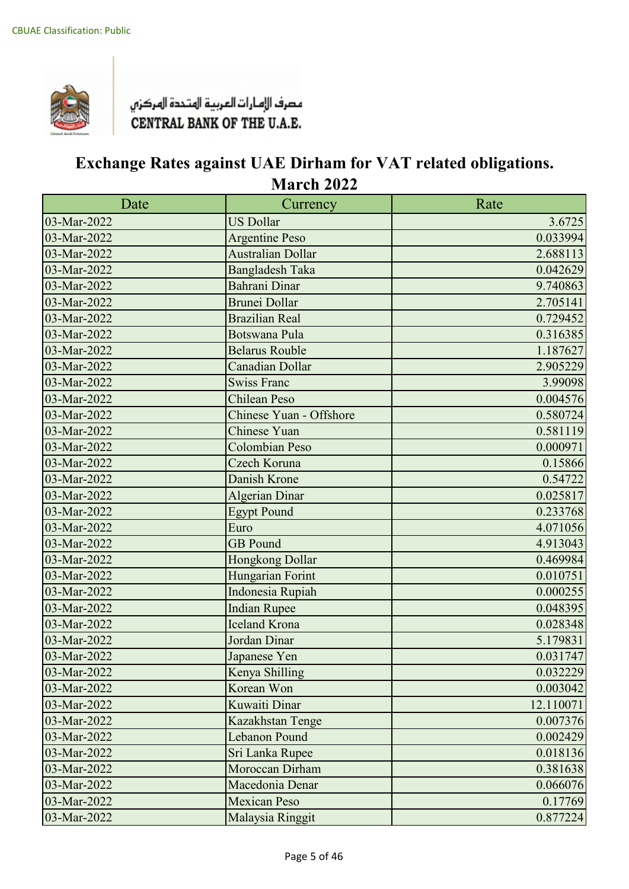CBUAE Classification: Public

مصرف الإمارات العربية المتحدة المركزي
CENTRAL BANK OF THE U.A.E.

# Exchange Rates against UAE Dirham for VAT related obligations.
## March 2022

| Date | Currency | Rate |
|---|---|---|
| 03-Mar-2022 | US Dollar | 3.6725 |
| 03-Mar-2022 | Argentine Peso | 0.033994 |
| 03-Mar-2022 | Australian Dollar | 2.688113 |
| 03-Mar-2022 | Bangladesh Taka | 0.042629 |
| 03-Mar-2022 | Bahrani Dinar | 9.740863 |
| 03-Mar-2022 | Brunei Dollar | 2.705141 |
| 03-Mar-2022 | Brazilian Real | 0.729452 |
| 03-Mar-2022 | Botswana Pula | 0.316385 |
| 03-Mar-2022 | Belarus Rouble | 1.187627 |
| 03-Mar-2022 | Canadian Dollar | 2.905229 |
| 03-Mar-2022 | Swiss Franc | 3.99098 |
| 03-Mar-2022 | Chilean Peso | 0.004576 |
| 03-Mar-2022 | Chinese Yuan - Offshore | 0.580724 |
| 03-Mar-2022 | Chinese Yuan | 0.581119 |
| 03-Mar-2022 | Colombian Peso | 0.000971 |
| 03-Mar-2022 | Czech Koruna | 0.15866 |
| 03-Mar-2022 | Danish Krone | 0.54722 |
| 03-Mar-2022 | Algerian Dinar | 0.025817 |
| 03-Mar-2022 | Egypt Pound | 0.233768 |
| 03-Mar-2022 | Euro | 4.071056 |
| 03-Mar-2022 | GB Pound | 4.913043 |
| 03-Mar-2022 | Hongkong Dollar | 0.469984 |
| 03-Mar-2022 | Hungarian Forint | 0.010751 |
| 03-Mar-2022 | Indonesia Rupiah | 0.000255 |
| 03-Mar-2022 | Indian Rupee | 0.048395 |
| 03-Mar-2022 | Iceland Krona | 0.028348 |
| 03-Mar-2022 | Jordan Dinar | 5.179831 |
| 03-Mar-2022 | Japanese Yen | 0.031747 |
| 03-Mar-2022 | Kenya Shilling | 0.032229 |
| 03-Mar-2022 | Korean Won | 0.003042 |
| 03-Mar-2022 | Kuwaiti Dinar | 12.110071 |
| 03-Mar-2022 | Kazakhstan Tenge | 0.007376 |
| 03-Mar-2022 | Lebanon Pound | 0.002429 |
| 03-Mar-2022 | Sri Lanka Rupee | 0.018136 |
| 03-Mar-2022 | Moroccan Dirham | 0.381638 |
| 03-Mar-2022 | Macedonia Denar | 0.066076 |
| 03-Mar-2022 | Mexican Peso | 0.17769 |
| 03-Mar-2022 | Malaysia Ringgit | 0.877224 |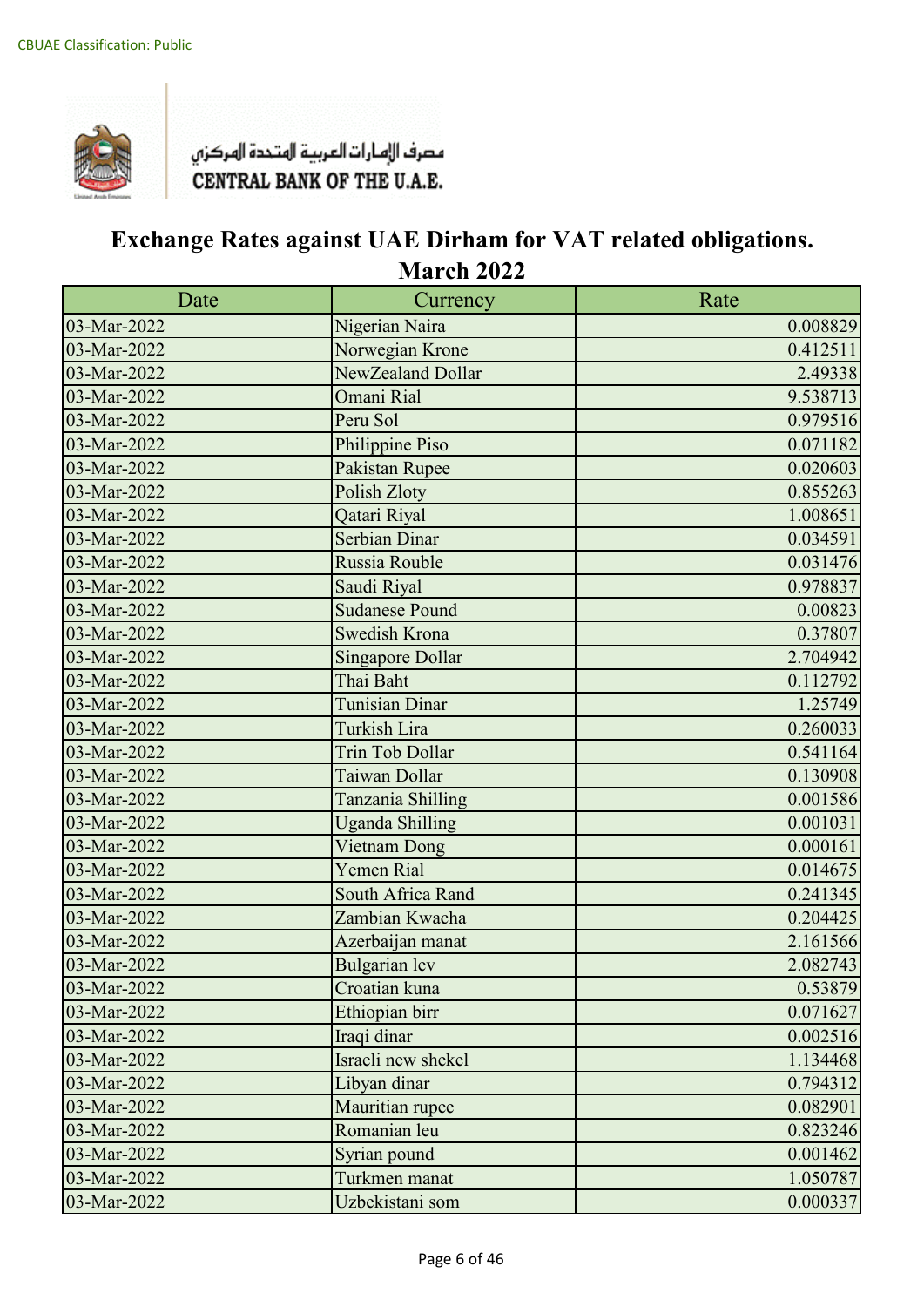CBUAE Classification: Public

مصرف الإمارات العربية المتحدة المركزي
CENTRAL BANK OF THE U.A.E.

# Exchange Rates against UAE Dirham for VAT related obligations.
## March 2022

| Date | Currency | Rate |
|---|---|---|
| 03-Mar-2022 | Nigerian Naira | 0.008829 |
| 03-Mar-2022 | Norwegian Krone | 0.412511 |
| 03-Mar-2022 | NewZealand Dollar | 2.49338 |
| 03-Mar-2022 | Omani Rial | 9.538713 |
| 03-Mar-2022 | Peru Sol | 0.979516 |
| 03-Mar-2022 | Philippine Piso | 0.071182 |
| 03-Mar-2022 | Pakistan Rupee | 0.020603 |
| 03-Mar-2022 | Polish Zloty | 0.855263 |
| 03-Mar-2022 | Qatari Riyal | 1.008651 |
| 03-Mar-2022 | Serbian Dinar | 0.034591 |
| 03-Mar-2022 | Russia Rouble | 0.031476 |
| 03-Mar-2022 | Saudi Riyal | 0.978837 |
| 03-Mar-2022 | Sudanese Pound | 0.00823 |
| 03-Mar-2022 | Swedish Krona | 0.37807 |
| 03-Mar-2022 | Singapore Dollar | 2.704942 |
| 03-Mar-2022 | Thai Baht | 0.112792 |
| 03-Mar-2022 | Tunisian Dinar | 1.25749 |
| 03-Mar-2022 | Turkish Lira | 0.260033 |
| 03-Mar-2022 | Trin Tob Dollar | 0.541164 |
| 03-Mar-2022 | Taiwan Dollar | 0.130908 |
| 03-Mar-2022 | Tanzania Shilling | 0.001586 |
| 03-Mar-2022 | Uganda Shilling | 0.001031 |
| 03-Mar-2022 | Vietnam Dong | 0.000161 |
| 03-Mar-2022 | Yemen Rial | 0.014675 |
| 03-Mar-2022 | South Africa Rand | 0.241345 |
| 03-Mar-2022 | Zambian Kwacha | 0.204425 |
| 03-Mar-2022 | Azerbaijan manat | 2.161566 |
| 03-Mar-2022 | Bulgarian lev | 2.082743 |
| 03-Mar-2022 | Croatian kuna | 0.53879 |
| 03-Mar-2022 | Ethiopian birr | 0.071627 |
| 03-Mar-2022 | Iraqi dinar | 0.002516 |
| 03-Mar-2022 | Israeli new shekel | 1.134468 |
| 03-Mar-2022 | Libyan dinar | 0.794312 |
| 03-Mar-2022 | Mauritian rupee | 0.082901 |
| 03-Mar-2022 | Romanian leu | 0.823246 |
| 03-Mar-2022 | Syrian pound | 0.001462 |
| 03-Mar-2022 | Turkmen manat | 1.050787 |
| 03-Mar-2022 | Uzbekistani som | 0.000337 |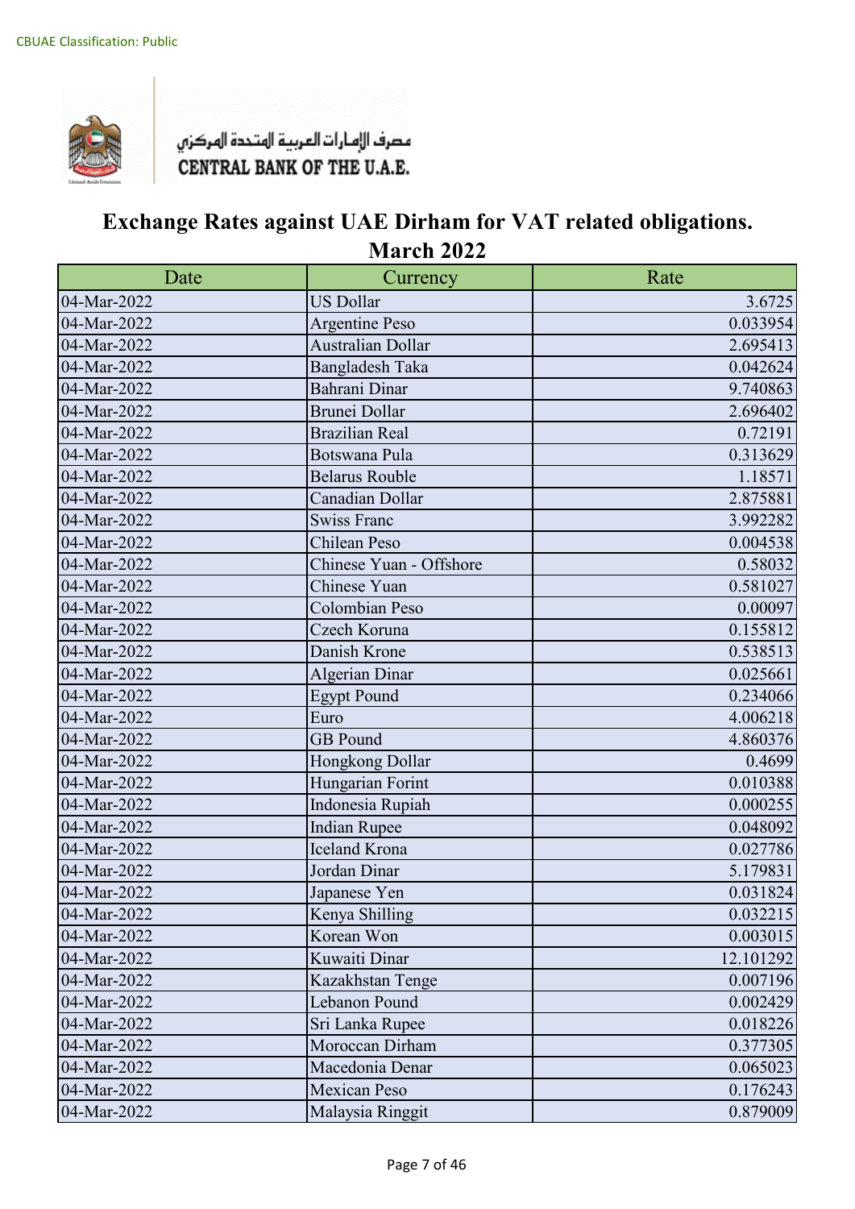CBUAE Classification: Public

مصرف الإمارات العربية المتحدة المركزي
CENTRAL BANK OF THE U.A.E.

# Exchange Rates against UAE Dirham for VAT related obligations.
## March 2022

| Date | Currency | Rate |
|---|---|---|
| 04-Mar-2022 | US Dollar | 3.6725 |
| 04-Mar-2022 | Argentine Peso | 0.033954 |
| 04-Mar-2022 | Australian Dollar | 2.695413 |
| 04-Mar-2022 | Bangladesh Taka | 0.042624 |
| 04-Mar-2022 | Bahrani Dinar | 9.740863 |
| 04-Mar-2022 | Brunei Dollar | 2.696402 |
| 04-Mar-2022 | Brazilian Real | 0.72191 |
| 04-Mar-2022 | Botswana Pula | 0.313629 |
| 04-Mar-2022 | Belarus Rouble | 1.18571 |
| 04-Mar-2022 | Canadian Dollar | 2.875881 |
| 04-Mar-2022 | Swiss Franc | 3.992282 |
| 04-Mar-2022 | Chilean Peso | 0.004538 |
| 04-Mar-2022 | Chinese Yuan - Offshore | 0.58032 |
| 04-Mar-2022 | Chinese Yuan | 0.581027 |
| 04-Mar-2022 | Colombian Peso | 0.00097 |
| 04-Mar-2022 | Czech Koruna | 0.155812 |
| 04-Mar-2022 | Danish Krone | 0.538513 |
| 04-Mar-2022 | Algerian Dinar | 0.025661 |
| 04-Mar-2022 | Egypt Pound | 0.234066 |
| 04-Mar-2022 | Euro | 4.006218 |
| 04-Mar-2022 | GB Pound | 4.860376 |
| 04-Mar-2022 | Hongkong Dollar | 0.4699 |
| 04-Mar-2022 | Hungarian Forint | 0.010388 |
| 04-Mar-2022 | Indonesia Rupiah | 0.000255 |
| 04-Mar-2022 | Indian Rupee | 0.048092 |
| 04-Mar-2022 | Iceland Krona | 0.027786 |
| 04-Mar-2022 | Jordan Dinar | 5.179831 |
| 04-Mar-2022 | Japanese Yen | 0.031824 |
| 04-Mar-2022 | Kenya Shilling | 0.032215 |
| 04-Mar-2022 | Korean Won | 0.003015 |
| 04-Mar-2022 | Kuwaiti Dinar | 12.101292 |
| 04-Mar-2022 | Kazakhstan Tenge | 0.007196 |
| 04-Mar-2022 | Lebanon Pound | 0.002429 |
| 04-Mar-2022 | Sri Lanka Rupee | 0.018226 |
| 04-Mar-2022 | Moroccan Dirham | 0.377305 |
| 04-Mar-2022 | Macedonia Denar | 0.065023 |
| 04-Mar-2022 | Mexican Peso | 0.176243 |
| 04-Mar-2022 | Malaysia Ringgit | 0.879009 |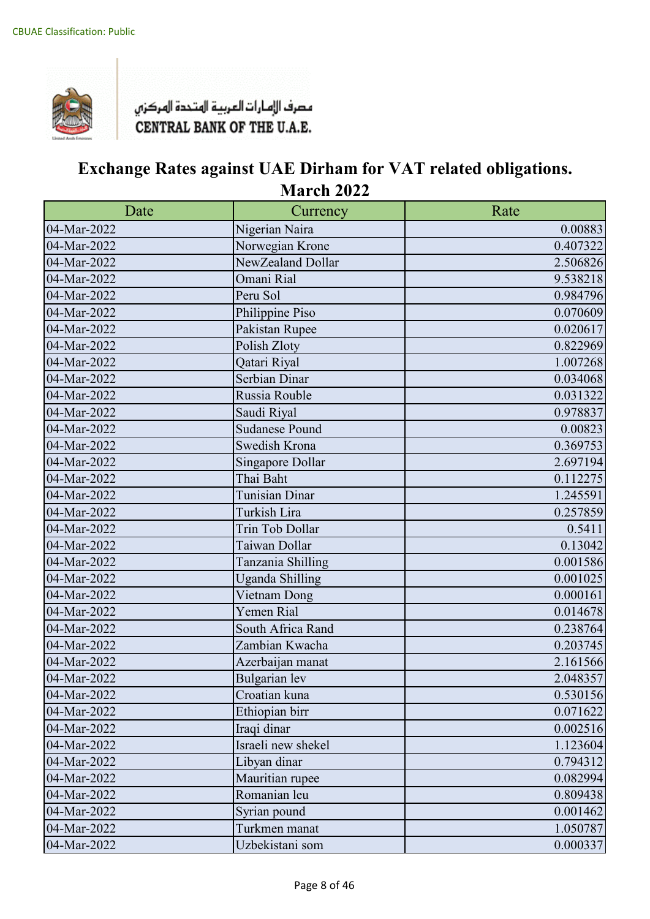CBUAE Classification: Public

مصرف الإمارات العربية المتحدة المركزي
CENTRAL BANK OF THE U.A.E.

# Exchange Rates against UAE Dirham for VAT related obligations.
## March 2022

| Date | Currency | Rate |
|---|---|---|
| 04-Mar-2022 | Nigerian Naira | 0.00883 |
| 04-Mar-2022 | Norwegian Krone | 0.407322 |
| 04-Mar-2022 | NewZealand Dollar | 2.506826 |
| 04-Mar-2022 | Omani Rial | 9.538218 |
| 04-Mar-2022 | Peru Sol | 0.984796 |
| 04-Mar-2022 | Philippine Piso | 0.070609 |
| 04-Mar-2022 | Pakistan Rupee | 0.020617 |
| 04-Mar-2022 | Polish Zloty | 0.822969 |
| 04-Mar-2022 | Qatari Riyal | 1.007268 |
| 04-Mar-2022 | Serbian Dinar | 0.034068 |
| 04-Mar-2022 | Russia Rouble | 0.031322 |
| 04-Mar-2022 | Saudi Riyal | 0.978837 |
| 04-Mar-2022 | Sudanese Pound | 0.00823 |
| 04-Mar-2022 | Swedish Krona | 0.369753 |
| 04-Mar-2022 | Singapore Dollar | 2.697194 |
| 04-Mar-2022 | Thai Baht | 0.112275 |
| 04-Mar-2022 | Tunisian Dinar | 1.245591 |
| 04-Mar-2022 | Turkish Lira | 0.257859 |
| 04-Mar-2022 | Trin Tob Dollar | 0.5411 |
| 04-Mar-2022 | Taiwan Dollar | 0.13042 |
| 04-Mar-2022 | Tanzania Shilling | 0.001586 |
| 04-Mar-2022 | Uganda Shilling | 0.001025 |
| 04-Mar-2022 | Vietnam Dong | 0.000161 |
| 04-Mar-2022 | Yemen Rial | 0.014678 |
| 04-Mar-2022 | South Africa Rand | 0.238764 |
| 04-Mar-2022 | Zambian Kwacha | 0.203745 |
| 04-Mar-2022 | Azerbaijan manat | 2.161566 |
| 04-Mar-2022 | Bulgarian lev | 2.048357 |
| 04-Mar-2022 | Croatian kuna | 0.530156 |
| 04-Mar-2022 | Ethiopian birr | 0.071622 |
| 04-Mar-2022 | Iraqi dinar | 0.002516 |
| 04-Mar-2022 | Israeli new shekel | 1.123604 |
| 04-Mar-2022 | Libyan dinar | 0.794312 |
| 04-Mar-2022 | Mauritian rupee | 0.082994 |
| 04-Mar-2022 | Romanian leu | 0.809438 |
| 04-Mar-2022 | Syrian pound | 0.001462 |
| 04-Mar-2022 | Turkmen manat | 1.050787 |
| 04-Mar-2022 | Uzbekistani som | 0.000337 |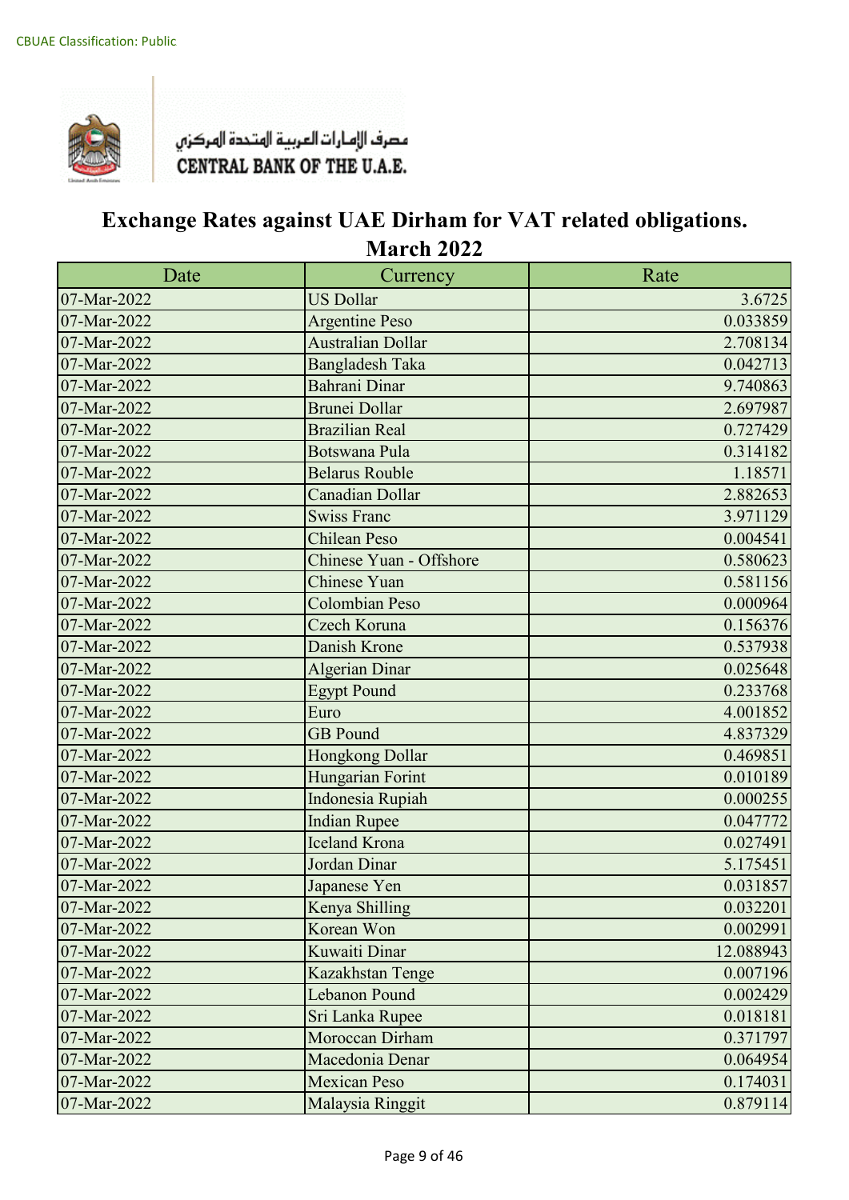CBUAE Classification: Public

مصرف الإمارات العربية المتحدة المركزي
CENTRAL BANK OF THE U.A.E.

# Exchange Rates against UAE Dirham for VAT related obligations.
## March 2022

| Date | Currency | Rate |
|---|---|---|
| 07-Mar-2022 | US Dollar | 3.6725 |
| 07-Mar-2022 | Argentine Peso | 0.033859 |
| 07-Mar-2022 | Australian Dollar | 2.708134 |
| 07-Mar-2022 | Bangladesh Taka | 0.042713 |
| 07-Mar-2022 | Bahrani Dinar | 9.740863 |
| 07-Mar-2022 | Brunei Dollar | 2.697987 |
| 07-Mar-2022 | Brazilian Real | 0.727429 |
| 07-Mar-2022 | Botswana Pula | 0.314182 |
| 07-Mar-2022 | Belarus Rouble | 1.18571 |
| 07-Mar-2022 | Canadian Dollar | 2.882653 |
| 07-Mar-2022 | Swiss Franc | 3.971129 |
| 07-Mar-2022 | Chilean Peso | 0.004541 |
| 07-Mar-2022 | Chinese Yuan - Offshore | 0.580623 |
| 07-Mar-2022 | Chinese Yuan | 0.581156 |
| 07-Mar-2022 | Colombian Peso | 0.000964 |
| 07-Mar-2022 | Czech Koruna | 0.156376 |
| 07-Mar-2022 | Danish Krone | 0.537938 |
| 07-Mar-2022 | Algerian Dinar | 0.025648 |
| 07-Mar-2022 | Egypt Pound | 0.233768 |
| 07-Mar-2022 | Euro | 4.001852 |
| 07-Mar-2022 | GB Pound | 4.837329 |
| 07-Mar-2022 | Hongkong Dollar | 0.469851 |
| 07-Mar-2022 | Hungarian Forint | 0.010189 |
| 07-Mar-2022 | Indonesia Rupiah | 0.000255 |
| 07-Mar-2022 | Indian Rupee | 0.047772 |
| 07-Mar-2022 | Iceland Krona | 0.027491 |
| 07-Mar-2022 | Jordan Dinar | 5.175451 |
| 07-Mar-2022 | Japanese Yen | 0.031857 |
| 07-Mar-2022 | Kenya Shilling | 0.032201 |
| 07-Mar-2022 | Korean Won | 0.002991 |
| 07-Mar-2022 | Kuwaiti Dinar | 12.088943 |
| 07-Mar-2022 | Kazakhstan Tenge | 0.007196 |
| 07-Mar-2022 | Lebanon Pound | 0.002429 |
| 07-Mar-2022 | Sri Lanka Rupee | 0.018181 |
| 07-Mar-2022 | Moroccan Dirham | 0.371797 |
| 07-Mar-2022 | Macedonia Denar | 0.064954 |
| 07-Mar-2022 | Mexican Peso | 0.174031 |
| 07-Mar-2022 | Malaysia Ringgit | 0.879114 |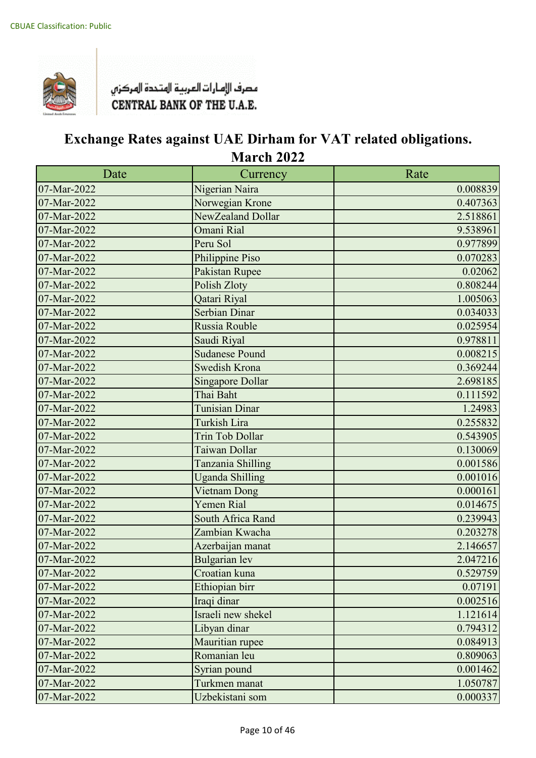CBUAE Classification: Public

مصرف الإمارات العربية المتحدة المركزي
CENTRAL BANK OF THE U.A.E.

# Exchange Rates against UAE Dirham for VAT related obligations.
## March 2022

| Date | Currency | Rate |
|---|---|---|
| 07-Mar-2022 | Nigerian Naira | 0.008839 |
| 07-Mar-2022 | Norwegian Krone | 0.407363 |
| 07-Mar-2022 | NewZealand Dollar | 2.518861 |
| 07-Mar-2022 | Omani Rial | 9.538961 |
| 07-Mar-2022 | Peru Sol | 0.977899 |
| 07-Mar-2022 | Philippine Piso | 0.070283 |
| 07-Mar-2022 | Pakistan Rupee | 0.02062 |
| 07-Mar-2022 | Polish Zloty | 0.808244 |
| 07-Mar-2022 | Qatari Riyal | 1.005063 |
| 07-Mar-2022 | Serbian Dinar | 0.034033 |
| 07-Mar-2022 | Russia Rouble | 0.025954 |
| 07-Mar-2022 | Saudi Riyal | 0.978811 |
| 07-Mar-2022 | Sudanese Pound | 0.008215 |
| 07-Mar-2022 | Swedish Krona | 0.369244 |
| 07-Mar-2022 | Singapore Dollar | 2.698185 |
| 07-Mar-2022 | Thai Baht | 0.111592 |
| 07-Mar-2022 | Tunisian Dinar | 1.24983 |
| 07-Mar-2022 | Turkish Lira | 0.255832 |
| 07-Mar-2022 | Trin Tob Dollar | 0.543905 |
| 07-Mar-2022 | Taiwan Dollar | 0.130069 |
| 07-Mar-2022 | Tanzania Shilling | 0.001586 |
| 07-Mar-2022 | Uganda Shilling | 0.001016 |
| 07-Mar-2022 | Vietnam Dong | 0.000161 |
| 07-Mar-2022 | Yemen Rial | 0.014675 |
| 07-Mar-2022 | South Africa Rand | 0.239943 |
| 07-Mar-2022 | Zambian Kwacha | 0.203278 |
| 07-Mar-2022 | Azerbaijan manat | 2.146657 |
| 07-Mar-2022 | Bulgarian lev | 2.047216 |
| 07-Mar-2022 | Croatian kuna | 0.529759 |
| 07-Mar-2022 | Ethiopian birr | 0.07191 |
| 07-Mar-2022 | Iraqi dinar | 0.002516 |
| 07-Mar-2022 | Israeli new shekel | 1.121614 |
| 07-Mar-2022 | Libyan dinar | 0.794312 |
| 07-Mar-2022 | Mauritian rupee | 0.084913 |
| 07-Mar-2022 | Romanian leu | 0.809063 |
| 07-Mar-2022 | Syrian pound | 0.001462 |
| 07-Mar-2022 | Turkmen manat | 1.050787 |
| 07-Mar-2022 | Uzbekistani som | 0.000337 |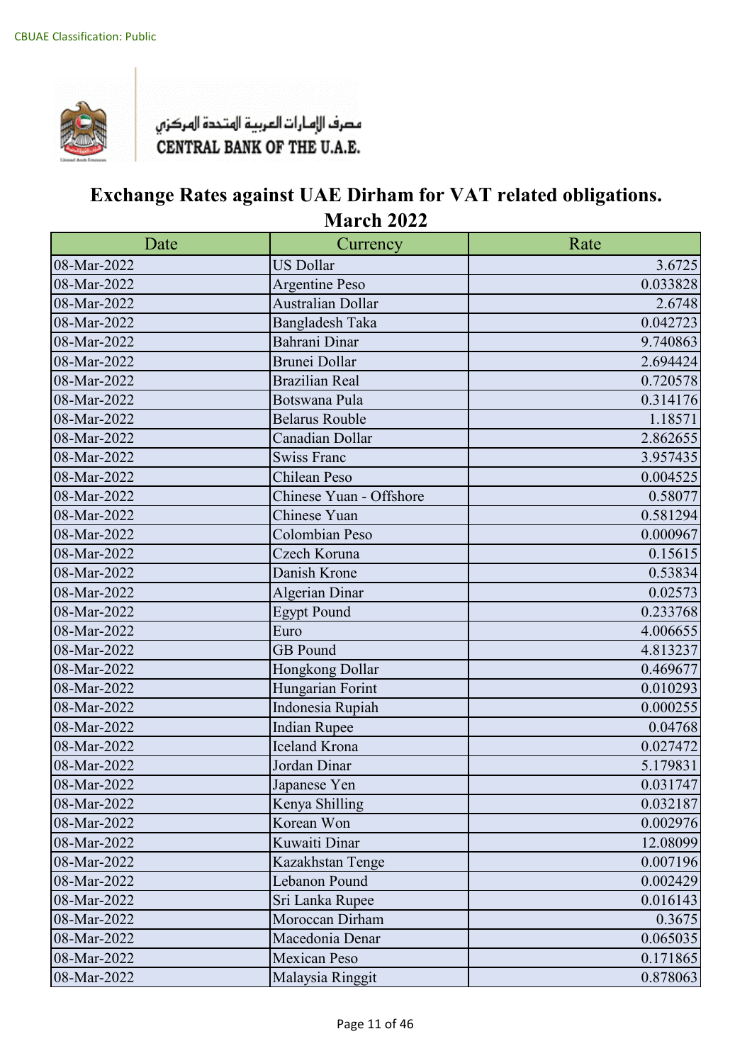CBUAE Classification: Public

مصرف الإمارات العربية المتحدة المركزي
CENTRAL BANK OF THE U.A.E.

# Exchange Rates against UAE Dirham for VAT related obligations.
## March 2022

| Date | Currency | Rate |
|---|---|---|
| 08-Mar-2022 | US Dollar | 3.6725 |
| 08-Mar-2022 | Argentine Peso | 0.033828 |
| 08-Mar-2022 | Australian Dollar | 2.6748 |
| 08-Mar-2022 | Bangladesh Taka | 0.042723 |
| 08-Mar-2022 | Bahrani Dinar | 9.740863 |
| 08-Mar-2022 | Brunei Dollar | 2.694424 |
| 08-Mar-2022 | Brazilian Real | 0.720578 |
| 08-Mar-2022 | Botswana Pula | 0.314176 |
| 08-Mar-2022 | Belarus Rouble | 1.18571 |
| 08-Mar-2022 | Canadian Dollar | 2.862655 |
| 08-Mar-2022 | Swiss Franc | 3.957435 |
| 08-Mar-2022 | Chilean Peso | 0.004525 |
| 08-Mar-2022 | Chinese Yuan - Offshore | 0.58077 |
| 08-Mar-2022 | Chinese Yuan | 0.581294 |
| 08-Mar-2022 | Colombian Peso | 0.000967 |
| 08-Mar-2022 | Czech Koruna | 0.15615 |
| 08-Mar-2022 | Danish Krone | 0.53834 |
| 08-Mar-2022 | Algerian Dinar | 0.02573 |
| 08-Mar-2022 | Egypt Pound | 0.233768 |
| 08-Mar-2022 | Euro | 4.006655 |
| 08-Mar-2022 | GB Pound | 4.813237 |
| 08-Mar-2022 | Hongkong Dollar | 0.469677 |
| 08-Mar-2022 | Hungarian Forint | 0.010293 |
| 08-Mar-2022 | Indonesia Rupiah | 0.000255 |
| 08-Mar-2022 | Indian Rupee | 0.04768 |
| 08-Mar-2022 | Iceland Krona | 0.027472 |
| 08-Mar-2022 | Jordan Dinar | 5.179831 |
| 08-Mar-2022 | Japanese Yen | 0.031747 |
| 08-Mar-2022 | Kenya Shilling | 0.032187 |
| 08-Mar-2022 | Korean Won | 0.002976 |
| 08-Mar-2022 | Kuwaiti Dinar | 12.08099 |
| 08-Mar-2022 | Kazakhstan Tenge | 0.007196 |
| 08-Mar-2022 | Lebanon Pound | 0.002429 |
| 08-Mar-2022 | Sri Lanka Rupee | 0.016143 |
| 08-Mar-2022 | Moroccan Dirham | 0.3675 |
| 08-Mar-2022 | Macedonia Denar | 0.065035 |
| 08-Mar-2022 | Mexican Peso | 0.171865 |
| 08-Mar-2022 | Malaysia Ringgit | 0.878063 |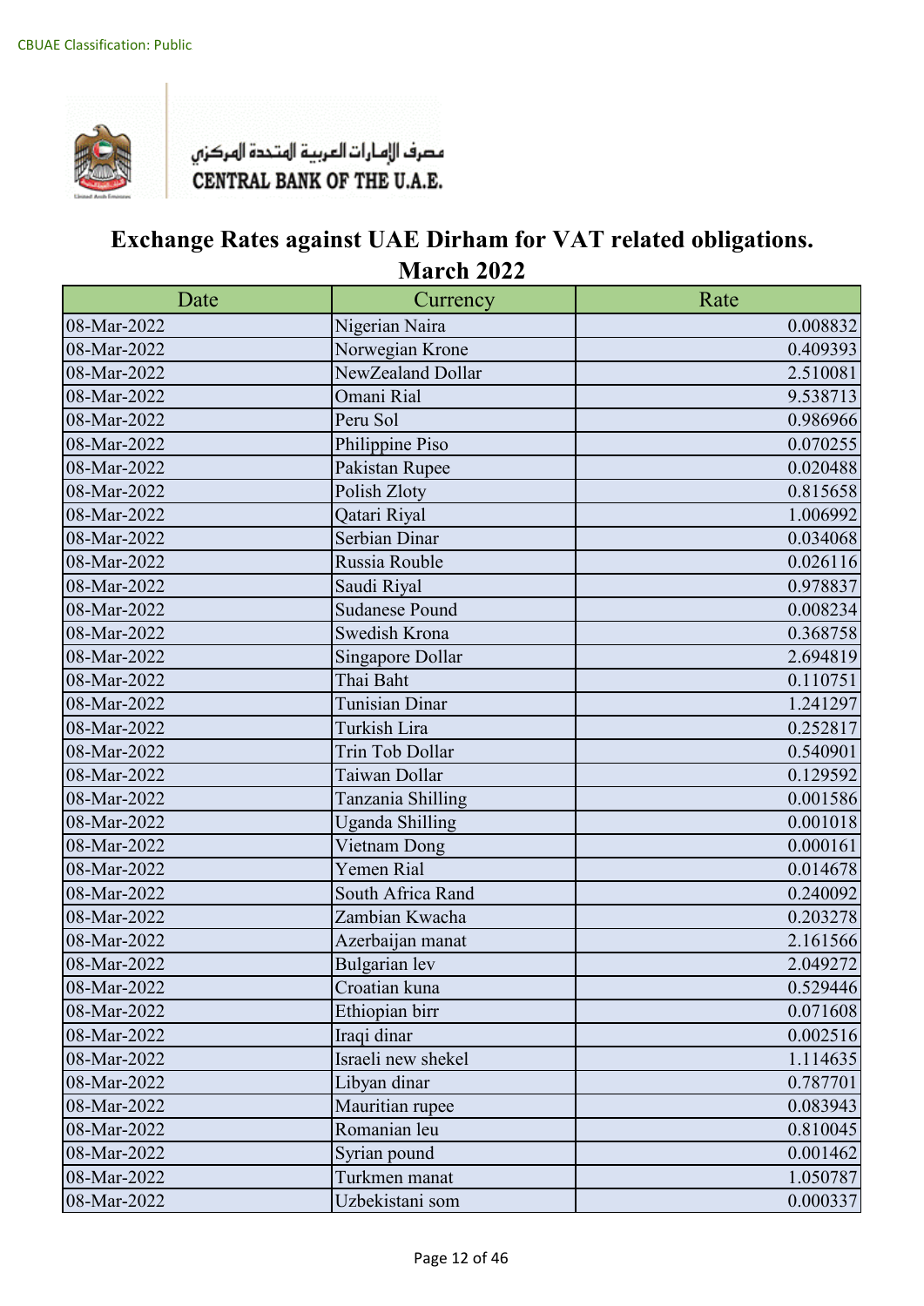CBUAE Classification: Public

مصرف الإمارات العربية المتحدة المركزي
CENTRAL BANK OF THE U.A.E.

# Exchange Rates against UAE Dirham for VAT related obligations.
## March 2022

| Date | Currency | Rate |
|---|---|---|
| 08-Mar-2022 | Nigerian Naira | 0.008832 |
| 08-Mar-2022 | Norwegian Krone | 0.409393 |
| 08-Mar-2022 | NewZealand Dollar | 2.510081 |
| 08-Mar-2022 | Omani Rial | 9.538713 |
| 08-Mar-2022 | Peru Sol | 0.986966 |
| 08-Mar-2022 | Philippine Piso | 0.070255 |
| 08-Mar-2022 | Pakistan Rupee | 0.020488 |
| 08-Mar-2022 | Polish Zloty | 0.815658 |
| 08-Mar-2022 | Qatari Riyal | 1.006992 |
| 08-Mar-2022 | Serbian Dinar | 0.034068 |
| 08-Mar-2022 | Russia Rouble | 0.026116 |
| 08-Mar-2022 | Saudi Riyal | 0.978837 |
| 08-Mar-2022 | Sudanese Pound | 0.008234 |
| 08-Mar-2022 | Swedish Krona | 0.368758 |
| 08-Mar-2022 | Singapore Dollar | 2.694819 |
| 08-Mar-2022 | Thai Baht | 0.110751 |
| 08-Mar-2022 | Tunisian Dinar | 1.241297 |
| 08-Mar-2022 | Turkish Lira | 0.252817 |
| 08-Mar-2022 | Trin Tob Dollar | 0.540901 |
| 08-Mar-2022 | Taiwan Dollar | 0.129592 |
| 08-Mar-2022 | Tanzania Shilling | 0.001586 |
| 08-Mar-2022 | Uganda Shilling | 0.001018 |
| 08-Mar-2022 | Vietnam Dong | 0.000161 |
| 08-Mar-2022 | Yemen Rial | 0.014678 |
| 08-Mar-2022 | South Africa Rand | 0.240092 |
| 08-Mar-2022 | Zambian Kwacha | 0.203278 |
| 08-Mar-2022 | Azerbaijan manat | 2.161566 |
| 08-Mar-2022 | Bulgarian lev | 2.049272 |
| 08-Mar-2022 | Croatian kuna | 0.529446 |
| 08-Mar-2022 | Ethiopian birr | 0.071608 |
| 08-Mar-2022 | Iraqi dinar | 0.002516 |
| 08-Mar-2022 | Israeli new shekel | 1.114635 |
| 08-Mar-2022 | Libyan dinar | 0.787701 |
| 08-Mar-2022 | Mauritian rupee | 0.083943 |
| 08-Mar-2022 | Romanian leu | 0.810045 |
| 08-Mar-2022 | Syrian pound | 0.001462 |
| 08-Mar-2022 | Turkmen manat | 1.050787 |
| 08-Mar-2022 | Uzbekistani som | 0.000337 |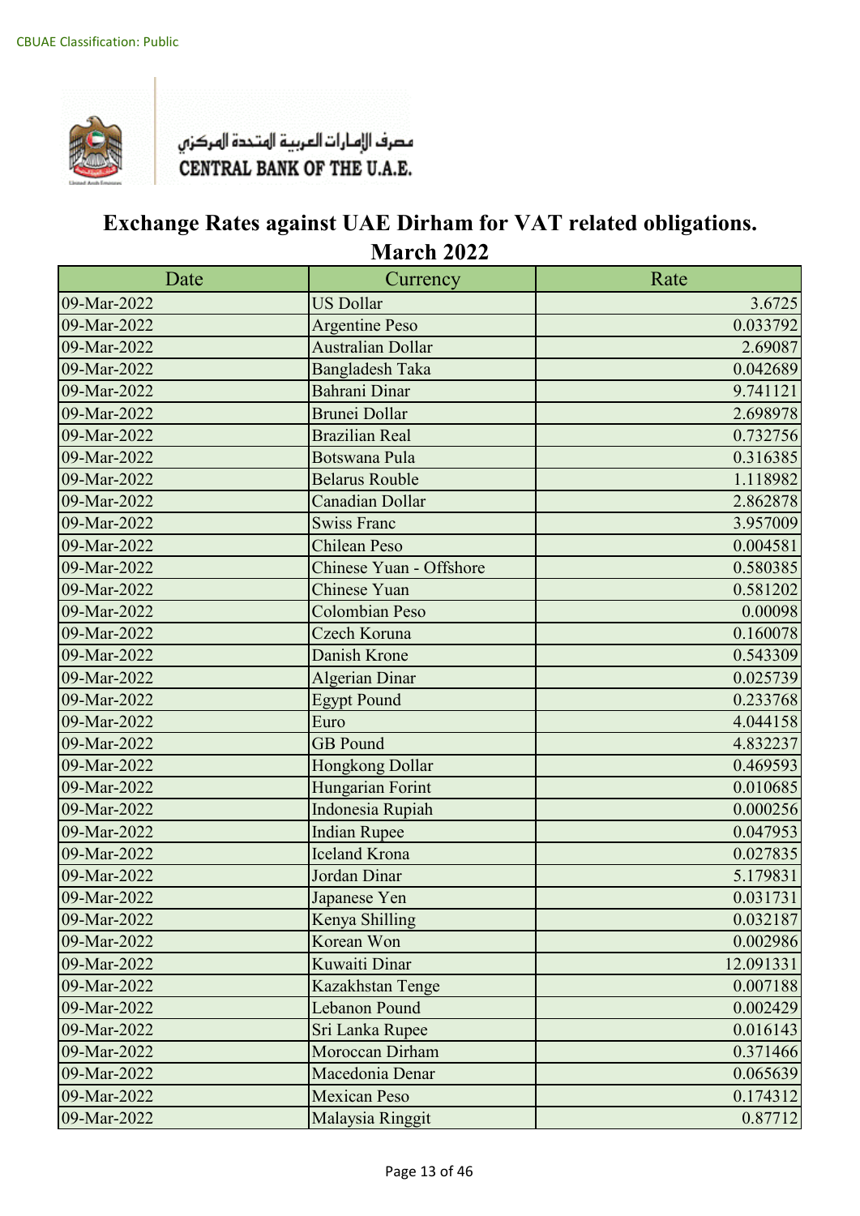CBUAE Classification: Public

مصرف الإمارات العربية المتحدة المركزي
CENTRAL BANK OF THE U.A.E.

# Exchange Rates against UAE Dirham for VAT related obligations. March 2022

| Date | Currency | Rate |
|---|---|---|
| 09-Mar-2022 | US Dollar | 3.6725 |
| 09-Mar-2022 | Argentine Peso | 0.033792 |
| 09-Mar-2022 | Australian Dollar | 2.69087 |
| 09-Mar-2022 | Bangladesh Taka | 0.042689 |
| 09-Mar-2022 | Bahrani Dinar | 9.741121 |
| 09-Mar-2022 | Brunei Dollar | 2.698978 |
| 09-Mar-2022 | Brazilian Real | 0.732756 |
| 09-Mar-2022 | Botswana Pula | 0.316385 |
| 09-Mar-2022 | Belarus Rouble | 1.118982 |
| 09-Mar-2022 | Canadian Dollar | 2.862878 |
| 09-Mar-2022 | Swiss Franc | 3.957009 |
| 09-Mar-2022 | Chilean Peso | 0.004581 |
| 09-Mar-2022 | Chinese Yuan - Offshore | 0.580385 |
| 09-Mar-2022 | Chinese Yuan | 0.581202 |
| 09-Mar-2022 | Colombian Peso | 0.00098 |
| 09-Mar-2022 | Czech Koruna | 0.160078 |
| 09-Mar-2022 | Danish Krone | 0.543309 |
| 09-Mar-2022 | Algerian Dinar | 0.025739 |
| 09-Mar-2022 | Egypt Pound | 0.233768 |
| 09-Mar-2022 | Euro | 4.044158 |
| 09-Mar-2022 | GB Pound | 4.832237 |
| 09-Mar-2022 | Hongkong Dollar | 0.469593 |
| 09-Mar-2022 | Hungarian Forint | 0.010685 |
| 09-Mar-2022 | Indonesia Rupiah | 0.000256 |
| 09-Mar-2022 | Indian Rupee | 0.047953 |
| 09-Mar-2022 | Iceland Krona | 0.027835 |
| 09-Mar-2022 | Jordan Dinar | 5.179831 |
| 09-Mar-2022 | Japanese Yen | 0.031731 |
| 09-Mar-2022 | Kenya Shilling | 0.032187 |
| 09-Mar-2022 | Korean Won | 0.002986 |
| 09-Mar-2022 | Kuwaiti Dinar | 12.091331 |
| 09-Mar-2022 | Kazakhstan Tenge | 0.007188 |
| 09-Mar-2022 | Lebanon Pound | 0.002429 |
| 09-Mar-2022 | Sri Lanka Rupee | 0.016143 |
| 09-Mar-2022 | Moroccan Dirham | 0.371466 |
| 09-Mar-2022 | Macedonia Denar | 0.065639 |
| 09-Mar-2022 | Mexican Peso | 0.174312 |
| 09-Mar-2022 | Malaysia Ringgit | 0.87712 |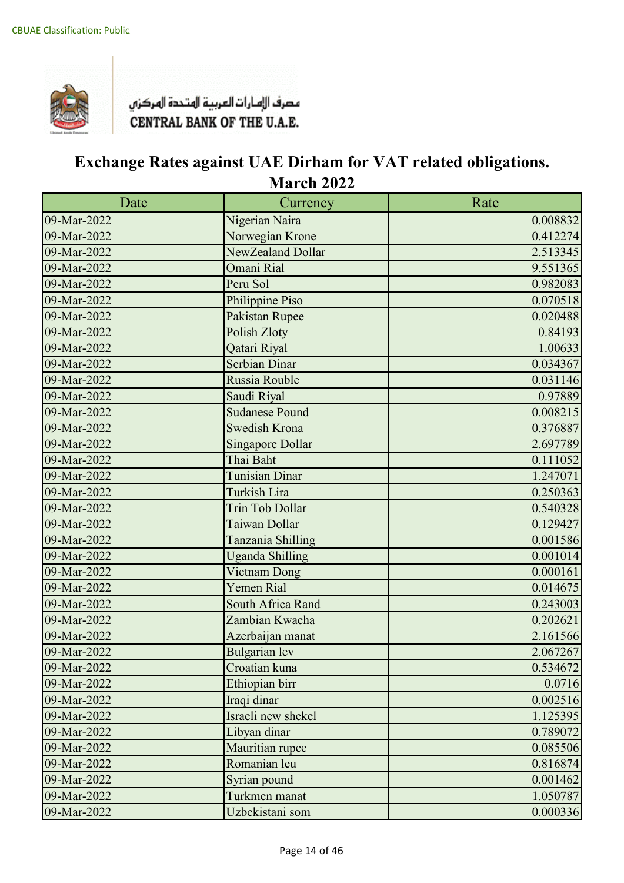CBUAE Classification: Public

مصرف الإمارات العربية المتحدة المركزي
CENTRAL BANK OF THE U.A.E.

# Exchange Rates against UAE Dirham for VAT related obligations.
## March 2022

| Date | Currency | Rate |
|---|---|---|
| 09-Mar-2022 | Nigerian Naira | 0.008832 |
| 09-Mar-2022 | Norwegian Krone | 0.412274 |
| 09-Mar-2022 | NewZealand Dollar | 2.513345 |
| 09-Mar-2022 | Omani Rial | 9.551365 |
| 09-Mar-2022 | Peru Sol | 0.982083 |
| 09-Mar-2022 | Philippine Piso | 0.070518 |
| 09-Mar-2022 | Pakistan Rupee | 0.020488 |
| 09-Mar-2022 | Polish Zloty | 0.84193 |
| 09-Mar-2022 | Qatari Riyal | 1.00633 |
| 09-Mar-2022 | Serbian Dinar | 0.034367 |
| 09-Mar-2022 | Russia Rouble | 0.031146 |
| 09-Mar-2022 | Saudi Riyal | 0.97889 |
| 09-Mar-2022 | Sudanese Pound | 0.008215 |
| 09-Mar-2022 | Swedish Krona | 0.376887 |
| 09-Mar-2022 | Singapore Dollar | 2.697789 |
| 09-Mar-2022 | Thai Baht | 0.111052 |
| 09-Mar-2022 | Tunisian Dinar | 1.247071 |
| 09-Mar-2022 | Turkish Lira | 0.250363 |
| 09-Mar-2022 | Trin Tob Dollar | 0.540328 |
| 09-Mar-2022 | Taiwan Dollar | 0.129427 |
| 09-Mar-2022 | Tanzania Shilling | 0.001586 |
| 09-Mar-2022 | Uganda Shilling | 0.001014 |
| 09-Mar-2022 | Vietnam Dong | 0.000161 |
| 09-Mar-2022 | Yemen Rial | 0.014675 |
| 09-Mar-2022 | South Africa Rand | 0.243003 |
| 09-Mar-2022 | Zambian Kwacha | 0.202621 |
| 09-Mar-2022 | Azerbaijan manat | 2.161566 |
| 09-Mar-2022 | Bulgarian lev | 2.067267 |
| 09-Mar-2022 | Croatian kuna | 0.534672 |
| 09-Mar-2022 | Ethiopian birr | 0.0716 |
| 09-Mar-2022 | Iraqi dinar | 0.002516 |
| 09-Mar-2022 | Israeli new shekel | 1.125395 |
| 09-Mar-2022 | Libyan dinar | 0.789072 |
| 09-Mar-2022 | Mauritian rupee | 0.085506 |
| 09-Mar-2022 | Romanian leu | 0.816874 |
| 09-Mar-2022 | Syrian pound | 0.001462 |
| 09-Mar-2022 | Turkmen manat | 1.050787 |
| 09-Mar-2022 | Uzbekistani som | 0.000336 |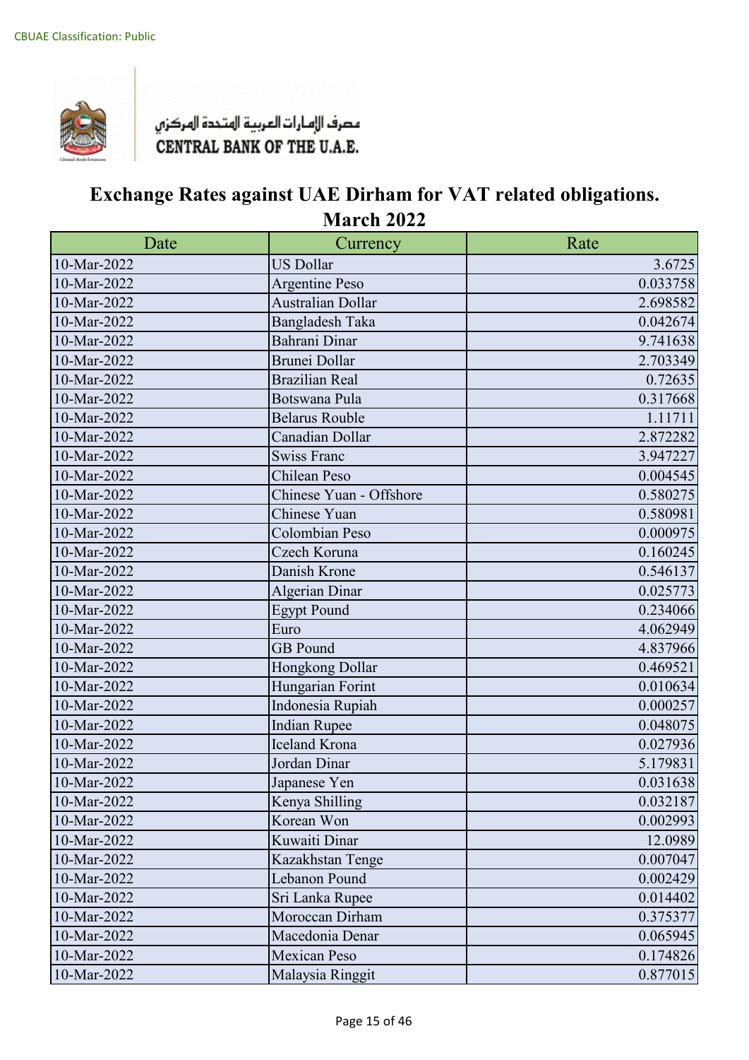CBUAE Classification: Public

مصرف الإمارات العربية المتحدة المركزي
CENTRAL BANK OF THE U.A.E.

# Exchange Rates against UAE Dirham for VAT related obligations.
## March 2022

| Date | Currency | Rate |
|---|---|---|
| 10-Mar-2022 | US Dollar | 3.6725 |
| 10-Mar-2022 | Argentine Peso | 0.033758 |
| 10-Mar-2022 | Australian Dollar | 2.698582 |
| 10-Mar-2022 | Bangladesh Taka | 0.042674 |
| 10-Mar-2022 | Bahrani Dinar | 9.741638 |
| 10-Mar-2022 | Brunei Dollar | 2.703349 |
| 10-Mar-2022 | Brazilian Real | 0.72635 |
| 10-Mar-2022 | Botswana Pula | 0.317668 |
| 10-Mar-2022 | Belarus Rouble | 1.11711 |
| 10-Mar-2022 | Canadian Dollar | 2.872282 |
| 10-Mar-2022 | Swiss Franc | 3.947227 |
| 10-Mar-2022 | Chilean Peso | 0.004545 |
| 10-Mar-2022 | Chinese Yuan - Offshore | 0.580275 |
| 10-Mar-2022 | Chinese Yuan | 0.580981 |
| 10-Mar-2022 | Colombian Peso | 0.000975 |
| 10-Mar-2022 | Czech Koruna | 0.160245 |
| 10-Mar-2022 | Danish Krone | 0.546137 |
| 10-Mar-2022 | Algerian Dinar | 0.025773 |
| 10-Mar-2022 | Egypt Pound | 0.234066 |
| 10-Mar-2022 | Euro | 4.062949 |
| 10-Mar-2022 | GB Pound | 4.837966 |
| 10-Mar-2022 | Hongkong Dollar | 0.469521 |
| 10-Mar-2022 | Hungarian Forint | 0.010634 |
| 10-Mar-2022 | Indonesia Rupiah | 0.000257 |
| 10-Mar-2022 | Indian Rupee | 0.048075 |
| 10-Mar-2022 | Iceland Krona | 0.027936 |
| 10-Mar-2022 | Jordan Dinar | 5.179831 |
| 10-Mar-2022 | Japanese Yen | 0.031638 |
| 10-Mar-2022 | Kenya Shilling | 0.032187 |
| 10-Mar-2022 | Korean Won | 0.002993 |
| 10-Mar-2022 | Kuwaiti Dinar | 12.0989 |
| 10-Mar-2022 | Kazakhstan Tenge | 0.007047 |
| 10-Mar-2022 | Lebanon Pound | 0.002429 |
| 10-Mar-2022 | Sri Lanka Rupee | 0.014402 |
| 10-Mar-2022 | Moroccan Dirham | 0.375377 |
| 10-Mar-2022 | Macedonia Denar | 0.065945 |
| 10-Mar-2022 | Mexican Peso | 0.174826 |
| 10-Mar-2022 | Malaysia Ringgit | 0.877015 |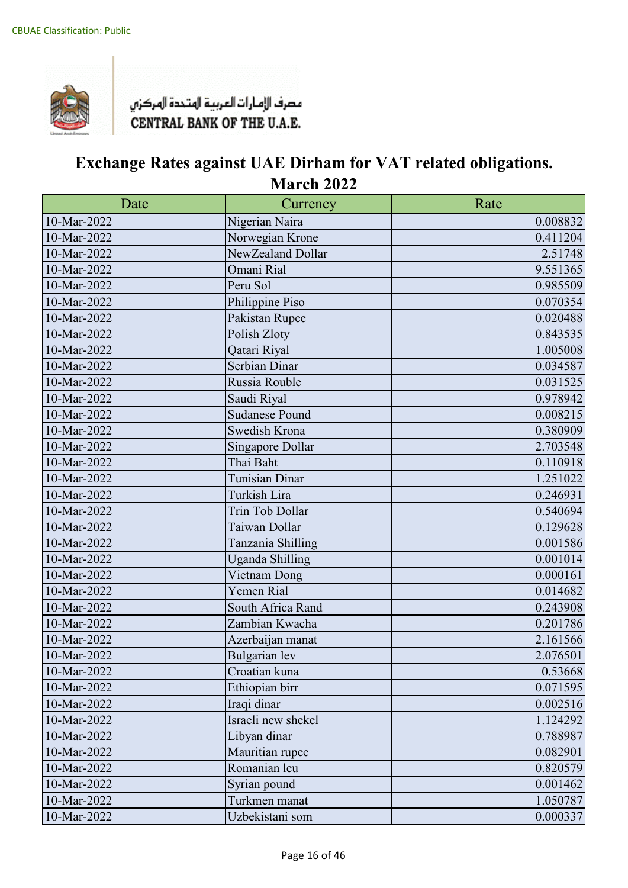CBUAE Classification: Public

مصرف الإمارات العربية المتحدة المركزي
CENTRAL BANK OF THE U.A.E.

# Exchange Rates against UAE Dirham for VAT related obligations.
## March 2022

| Date | Currency | Rate |
|---|---|---|
| 10-Mar-2022 | Nigerian Naira | 0.008832 |
| 10-Mar-2022 | Norwegian Krone | 0.411204 |
| 10-Mar-2022 | NewZealand Dollar | 2.51748 |
| 10-Mar-2022 | Omani Rial | 9.551365 |
| 10-Mar-2022 | Peru Sol | 0.985509 |
| 10-Mar-2022 | Philippine Piso | 0.070354 |
| 10-Mar-2022 | Pakistan Rupee | 0.020488 |
| 10-Mar-2022 | Polish Zloty | 0.843535 |
| 10-Mar-2022 | Qatari Riyal | 1.005008 |
| 10-Mar-2022 | Serbian Dinar | 0.034587 |
| 10-Mar-2022 | Russia Rouble | 0.031525 |
| 10-Mar-2022 | Saudi Riyal | 0.978942 |
| 10-Mar-2022 | Sudanese Pound | 0.008215 |
| 10-Mar-2022 | Swedish Krona | 0.380909 |
| 10-Mar-2022 | Singapore Dollar | 2.703548 |
| 10-Mar-2022 | Thai Baht | 0.110918 |
| 10-Mar-2022 | Tunisian Dinar | 1.251022 |
| 10-Mar-2022 | Turkish Lira | 0.246931 |
| 10-Mar-2022 | Trin Tob Dollar | 0.540694 |
| 10-Mar-2022 | Taiwan Dollar | 0.129628 |
| 10-Mar-2022 | Tanzania Shilling | 0.001586 |
| 10-Mar-2022 | Uganda Shilling | 0.001014 |
| 10-Mar-2022 | Vietnam Dong | 0.000161 |
| 10-Mar-2022 | Yemen Rial | 0.014682 |
| 10-Mar-2022 | South Africa Rand | 0.243908 |
| 10-Mar-2022 | Zambian Kwacha | 0.201786 |
| 10-Mar-2022 | Azerbaijan manat | 2.161566 |
| 10-Mar-2022 | Bulgarian lev | 2.076501 |
| 10-Mar-2022 | Croatian kuna | 0.53668 |
| 10-Mar-2022 | Ethiopian birr | 0.071595 |
| 10-Mar-2022 | Iraqi dinar | 0.002516 |
| 10-Mar-2022 | Israeli new shekel | 1.124292 |
| 10-Mar-2022 | Libyan dinar | 0.788987 |
| 10-Mar-2022 | Mauritian rupee | 0.082901 |
| 10-Mar-2022 | Romanian leu | 0.820579 |
| 10-Mar-2022 | Syrian pound | 0.001462 |
| 10-Mar-2022 | Turkmen manat | 1.050787 |
| 10-Mar-2022 | Uzbekistani som | 0.000337 |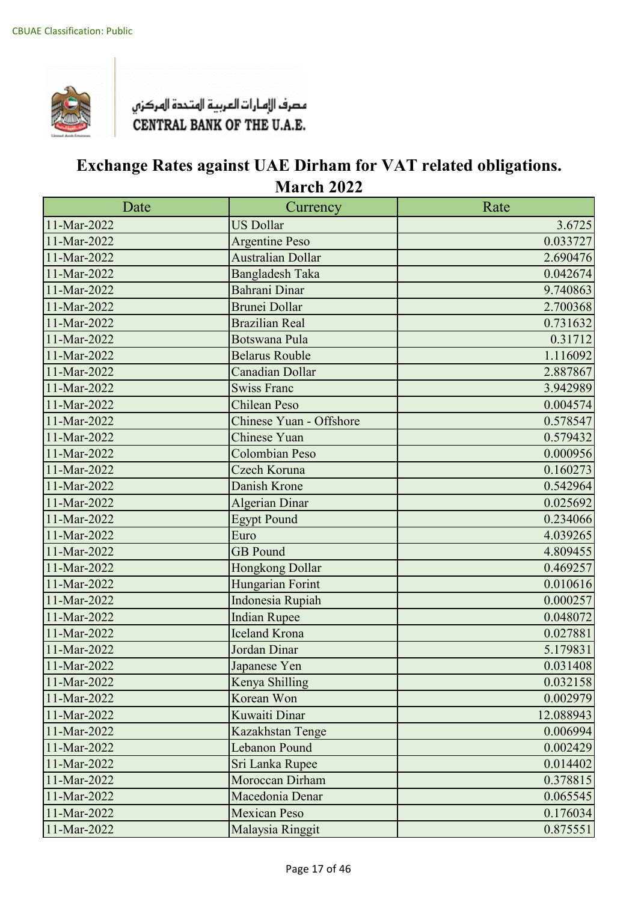CBUAE Classification: Public

مصرف الإمارات العربية المتحدة المركزي
CENTRAL BANK OF THE U.A.E.

# Exchange Rates against UAE Dirham for VAT related obligations. March 2022

| Date | Currency | Rate |
|---|---|---|
| 11-Mar-2022 | US Dollar | 3.6725 |
| 11-Mar-2022 | Argentine Peso | 0.033727 |
| 11-Mar-2022 | Australian Dollar | 2.690476 |
| 11-Mar-2022 | Bangladesh Taka | 0.042674 |
| 11-Mar-2022 | Bahrani Dinar | 9.740863 |
| 11-Mar-2022 | Brunei Dollar | 2.700368 |
| 11-Mar-2022 | Brazilian Real | 0.731632 |
| 11-Mar-2022 | Botswana Pula | 0.31712 |
| 11-Mar-2022 | Belarus Rouble | 1.116092 |
| 11-Mar-2022 | Canadian Dollar | 2.887867 |
| 11-Mar-2022 | Swiss Franc | 3.942989 |
| 11-Mar-2022 | Chilean Peso | 0.004574 |
| 11-Mar-2022 | Chinese Yuan - Offshore | 0.578547 |
| 11-Mar-2022 | Chinese Yuan | 0.579432 |
| 11-Mar-2022 | Colombian Peso | 0.000956 |
| 11-Mar-2022 | Czech Koruna | 0.160273 |
| 11-Mar-2022 | Danish Krone | 0.542964 |
| 11-Mar-2022 | Algerian Dinar | 0.025692 |
| 11-Mar-2022 | Egypt Pound | 0.234066 |
| 11-Mar-2022 | Euro | 4.039265 |
| 11-Mar-2022 | GB Pound | 4.809455 |
| 11-Mar-2022 | Hongkong Dollar | 0.469257 |
| 11-Mar-2022 | Hungarian Forint | 0.010616 |
| 11-Mar-2022 | Indonesia Rupiah | 0.000257 |
| 11-Mar-2022 | Indian Rupee | 0.048072 |
| 11-Mar-2022 | Iceland Krona | 0.027881 |
| 11-Mar-2022 | Jordan Dinar | 5.179831 |
| 11-Mar-2022 | Japanese Yen | 0.031408 |
| 11-Mar-2022 | Kenya Shilling | 0.032158 |
| 11-Mar-2022 | Korean Won | 0.002979 |
| 11-Mar-2022 | Kuwaiti Dinar | 12.088943 |
| 11-Mar-2022 | Kazakhstan Tenge | 0.006994 |
| 11-Mar-2022 | Lebanon Pound | 0.002429 |
| 11-Mar-2022 | Sri Lanka Rupee | 0.014402 |
| 11-Mar-2022 | Moroccan Dirham | 0.378815 |
| 11-Mar-2022 | Macedonia Denar | 0.065545 |
| 11-Mar-2022 | Mexican Peso | 0.176034 |
| 11-Mar-2022 | Malaysia Ringgit | 0.875551 |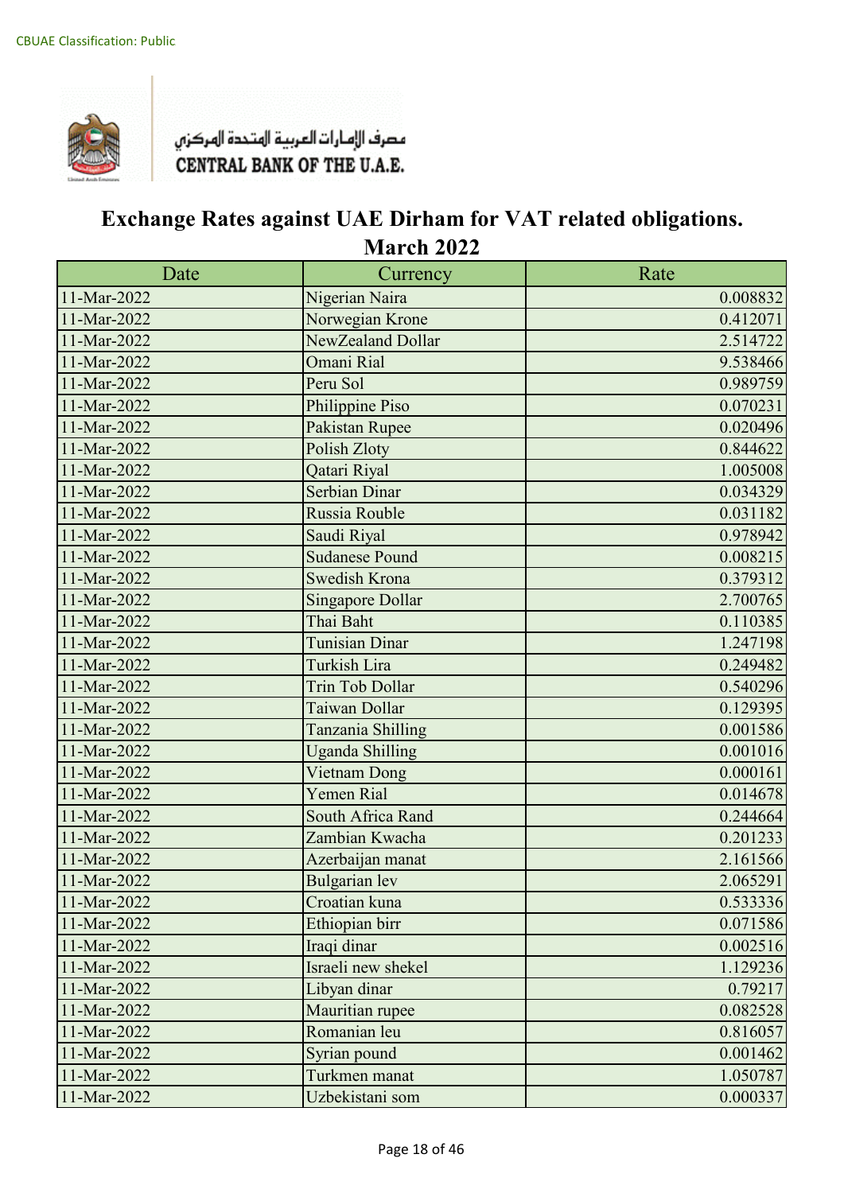CBUAE Classification: Public

مصرف الإمارات العربية المتحدة المركزي
CENTRAL BANK OF THE U.A.E.

# Exchange Rates against UAE Dirham for VAT related obligations.
## March 2022

| Date | Currency | Rate |
|---|---|---|
| 11-Mar-2022 | Nigerian Naira | 0.008832 |
| 11-Mar-2022 | Norwegian Krone | 0.412071 |
| 11-Mar-2022 | NewZealand Dollar | 2.514722 |
| 11-Mar-2022 | Omani Rial | 9.538466 |
| 11-Mar-2022 | Peru Sol | 0.989759 |
| 11-Mar-2022 | Philippine Piso | 0.070231 |
| 11-Mar-2022 | Pakistan Rupee | 0.020496 |
| 11-Mar-2022 | Polish Zloty | 0.844622 |
| 11-Mar-2022 | Qatari Riyal | 1.005008 |
| 11-Mar-2022 | Serbian Dinar | 0.034329 |
| 11-Mar-2022 | Russia Rouble | 0.031182 |
| 11-Mar-2022 | Saudi Riyal | 0.978942 |
| 11-Mar-2022 | Sudanese Pound | 0.008215 |
| 11-Mar-2022 | Swedish Krona | 0.379312 |
| 11-Mar-2022 | Singapore Dollar | 2.700765 |
| 11-Mar-2022 | Thai Baht | 0.110385 |
| 11-Mar-2022 | Tunisian Dinar | 1.247198 |
| 11-Mar-2022 | Turkish Lira | 0.249482 |
| 11-Mar-2022 | Trin Tob Dollar | 0.540296 |
| 11-Mar-2022 | Taiwan Dollar | 0.129395 |
| 11-Mar-2022 | Tanzania Shilling | 0.001586 |
| 11-Mar-2022 | Uganda Shilling | 0.001016 |
| 11-Mar-2022 | Vietnam Dong | 0.000161 |
| 11-Mar-2022 | Yemen Rial | 0.014678 |
| 11-Mar-2022 | South Africa Rand | 0.244664 |
| 11-Mar-2022 | Zambian Kwacha | 0.201233 |
| 11-Mar-2022 | Azerbaijan manat | 2.161566 |
| 11-Mar-2022 | Bulgarian lev | 2.065291 |
| 11-Mar-2022 | Croatian kuna | 0.533336 |
| 11-Mar-2022 | Ethiopian birr | 0.071586 |
| 11-Mar-2022 | Iraqi dinar | 0.002516 |
| 11-Mar-2022 | Israeli new shekel | 1.129236 |
| 11-Mar-2022 | Libyan dinar | 0.79217 |
| 11-Mar-2022 | Mauritian rupee | 0.082528 |
| 11-Mar-2022 | Romanian leu | 0.816057 |
| 11-Mar-2022 | Syrian pound | 0.001462 |
| 11-Mar-2022 | Turkmen manat | 1.050787 |
| 11-Mar-2022 | Uzbekistani som | 0.000337 |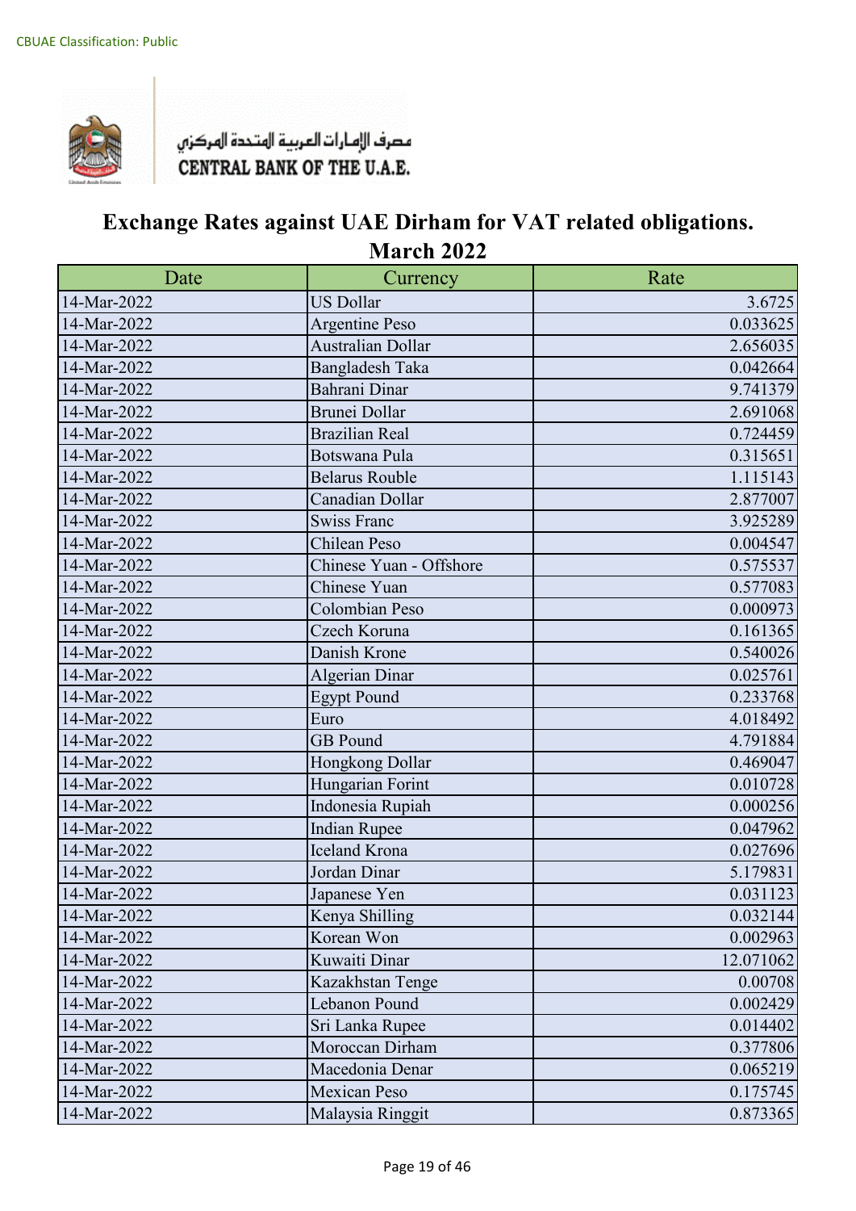CBUAE Classification: Public

مصرف الإمارات العربية المتحدة المركزي
CENTRAL BANK OF THE U.A.E.

# Exchange Rates against UAE Dirham for VAT related obligations.
## March 2022

| Date | Currency | Rate |
|---|---|---|
| 14-Mar-2022 | US Dollar | 3.6725 |
| 14-Mar-2022 | Argentine Peso | 0.033625 |
| 14-Mar-2022 | Australian Dollar | 2.656035 |
| 14-Mar-2022 | Bangladesh Taka | 0.042664 |
| 14-Mar-2022 | Bahrani Dinar | 9.741379 |
| 14-Mar-2022 | Brunei Dollar | 2.691068 |
| 14-Mar-2022 | Brazilian Real | 0.724459 |
| 14-Mar-2022 | Botswana Pula | 0.315651 |
| 14-Mar-2022 | Belarus Rouble | 1.115143 |
| 14-Mar-2022 | Canadian Dollar | 2.877007 |
| 14-Mar-2022 | Swiss Franc | 3.925289 |
| 14-Mar-2022 | Chilean Peso | 0.004547 |
| 14-Mar-2022 | Chinese Yuan - Offshore | 0.575537 |
| 14-Mar-2022 | Chinese Yuan | 0.577083 |
| 14-Mar-2022 | Colombian Peso | 0.000973 |
| 14-Mar-2022 | Czech Koruna | 0.161365 |
| 14-Mar-2022 | Danish Krone | 0.540026 |
| 14-Mar-2022 | Algerian Dinar | 0.025761 |
| 14-Mar-2022 | Egypt Pound | 0.233768 |
| 14-Mar-2022 | Euro | 4.018492 |
| 14-Mar-2022 | GB Pound | 4.791884 |
| 14-Mar-2022 | Hongkong Dollar | 0.469047 |
| 14-Mar-2022 | Hungarian Forint | 0.010728 |
| 14-Mar-2022 | Indonesia Rupiah | 0.000256 |
| 14-Mar-2022 | Indian Rupee | 0.047962 |
| 14-Mar-2022 | Iceland Krona | 0.027696 |
| 14-Mar-2022 | Jordan Dinar | 5.179831 |
| 14-Mar-2022 | Japanese Yen | 0.031123 |
| 14-Mar-2022 | Kenya Shilling | 0.032144 |
| 14-Mar-2022 | Korean Won | 0.002963 |
| 14-Mar-2022 | Kuwaiti Dinar | 12.071062 |
| 14-Mar-2022 | Kazakhstan Tenge | 0.00708 |
| 14-Mar-2022 | Lebanon Pound | 0.002429 |
| 14-Mar-2022 | Sri Lanka Rupee | 0.014402 |
| 14-Mar-2022 | Moroccan Dirham | 0.377806 |
| 14-Mar-2022 | Macedonia Denar | 0.065219 |
| 14-Mar-2022 | Mexican Peso | 0.175745 |
| 14-Mar-2022 | Malaysia Ringgit | 0.873365 |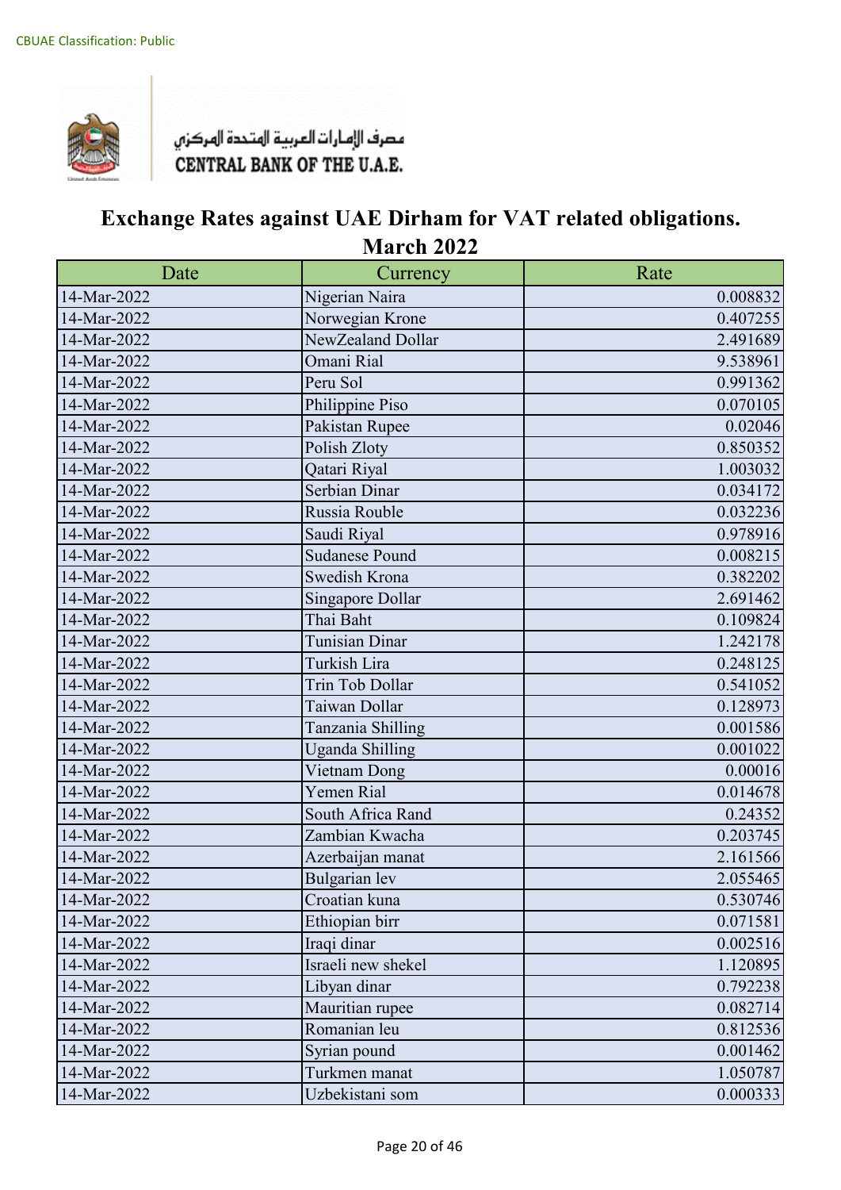CBUAE Classification: Public

مصرف الإمارات العربية المتحدة المركزي
CENTRAL BANK OF THE U.A.E.

# Exchange Rates against UAE Dirham for VAT related obligations.
## March 2022

| Date | Currency | Rate |
|---|---|---|
| 14-Mar-2022 | Nigerian Naira | 0.008832 |
| 14-Mar-2022 | Norwegian Krone | 0.407255 |
| 14-Mar-2022 | NewZealand Dollar | 2.491689 |
| 14-Mar-2022 | Omani Rial | 9.538961 |
| 14-Mar-2022 | Peru Sol | 0.991362 |
| 14-Mar-2022 | Philippine Piso | 0.070105 |
| 14-Mar-2022 | Pakistan Rupee | 0.02046 |
| 14-Mar-2022 | Polish Zloty | 0.850352 |
| 14-Mar-2022 | Qatari Riyal | 1.003032 |
| 14-Mar-2022 | Serbian Dinar | 0.034172 |
| 14-Mar-2022 | Russia Rouble | 0.032236 |
| 14-Mar-2022 | Saudi Riyal | 0.978916 |
| 14-Mar-2022 | Sudanese Pound | 0.008215 |
| 14-Mar-2022 | Swedish Krona | 0.382202 |
| 14-Mar-2022 | Singapore Dollar | 2.691462 |
| 14-Mar-2022 | Thai Baht | 0.109824 |
| 14-Mar-2022 | Tunisian Dinar | 1.242178 |
| 14-Mar-2022 | Turkish Lira | 0.248125 |
| 14-Mar-2022 | Trin Tob Dollar | 0.541052 |
| 14-Mar-2022 | Taiwan Dollar | 0.128973 |
| 14-Mar-2022 | Tanzania Shilling | 0.001586 |
| 14-Mar-2022 | Uganda Shilling | 0.001022 |
| 14-Mar-2022 | Vietnam Dong | 0.00016 |
| 14-Mar-2022 | Yemen Rial | 0.014678 |
| 14-Mar-2022 | South Africa Rand | 0.24352 |
| 14-Mar-2022 | Zambian Kwacha | 0.203745 |
| 14-Mar-2022 | Azerbaijan manat | 2.161566 |
| 14-Mar-2022 | Bulgarian lev | 2.055465 |
| 14-Mar-2022 | Croatian kuna | 0.530746 |
| 14-Mar-2022 | Ethiopian birr | 0.071581 |
| 14-Mar-2022 | Iraqi dinar | 0.002516 |
| 14-Mar-2022 | Israeli new shekel | 1.120895 |
| 14-Mar-2022 | Libyan dinar | 0.792238 |
| 14-Mar-2022 | Mauritian rupee | 0.082714 |
| 14-Mar-2022 | Romanian leu | 0.812536 |
| 14-Mar-2022 | Syrian pound | 0.001462 |
| 14-Mar-2022 | Turkmen manat | 1.050787 |
| 14-Mar-2022 | Uzbekistani som | 0.000333 |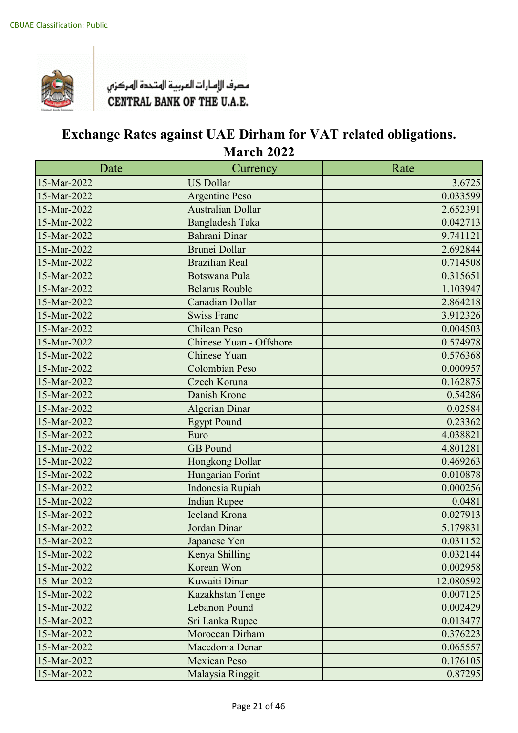CBUAE Classification: Public

مصرف الإمارات العربية المتحدة المركزي
CENTRAL BANK OF THE U.A.E.

# Exchange Rates against UAE Dirham for VAT related obligations.
## March 2022

| Date | Currency | Rate |
|---|---|---|
| 15-Mar-2022 | US Dollar | 3.6725 |
| 15-Mar-2022 | Argentine Peso | 0.033599 |
| 15-Mar-2022 | Australian Dollar | 2.652391 |
| 15-Mar-2022 | Bangladesh Taka | 0.042713 |
| 15-Mar-2022 | Bahrani Dinar | 9.741121 |
| 15-Mar-2022 | Brunei Dollar | 2.692844 |
| 15-Mar-2022 | Brazilian Real | 0.714508 |
| 15-Mar-2022 | Botswana Pula | 0.315651 |
| 15-Mar-2022 | Belarus Rouble | 1.103947 |
| 15-Mar-2022 | Canadian Dollar | 2.864218 |
| 15-Mar-2022 | Swiss Franc | 3.912326 |
| 15-Mar-2022 | Chilean Peso | 0.004503 |
| 15-Mar-2022 | Chinese Yuan - Offshore | 0.574978 |
| 15-Mar-2022 | Chinese Yuan | 0.576368 |
| 15-Mar-2022 | Colombian Peso | 0.000957 |
| 15-Mar-2022 | Czech Koruna | 0.162875 |
| 15-Mar-2022 | Danish Krone | 0.54286 |
| 15-Mar-2022 | Algerian Dinar | 0.02584 |
| 15-Mar-2022 | Egypt Pound | 0.23362 |
| 15-Mar-2022 | Euro | 4.038821 |
| 15-Mar-2022 | GB Pound | 4.801281 |
| 15-Mar-2022 | Hongkong Dollar | 0.469263 |
| 15-Mar-2022 | Hungarian Forint | 0.010878 |
| 15-Mar-2022 | Indonesia Rupiah | 0.000256 |
| 15-Mar-2022 | Indian Rupee | 0.0481 |
| 15-Mar-2022 | Iceland Krona | 0.027913 |
| 15-Mar-2022 | Jordan Dinar | 5.179831 |
| 15-Mar-2022 | Japanese Yen | 0.031152 |
| 15-Mar-2022 | Kenya Shilling | 0.032144 |
| 15-Mar-2022 | Korean Won | 0.002958 |
| 15-Mar-2022 | Kuwaiti Dinar | 12.080592 |
| 15-Mar-2022 | Kazakhstan Tenge | 0.007125 |
| 15-Mar-2022 | Lebanon Pound | 0.002429 |
| 15-Mar-2022 | Sri Lanka Rupee | 0.013477 |
| 15-Mar-2022 | Moroccan Dirham | 0.376223 |
| 15-Mar-2022 | Macedonia Denar | 0.065557 |
| 15-Mar-2022 | Mexican Peso | 0.176105 |
| 15-Mar-2022 | Malaysia Ringgit | 0.87295 |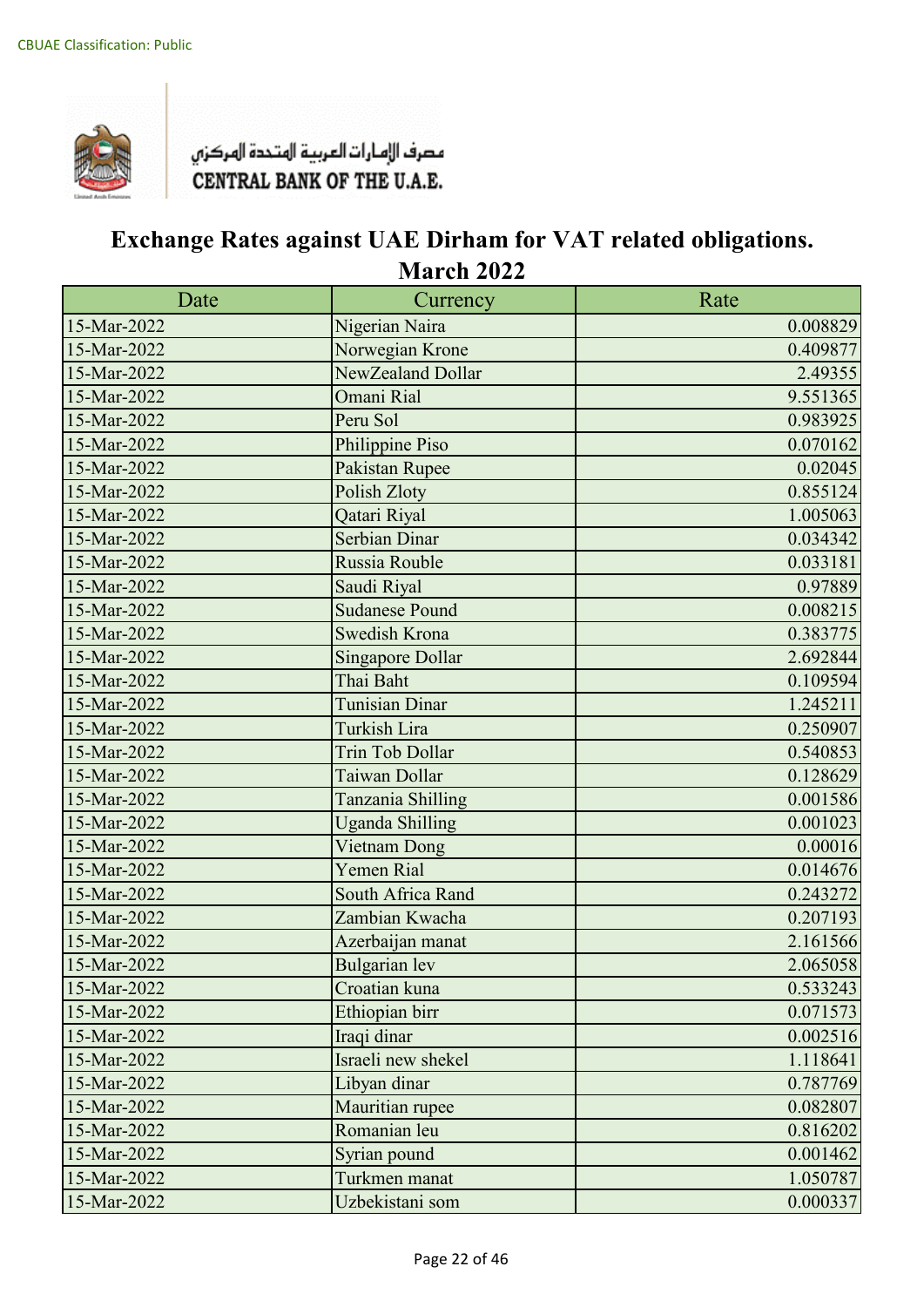CBUAE Classification: Public

مصرف الإمارات العربية المتحدة المركزي
CENTRAL BANK OF THE U.A.E.

# Exchange Rates against UAE Dirham for VAT related obligations.
## March 2022

| Date | Currency | Rate |
|---|---|---|
| 15-Mar-2022 | Nigerian Naira | 0.008829 |
| 15-Mar-2022 | Norwegian Krone | 0.409877 |
| 15-Mar-2022 | NewZealand Dollar | 2.49355 |
| 15-Mar-2022 | Omani Rial | 9.551365 |
| 15-Mar-2022 | Peru Sol | 0.983925 |
| 15-Mar-2022 | Philippine Piso | 0.070162 |
| 15-Mar-2022 | Pakistan Rupee | 0.02045 |
| 15-Mar-2022 | Polish Zloty | 0.855124 |
| 15-Mar-2022 | Qatari Riyal | 1.005063 |
| 15-Mar-2022 | Serbian Dinar | 0.034342 |
| 15-Mar-2022 | Russia Rouble | 0.033181 |
| 15-Mar-2022 | Saudi Riyal | 0.97889 |
| 15-Mar-2022 | Sudanese Pound | 0.008215 |
| 15-Mar-2022 | Swedish Krona | 0.383775 |
| 15-Mar-2022 | Singapore Dollar | 2.692844 |
| 15-Mar-2022 | Thai Baht | 0.109594 |
| 15-Mar-2022 | Tunisian Dinar | 1.245211 |
| 15-Mar-2022 | Turkish Lira | 0.250907 |
| 15-Mar-2022 | Trin Tob Dollar | 0.540853 |
| 15-Mar-2022 | Taiwan Dollar | 0.128629 |
| 15-Mar-2022 | Tanzania Shilling | 0.001586 |
| 15-Mar-2022 | Uganda Shilling | 0.001023 |
| 15-Mar-2022 | Vietnam Dong | 0.00016 |
| 15-Mar-2022 | Yemen Rial | 0.014676 |
| 15-Mar-2022 | South Africa Rand | 0.243272 |
| 15-Mar-2022 | Zambian Kwacha | 0.207193 |
| 15-Mar-2022 | Azerbaijan manat | 2.161566 |
| 15-Mar-2022 | Bulgarian lev | 2.065058 |
| 15-Mar-2022 | Croatian kuna | 0.533243 |
| 15-Mar-2022 | Ethiopian birr | 0.071573 |
| 15-Mar-2022 | Iraqi dinar | 0.002516 |
| 15-Mar-2022 | Israeli new shekel | 1.118641 |
| 15-Mar-2022 | Libyan dinar | 0.787769 |
| 15-Mar-2022 | Mauritian rupee | 0.082807 |
| 15-Mar-2022 | Romanian leu | 0.816202 |
| 15-Mar-2022 | Syrian pound | 0.001462 |
| 15-Mar-2022 | Turkmen manat | 1.050787 |
| 15-Mar-2022 | Uzbekistani som | 0.000337 |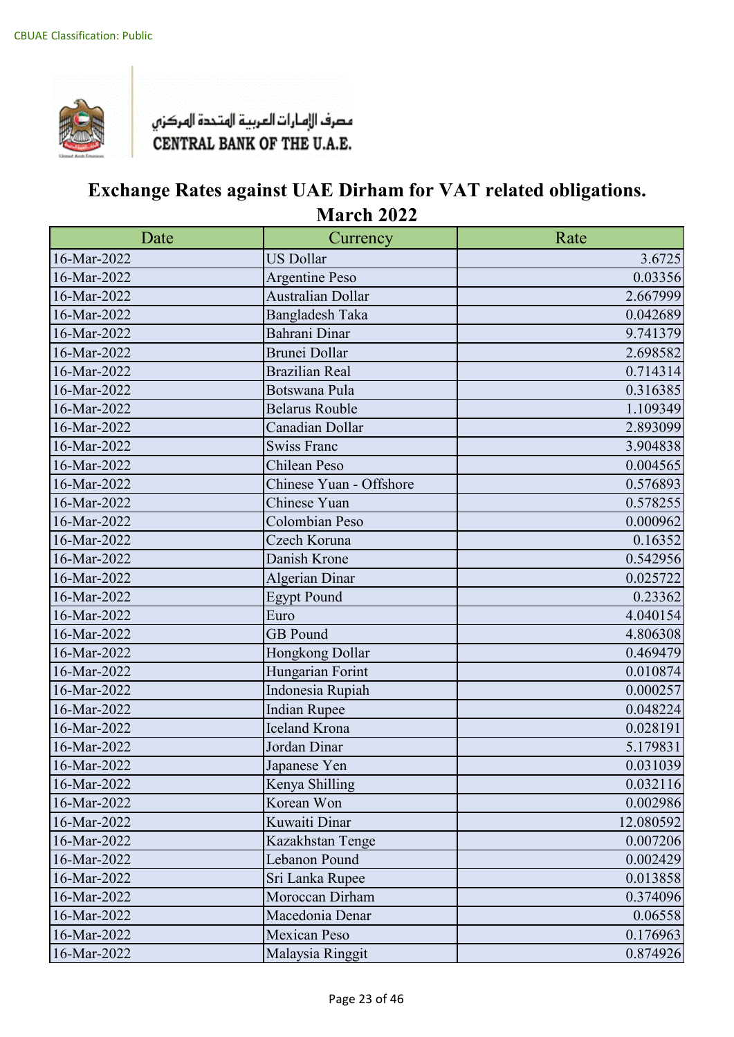CBUAE Classification: Public

مصرف الإمارات العربية المتحدة المركزي
CENTRAL BANK OF THE U.A.E.

# Exchange Rates against UAE Dirham for VAT related obligations.
## March 2022

| Date | Currency | Rate |
|---|---|---|
| 16-Mar-2022 | US Dollar | 3.6725 |
| 16-Mar-2022 | Argentine Peso | 0.03356 |
| 16-Mar-2022 | Australian Dollar | 2.667999 |
| 16-Mar-2022 | Bangladesh Taka | 0.042689 |
| 16-Mar-2022 | Bahrani Dinar | 9.741379 |
| 16-Mar-2022 | Brunei Dollar | 2.698582 |
| 16-Mar-2022 | Brazilian Real | 0.714314 |
| 16-Mar-2022 | Botswana Pula | 0.316385 |
| 16-Mar-2022 | Belarus Rouble | 1.109349 |
| 16-Mar-2022 | Canadian Dollar | 2.893099 |
| 16-Mar-2022 | Swiss Franc | 3.904838 |
| 16-Mar-2022 | Chilean Peso | 0.004565 |
| 16-Mar-2022 | Chinese Yuan - Offshore | 0.576893 |
| 16-Mar-2022 | Chinese Yuan | 0.578255 |
| 16-Mar-2022 | Colombian Peso | 0.000962 |
| 16-Mar-2022 | Czech Koruna | 0.16352 |
| 16-Mar-2022 | Danish Krone | 0.542956 |
| 16-Mar-2022 | Algerian Dinar | 0.025722 |
| 16-Mar-2022 | Egypt Pound | 0.23362 |
| 16-Mar-2022 | Euro | 4.040154 |
| 16-Mar-2022 | GB Pound | 4.806308 |
| 16-Mar-2022 | Hongkong Dollar | 0.469479 |
| 16-Mar-2022 | Hungarian Forint | 0.010874 |
| 16-Mar-2022 | Indonesia Rupiah | 0.000257 |
| 16-Mar-2022 | Indian Rupee | 0.048224 |
| 16-Mar-2022 | Iceland Krona | 0.028191 |
| 16-Mar-2022 | Jordan Dinar | 5.179831 |
| 16-Mar-2022 | Japanese Yen | 0.031039 |
| 16-Mar-2022 | Kenya Shilling | 0.032116 |
| 16-Mar-2022 | Korean Won | 0.002986 |
| 16-Mar-2022 | Kuwaiti Dinar | 12.080592 |
| 16-Mar-2022 | Kazakhstan Tenge | 0.007206 |
| 16-Mar-2022 | Lebanon Pound | 0.002429 |
| 16-Mar-2022 | Sri Lanka Rupee | 0.013858 |
| 16-Mar-2022 | Moroccan Dirham | 0.374096 |
| 16-Mar-2022 | Macedonia Denar | 0.06558 |
| 16-Mar-2022 | Mexican Peso | 0.176963 |
| 16-Mar-2022 | Malaysia Ringgit | 0.874926 |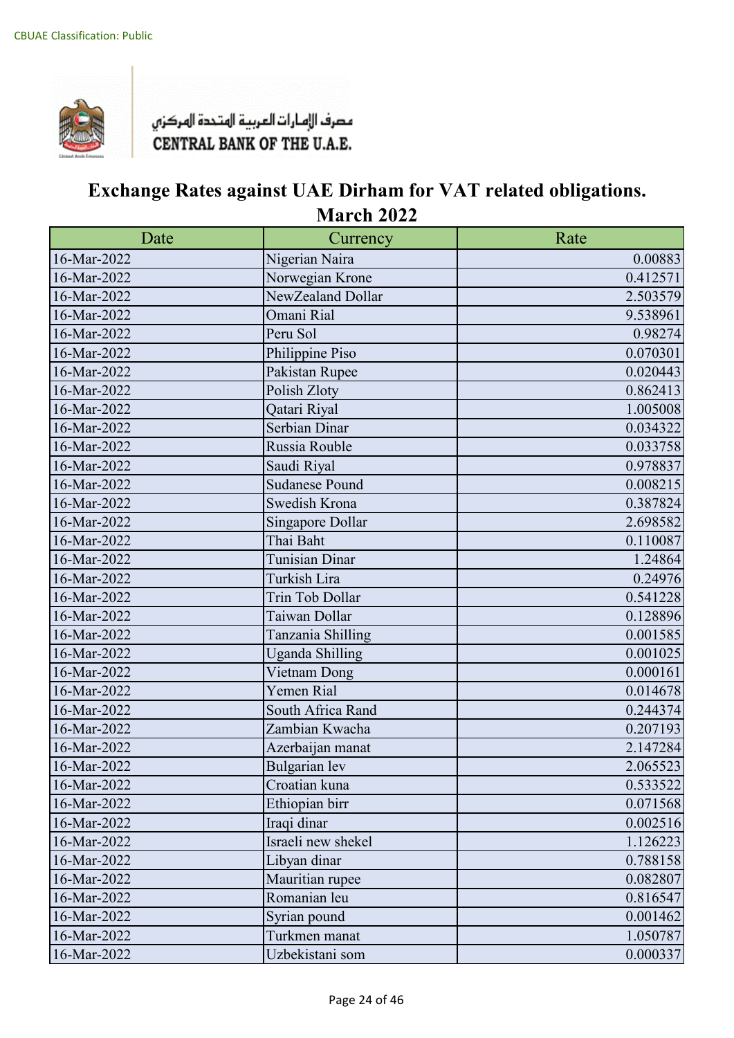CBUAE Classification: Public

مصرف الإمارات العربية المتحدة المركزي
CENTRAL BANK OF THE U.A.E.

# Exchange Rates against UAE Dirham for VAT related obligations.
## March 2022

| Date | Currency | Rate |
|---|---|---|
| 16-Mar-2022 | Nigerian Naira | 0.00883 |
| 16-Mar-2022 | Norwegian Krone | 0.412571 |
| 16-Mar-2022 | NewZealand Dollar | 2.503579 |
| 16-Mar-2022 | Omani Rial | 9.538961 |
| 16-Mar-2022 | Peru Sol | 0.98274 |
| 16-Mar-2022 | Philippine Piso | 0.070301 |
| 16-Mar-2022 | Pakistan Rupee | 0.020443 |
| 16-Mar-2022 | Polish Zloty | 0.862413 |
| 16-Mar-2022 | Qatari Riyal | 1.005008 |
| 16-Mar-2022 | Serbian Dinar | 0.034322 |
| 16-Mar-2022 | Russia Rouble | 0.033758 |
| 16-Mar-2022 | Saudi Riyal | 0.978837 |
| 16-Mar-2022 | Sudanese Pound | 0.008215 |
| 16-Mar-2022 | Swedish Krona | 0.387824 |
| 16-Mar-2022 | Singapore Dollar | 2.698582 |
| 16-Mar-2022 | Thai Baht | 0.110087 |
| 16-Mar-2022 | Tunisian Dinar | 1.24864 |
| 16-Mar-2022 | Turkish Lira | 0.24976 |
| 16-Mar-2022 | Trin Tob Dollar | 0.541228 |
| 16-Mar-2022 | Taiwan Dollar | 0.128896 |
| 16-Mar-2022 | Tanzania Shilling | 0.001585 |
| 16-Mar-2022 | Uganda Shilling | 0.001025 |
| 16-Mar-2022 | Vietnam Dong | 0.000161 |
| 16-Mar-2022 | Yemen Rial | 0.014678 |
| 16-Mar-2022 | South Africa Rand | 0.244374 |
| 16-Mar-2022 | Zambian Kwacha | 0.207193 |
| 16-Mar-2022 | Azerbaijan manat | 2.147284 |
| 16-Mar-2022 | Bulgarian lev | 2.065523 |
| 16-Mar-2022 | Croatian kuna | 0.533522 |
| 16-Mar-2022 | Ethiopian birr | 0.071568 |
| 16-Mar-2022 | Iraqi dinar | 0.002516 |
| 16-Mar-2022 | Israeli new shekel | 1.126223 |
| 16-Mar-2022 | Libyan dinar | 0.788158 |
| 16-Mar-2022 | Mauritian rupee | 0.082807 |
| 16-Mar-2022 | Romanian leu | 0.816547 |
| 16-Mar-2022 | Syrian pound | 0.001462 |
| 16-Mar-2022 | Turkmen manat | 1.050787 |
| 16-Mar-2022 | Uzbekistani som | 0.000337 |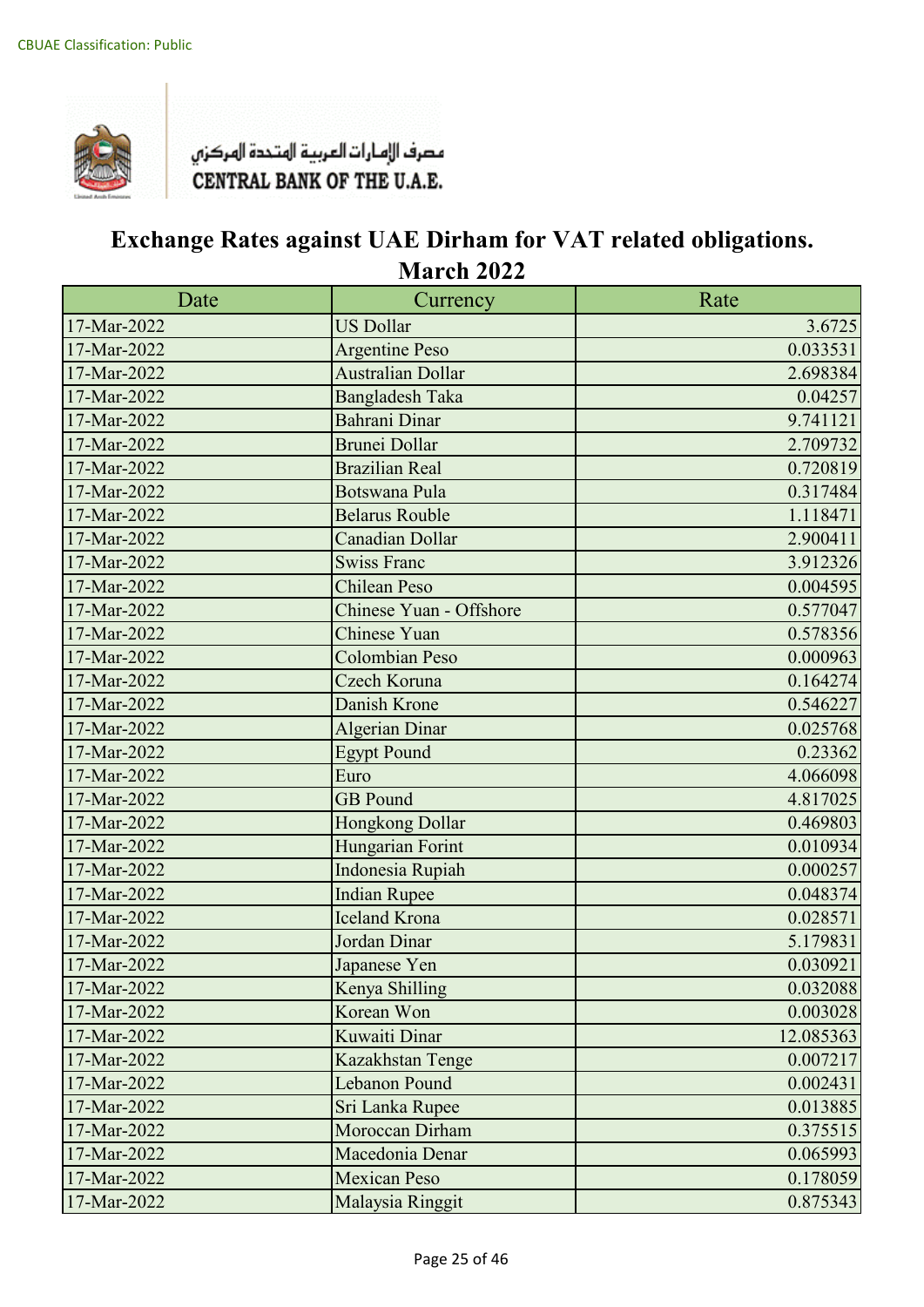CBUAE Classification: Public

مصرف الإمارات العربية المتحدة المركزي
CENTRAL BANK OF THE U.A.E.

# Exchange Rates against UAE Dirham for VAT related obligations. March 2022

| Date | Currency | Rate |
|---|---|---|
| 17-Mar-2022 | US Dollar | 3.6725 |
| 17-Mar-2022 | Argentine Peso | 0.033531 |
| 17-Mar-2022 | Australian Dollar | 2.698384 |
| 17-Mar-2022 | Bangladesh Taka | 0.04257 |
| 17-Mar-2022 | Bahrani Dinar | 9.741121 |
| 17-Mar-2022 | Brunei Dollar | 2.709732 |
| 17-Mar-2022 | Brazilian Real | 0.720819 |
| 17-Mar-2022 | Botswana Pula | 0.317484 |
| 17-Mar-2022 | Belarus Rouble | 1.118471 |
| 17-Mar-2022 | Canadian Dollar | 2.900411 |
| 17-Mar-2022 | Swiss Franc | 3.912326 |
| 17-Mar-2022 | Chilean Peso | 0.004595 |
| 17-Mar-2022 | Chinese Yuan - Offshore | 0.577047 |
| 17-Mar-2022 | Chinese Yuan | 0.578356 |
| 17-Mar-2022 | Colombian Peso | 0.000963 |
| 17-Mar-2022 | Czech Koruna | 0.164274 |
| 17-Mar-2022 | Danish Krone | 0.546227 |
| 17-Mar-2022 | Algerian Dinar | 0.025768 |
| 17-Mar-2022 | Egypt Pound | 0.23362 |
| 17-Mar-2022 | Euro | 4.066098 |
| 17-Mar-2022 | GB Pound | 4.817025 |
| 17-Mar-2022 | Hongkong Dollar | 0.469803 |
| 17-Mar-2022 | Hungarian Forint | 0.010934 |
| 17-Mar-2022 | Indonesia Rupiah | 0.000257 |
| 17-Mar-2022 | Indian Rupee | 0.048374 |
| 17-Mar-2022 | Iceland Krona | 0.028571 |
| 17-Mar-2022 | Jordan Dinar | 5.179831 |
| 17-Mar-2022 | Japanese Yen | 0.030921 |
| 17-Mar-2022 | Kenya Shilling | 0.032088 |
| 17-Mar-2022 | Korean Won | 0.003028 |
| 17-Mar-2022 | Kuwaiti Dinar | 12.085363 |
| 17-Mar-2022 | Kazakhstan Tenge | 0.007217 |
| 17-Mar-2022 | Lebanon Pound | 0.002431 |
| 17-Mar-2022 | Sri Lanka Rupee | 0.013885 |
| 17-Mar-2022 | Moroccan Dirham | 0.375515 |
| 17-Mar-2022 | Macedonia Denar | 0.065993 |
| 17-Mar-2022 | Mexican Peso | 0.178059 |
| 17-Mar-2022 | Malaysia Ringgit | 0.875343 |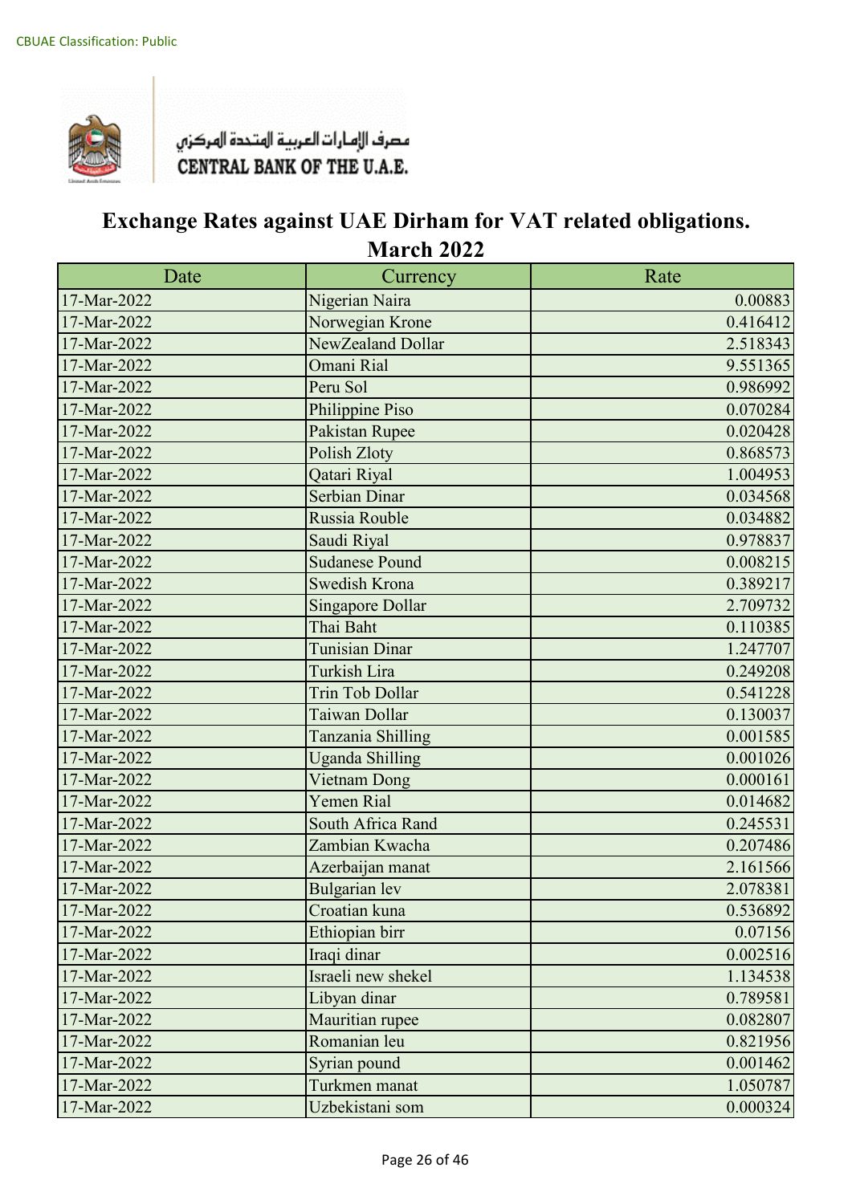CBUAE Classification: Public

مصرف الإمارات العربية المتحدة المركزي
CENTRAL BANK OF THE U.A.E.

# Exchange Rates against UAE Dirham for VAT related obligations.
## March 2022

| Date | Currency | Rate |
|---|---|---|
| 17-Mar-2022 | Nigerian Naira | 0.00883 |
| 17-Mar-2022 | Norwegian Krone | 0.416412 |
| 17-Mar-2022 | NewZealand Dollar | 2.518343 |
| 17-Mar-2022 | Omani Rial | 9.551365 |
| 17-Mar-2022 | Peru Sol | 0.986992 |
| 17-Mar-2022 | Philippine Piso | 0.070284 |
| 17-Mar-2022 | Pakistan Rupee | 0.020428 |
| 17-Mar-2022 | Polish Zloty | 0.868573 |
| 17-Mar-2022 | Qatari Riyal | 1.004953 |
| 17-Mar-2022 | Serbian Dinar | 0.034568 |
| 17-Mar-2022 | Russia Rouble | 0.034882 |
| 17-Mar-2022 | Saudi Riyal | 0.978837 |
| 17-Mar-2022 | Sudanese Pound | 0.008215 |
| 17-Mar-2022 | Swedish Krona | 0.389217 |
| 17-Mar-2022 | Singapore Dollar | 2.709732 |
| 17-Mar-2022 | Thai Baht | 0.110385 |
| 17-Mar-2022 | Tunisian Dinar | 1.247707 |
| 17-Mar-2022 | Turkish Lira | 0.249208 |
| 17-Mar-2022 | Trin Tob Dollar | 0.541228 |
| 17-Mar-2022 | Taiwan Dollar | 0.130037 |
| 17-Mar-2022 | Tanzania Shilling | 0.001585 |
| 17-Mar-2022 | Uganda Shilling | 0.001026 |
| 17-Mar-2022 | Vietnam Dong | 0.000161 |
| 17-Mar-2022 | Yemen Rial | 0.014682 |
| 17-Mar-2022 | South Africa Rand | 0.245531 |
| 17-Mar-2022 | Zambian Kwacha | 0.207486 |
| 17-Mar-2022 | Azerbaijan manat | 2.161566 |
| 17-Mar-2022 | Bulgarian lev | 2.078381 |
| 17-Mar-2022 | Croatian kuna | 0.536892 |
| 17-Mar-2022 | Ethiopian birr | 0.07156 |
| 17-Mar-2022 | Iraqi dinar | 0.002516 |
| 17-Mar-2022 | Israeli new shekel | 1.134538 |
| 17-Mar-2022 | Libyan dinar | 0.789581 |
| 17-Mar-2022 | Mauritian rupee | 0.082807 |
| 17-Mar-2022 | Romanian leu | 0.821956 |
| 17-Mar-2022 | Syrian pound | 0.001462 |
| 17-Mar-2022 | Turkmen manat | 1.050787 |
| 17-Mar-2022 | Uzbekistani som | 0.000324 |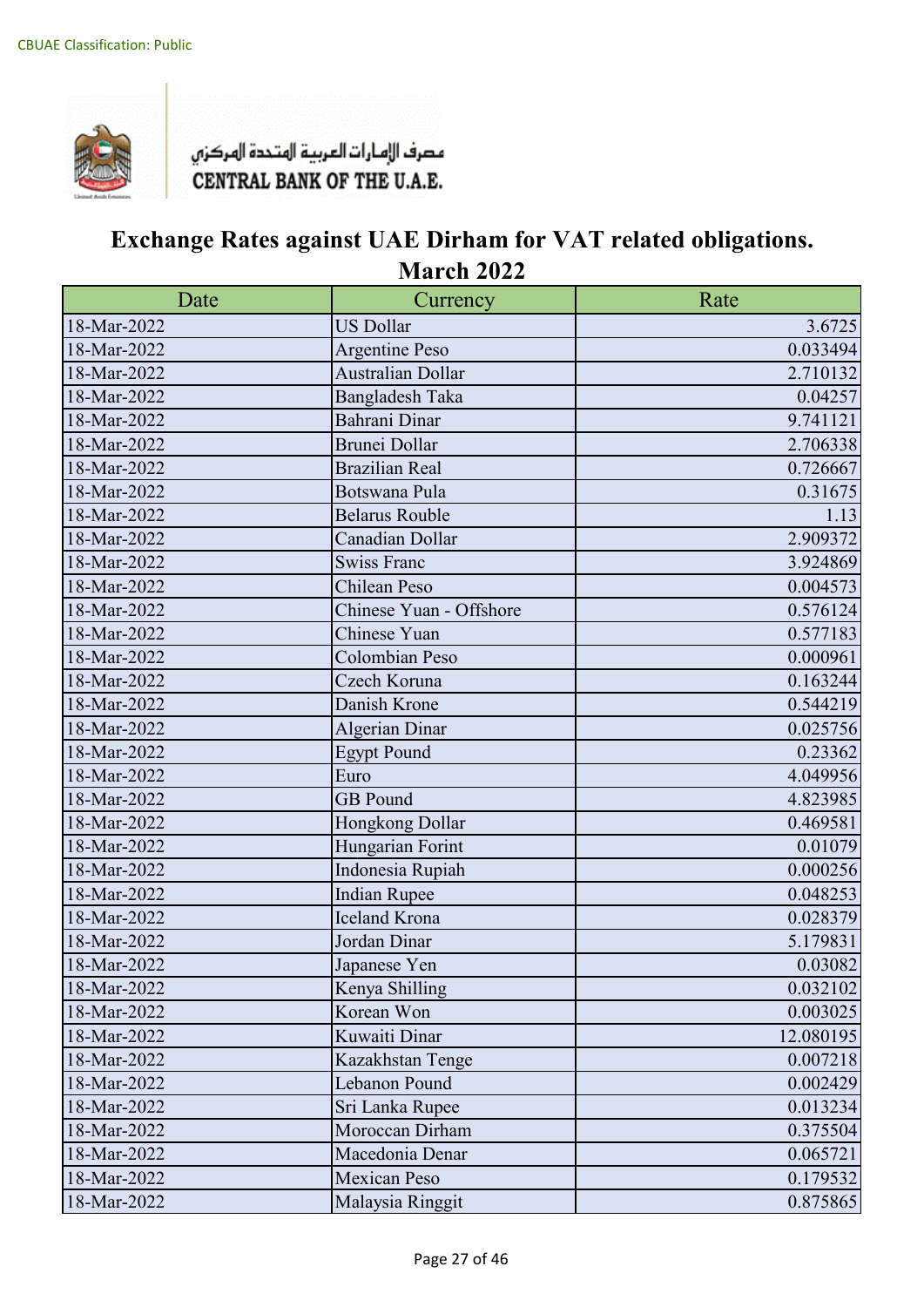CBUAE Classification: Public

مصرف الإمارات العربية المتحدة المركزي
CENTRAL BANK OF THE U.A.E.

# Exchange Rates against UAE Dirham for VAT related obligations.
## March 2022

| Date | Currency | Rate |
|---|---|---|
| 18-Mar-2022 | US Dollar | 3.6725 |
| 18-Mar-2022 | Argentine Peso | 0.033494 |
| 18-Mar-2022 | Australian Dollar | 2.710132 |
| 18-Mar-2022 | Bangladesh Taka | 0.04257 |
| 18-Mar-2022 | Bahrani Dinar | 9.741121 |
| 18-Mar-2022 | Brunei Dollar | 2.706338 |
| 18-Mar-2022 | Brazilian Real | 0.726667 |
| 18-Mar-2022 | Botswana Pula | 0.31675 |
| 18-Mar-2022 | Belarus Rouble | 1.13 |
| 18-Mar-2022 | Canadian Dollar | 2.909372 |
| 18-Mar-2022 | Swiss Franc | 3.924869 |
| 18-Mar-2022 | Chilean Peso | 0.004573 |
| 18-Mar-2022 | Chinese Yuan - Offshore | 0.576124 |
| 18-Mar-2022 | Chinese Yuan | 0.577183 |
| 18-Mar-2022 | Colombian Peso | 0.000961 |
| 18-Mar-2022 | Czech Koruna | 0.163244 |
| 18-Mar-2022 | Danish Krone | 0.544219 |
| 18-Mar-2022 | Algerian Dinar | 0.025756 |
| 18-Mar-2022 | Egypt Pound | 0.23362 |
| 18-Mar-2022 | Euro | 4.049956 |
| 18-Mar-2022 | GB Pound | 4.823985 |
| 18-Mar-2022 | Hongkong Dollar | 0.469581 |
| 18-Mar-2022 | Hungarian Forint | 0.01079 |
| 18-Mar-2022 | Indonesia Rupiah | 0.000256 |
| 18-Mar-2022 | Indian Rupee | 0.048253 |
| 18-Mar-2022 | Iceland Krona | 0.028379 |
| 18-Mar-2022 | Jordan Dinar | 5.179831 |
| 18-Mar-2022 | Japanese Yen | 0.03082 |
| 18-Mar-2022 | Kenya Shilling | 0.032102 |
| 18-Mar-2022 | Korean Won | 0.003025 |
| 18-Mar-2022 | Kuwaiti Dinar | 12.080195 |
| 18-Mar-2022 | Kazakhstan Tenge | 0.007218 |
| 18-Mar-2022 | Lebanon Pound | 0.002429 |
| 18-Mar-2022 | Sri Lanka Rupee | 0.013234 |
| 18-Mar-2022 | Moroccan Dirham | 0.375504 |
| 18-Mar-2022 | Macedonia Denar | 0.065721 |
| 18-Mar-2022 | Mexican Peso | 0.179532 |
| 18-Mar-2022 | Malaysia Ringgit | 0.875865 |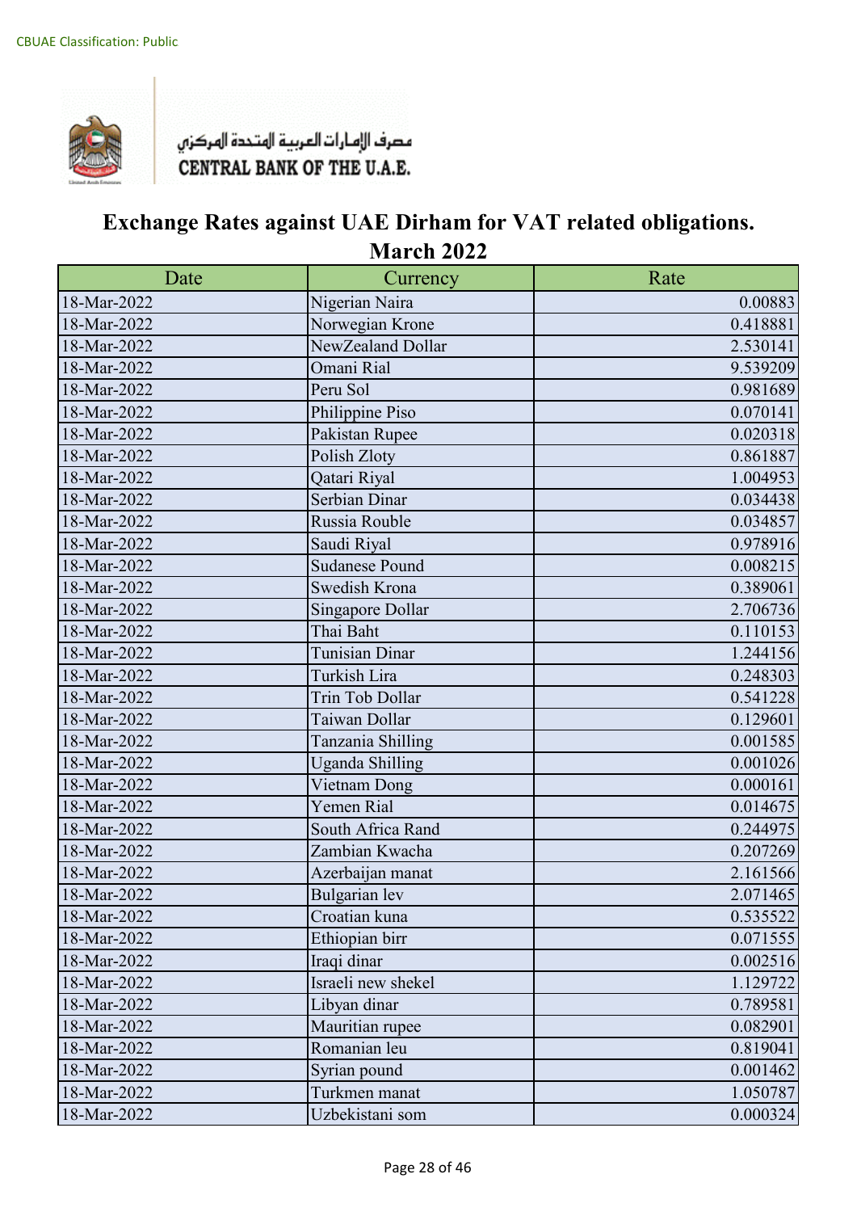CBUAE Classification: Public

مصرف الإمارات العربية المتحدة المركزي
CENTRAL BANK OF THE U.A.E.

# Exchange Rates against UAE Dirham for VAT related obligations.
## March 2022

| Date | Currency | Rate |
|---|---|---|
| 18-Mar-2022 | Nigerian Naira | 0.00883 |
| 18-Mar-2022 | Norwegian Krone | 0.418881 |
| 18-Mar-2022 | NewZealand Dollar | 2.530141 |
| 18-Mar-2022 | Omani Rial | 9.539209 |
| 18-Mar-2022 | Peru Sol | 0.981689 |
| 18-Mar-2022 | Philippine Piso | 0.070141 |
| 18-Mar-2022 | Pakistan Rupee | 0.020318 |
| 18-Mar-2022 | Polish Zloty | 0.861887 |
| 18-Mar-2022 | Qatari Riyal | 1.004953 |
| 18-Mar-2022 | Serbian Dinar | 0.034438 |
| 18-Mar-2022 | Russia Rouble | 0.034857 |
| 18-Mar-2022 | Saudi Riyal | 0.978916 |
| 18-Mar-2022 | Sudanese Pound | 0.008215 |
| 18-Mar-2022 | Swedish Krona | 0.389061 |
| 18-Mar-2022 | Singapore Dollar | 2.706736 |
| 18-Mar-2022 | Thai Baht | 0.110153 |
| 18-Mar-2022 | Tunisian Dinar | 1.244156 |
| 18-Mar-2022 | Turkish Lira | 0.248303 |
| 18-Mar-2022 | Trin Tob Dollar | 0.541228 |
| 18-Mar-2022 | Taiwan Dollar | 0.129601 |
| 18-Mar-2022 | Tanzania Shilling | 0.001585 |
| 18-Mar-2022 | Uganda Shilling | 0.001026 |
| 18-Mar-2022 | Vietnam Dong | 0.000161 |
| 18-Mar-2022 | Yemen Rial | 0.014675 |
| 18-Mar-2022 | South Africa Rand | 0.244975 |
| 18-Mar-2022 | Zambian Kwacha | 0.207269 |
| 18-Mar-2022 | Azerbaijan manat | 2.161566 |
| 18-Mar-2022 | Bulgarian lev | 2.071465 |
| 18-Mar-2022 | Croatian kuna | 0.535522 |
| 18-Mar-2022 | Ethiopian birr | 0.071555 |
| 18-Mar-2022 | Iraqi dinar | 0.002516 |
| 18-Mar-2022 | Israeli new shekel | 1.129722 |
| 18-Mar-2022 | Libyan dinar | 0.789581 |
| 18-Mar-2022 | Mauritian rupee | 0.082901 |
| 18-Mar-2022 | Romanian leu | 0.819041 |
| 18-Mar-2022 | Syrian pound | 0.001462 |
| 18-Mar-2022 | Turkmen manat | 1.050787 |
| 18-Mar-2022 | Uzbekistani som | 0.000324 |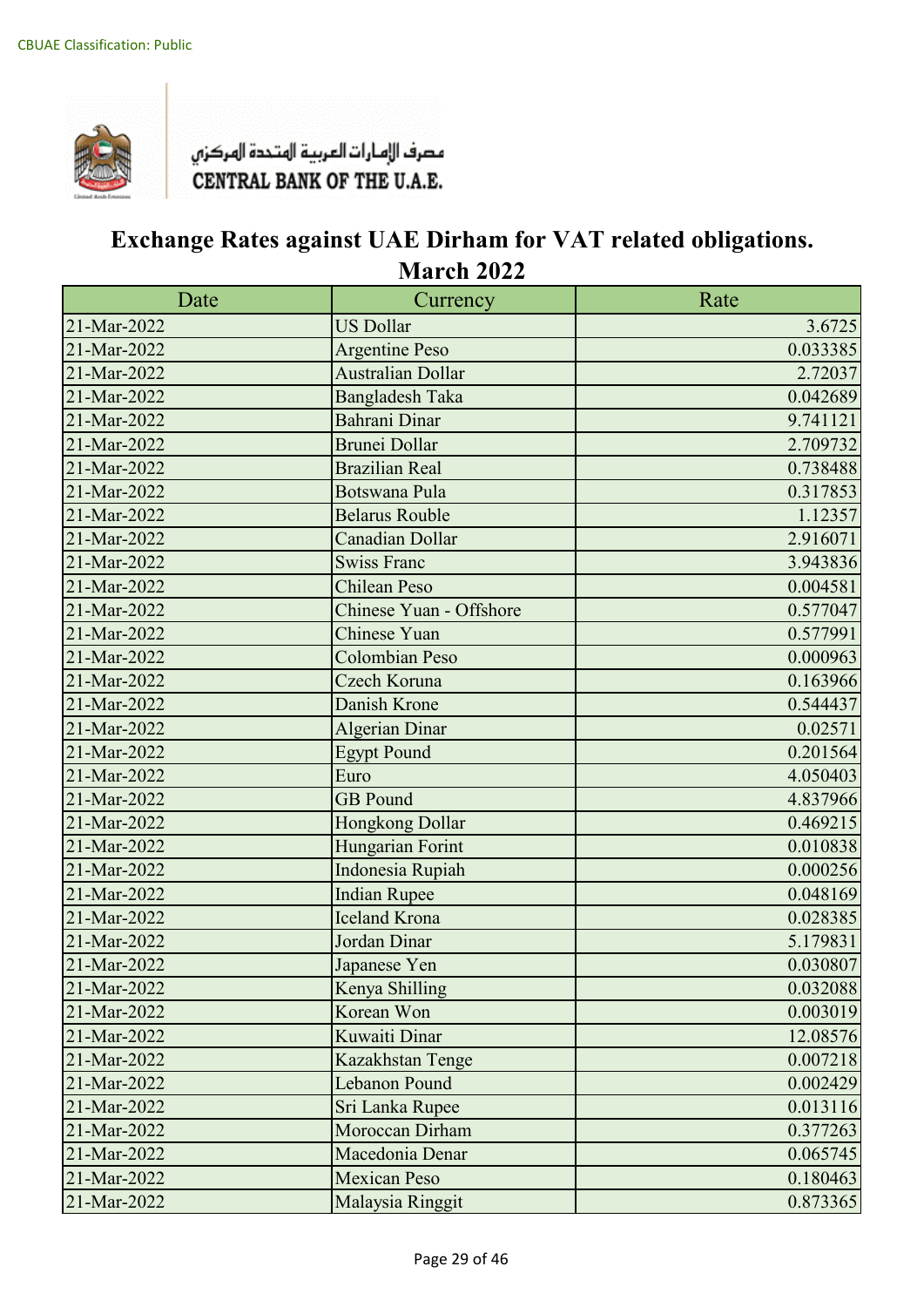CBUAE Classification: Public

مصرف الإمارات العربية المتحدة المركزي
CENTRAL BANK OF THE U.A.E.

# Exchange Rates against UAE Dirham for VAT related obligations.
## March 2022

| Date | Currency | Rate |
|---|---|---|
| 21-Mar-2022 | US Dollar | 3.6725 |
| 21-Mar-2022 | Argentine Peso | 0.033385 |
| 21-Mar-2022 | Australian Dollar | 2.72037 |
| 21-Mar-2022 | Bangladesh Taka | 0.042689 |
| 21-Mar-2022 | Bahrani Dinar | 9.741121 |
| 21-Mar-2022 | Brunei Dollar | 2.709732 |
| 21-Mar-2022 | Brazilian Real | 0.738488 |
| 21-Mar-2022 | Botswana Pula | 0.317853 |
| 21-Mar-2022 | Belarus Rouble | 1.12357 |
| 21-Mar-2022 | Canadian Dollar | 2.916071 |
| 21-Mar-2022 | Swiss Franc | 3.943836 |
| 21-Mar-2022 | Chilean Peso | 0.004581 |
| 21-Mar-2022 | Chinese Yuan - Offshore | 0.577047 |
| 21-Mar-2022 | Chinese Yuan | 0.577991 |
| 21-Mar-2022 | Colombian Peso | 0.000963 |
| 21-Mar-2022 | Czech Koruna | 0.163966 |
| 21-Mar-2022 | Danish Krone | 0.544437 |
| 21-Mar-2022 | Algerian Dinar | 0.02571 |
| 21-Mar-2022 | Egypt Pound | 0.201564 |
| 21-Mar-2022 | Euro | 4.050403 |
| 21-Mar-2022 | GB Pound | 4.837966 |
| 21-Mar-2022 | Hongkong Dollar | 0.469215 |
| 21-Mar-2022 | Hungarian Forint | 0.010838 |
| 21-Mar-2022 | Indonesia Rupiah | 0.000256 |
| 21-Mar-2022 | Indian Rupee | 0.048169 |
| 21-Mar-2022 | Iceland Krona | 0.028385 |
| 21-Mar-2022 | Jordan Dinar | 5.179831 |
| 21-Mar-2022 | Japanese Yen | 0.030807 |
| 21-Mar-2022 | Kenya Shilling | 0.032088 |
| 21-Mar-2022 | Korean Won | 0.003019 |
| 21-Mar-2022 | Kuwaiti Dinar | 12.08576 |
| 21-Mar-2022 | Kazakhstan Tenge | 0.007218 |
| 21-Mar-2022 | Lebanon Pound | 0.002429 |
| 21-Mar-2022 | Sri Lanka Rupee | 0.013116 |
| 21-Mar-2022 | Moroccan Dirham | 0.377263 |
| 21-Mar-2022 | Macedonia Denar | 0.065745 |
| 21-Mar-2022 | Mexican Peso | 0.180463 |
| 21-Mar-2022 | Malaysia Ringgit | 0.873365 |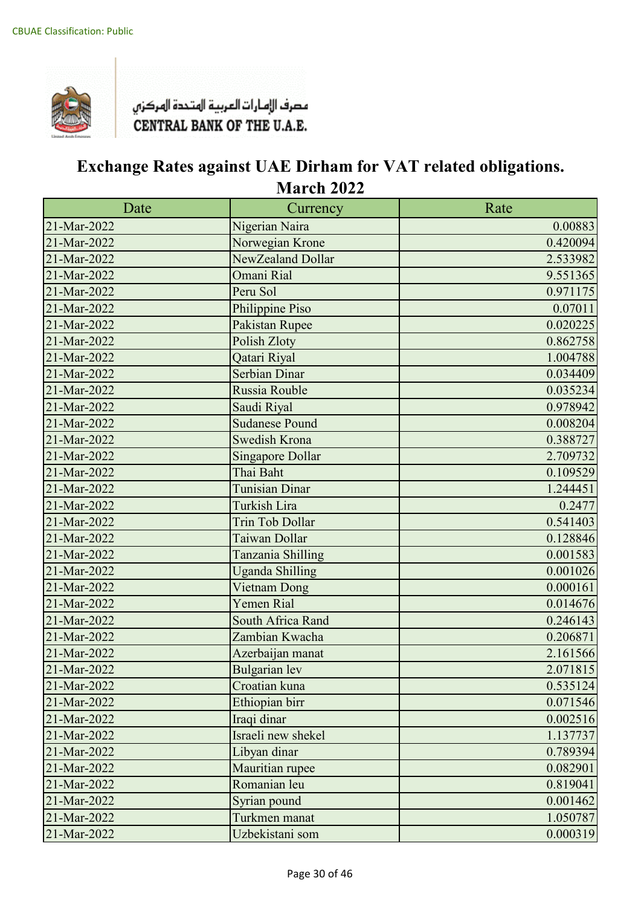CBUAE Classification: Public

مصرف الإمارات العربية المتحدة المركزي
CENTRAL BANK OF THE U.A.E.

# Exchange Rates against UAE Dirham for VAT related obligations.
## March 2022

| Date | Currency | Rate |
|---|---|---|
| 21-Mar-2022 | Nigerian Naira | 0.00883 |
| 21-Mar-2022 | Norwegian Krone | 0.420094 |
| 21-Mar-2022 | NewZealand Dollar | 2.533982 |
| 21-Mar-2022 | Omani Rial | 9.551365 |
| 21-Mar-2022 | Peru Sol | 0.971175 |
| 21-Mar-2022 | Philippine Piso | 0.07011 |
| 21-Mar-2022 | Pakistan Rupee | 0.020225 |
| 21-Mar-2022 | Polish Zloty | 0.862758 |
| 21-Mar-2022 | Qatari Riyal | 1.004788 |
| 21-Mar-2022 | Serbian Dinar | 0.034409 |
| 21-Mar-2022 | Russia Rouble | 0.035234 |
| 21-Mar-2022 | Saudi Riyal | 0.978942 |
| 21-Mar-2022 | Sudanese Pound | 0.008204 |
| 21-Mar-2022 | Swedish Krona | 0.388727 |
| 21-Mar-2022 | Singapore Dollar | 2.709732 |
| 21-Mar-2022 | Thai Baht | 0.109529 |
| 21-Mar-2022 | Tunisian Dinar | 1.244451 |
| 21-Mar-2022 | Turkish Lira | 0.2477 |
| 21-Mar-2022 | Trin Tob Dollar | 0.541403 |
| 21-Mar-2022 | Taiwan Dollar | 0.128846 |
| 21-Mar-2022 | Tanzania Shilling | 0.001583 |
| 21-Mar-2022 | Uganda Shilling | 0.001026 |
| 21-Mar-2022 | Vietnam Dong | 0.000161 |
| 21-Mar-2022 | Yemen Rial | 0.014676 |
| 21-Mar-2022 | South Africa Rand | 0.246143 |
| 21-Mar-2022 | Zambian Kwacha | 0.206871 |
| 21-Mar-2022 | Azerbaijan manat | 2.161566 |
| 21-Mar-2022 | Bulgarian lev | 2.071815 |
| 21-Mar-2022 | Croatian kuna | 0.535124 |
| 21-Mar-2022 | Ethiopian birr | 0.071546 |
| 21-Mar-2022 | Iraqi dinar | 0.002516 |
| 21-Mar-2022 | Israeli new shekel | 1.137737 |
| 21-Mar-2022 | Libyan dinar | 0.789394 |
| 21-Mar-2022 | Mauritian rupee | 0.082901 |
| 21-Mar-2022 | Romanian leu | 0.819041 |
| 21-Mar-2022 | Syrian pound | 0.001462 |
| 21-Mar-2022 | Turkmen manat | 1.050787 |
| 21-Mar-2022 | Uzbekistani som | 0.000319 |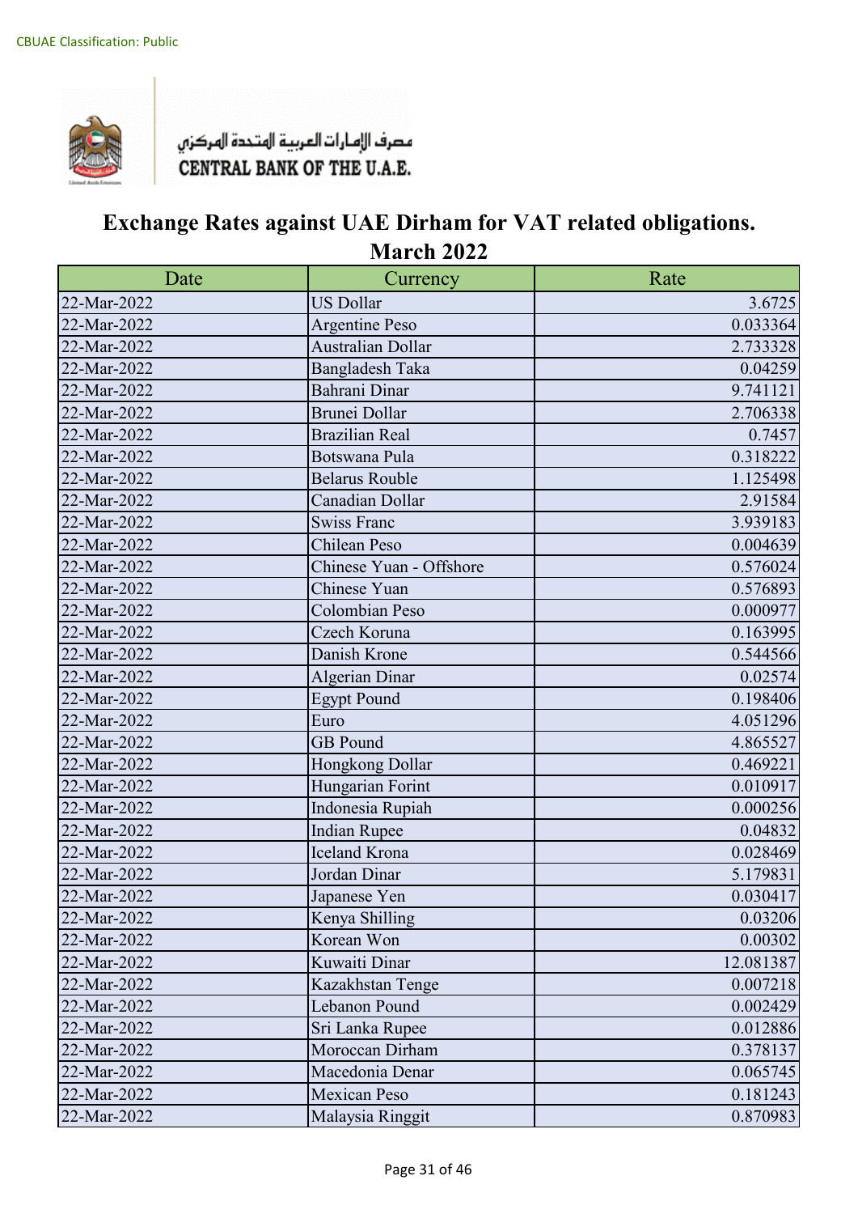CBUAE Classification: Public

مصرف الإمارات العربية المتحدة المركزي
CENTRAL BANK OF THE U.A.E.

# Exchange Rates against UAE Dirham for VAT related obligations.
## March 2022

| Date | Currency | Rate |
|---|---|---|
| 22-Mar-2022 | US Dollar | 3.6725 |
| 22-Mar-2022 | Argentine Peso | 0.033364 |
| 22-Mar-2022 | Australian Dollar | 2.733328 |
| 22-Mar-2022 | Bangladesh Taka | 0.04259 |
| 22-Mar-2022 | Bahrani Dinar | 9.741121 |
| 22-Mar-2022 | Brunei Dollar | 2.706338 |
| 22-Mar-2022 | Brazilian Real | 0.7457 |
| 22-Mar-2022 | Botswana Pula | 0.318222 |
| 22-Mar-2022 | Belarus Rouble | 1.125498 |
| 22-Mar-2022 | Canadian Dollar | 2.91584 |
| 22-Mar-2022 | Swiss Franc | 3.939183 |
| 22-Mar-2022 | Chilean Peso | 0.004639 |
| 22-Mar-2022 | Chinese Yuan - Offshore | 0.576024 |
| 22-Mar-2022 | Chinese Yuan | 0.576893 |
| 22-Mar-2022 | Colombian Peso | 0.000977 |
| 22-Mar-2022 | Czech Koruna | 0.163995 |
| 22-Mar-2022 | Danish Krone | 0.544566 |
| 22-Mar-2022 | Algerian Dinar | 0.02574 |
| 22-Mar-2022 | Egypt Pound | 0.198406 |
| 22-Mar-2022 | Euro | 4.051296 |
| 22-Mar-2022 | GB Pound | 4.865527 |
| 22-Mar-2022 | Hongkong Dollar | 0.469221 |
| 22-Mar-2022 | Hungarian Forint | 0.010917 |
| 22-Mar-2022 | Indonesia Rupiah | 0.000256 |
| 22-Mar-2022 | Indian Rupee | 0.04832 |
| 22-Mar-2022 | Iceland Krona | 0.028469 |
| 22-Mar-2022 | Jordan Dinar | 5.179831 |
| 22-Mar-2022 | Japanese Yen | 0.030417 |
| 22-Mar-2022 | Kenya Shilling | 0.03206 |
| 22-Mar-2022 | Korean Won | 0.00302 |
| 22-Mar-2022 | Kuwaiti Dinar | 12.081387 |
| 22-Mar-2022 | Kazakhstan Tenge | 0.007218 |
| 22-Mar-2022 | Lebanon Pound | 0.002429 |
| 22-Mar-2022 | Sri Lanka Rupee | 0.012886 |
| 22-Mar-2022 | Moroccan Dirham | 0.378137 |
| 22-Mar-2022 | Macedonia Denar | 0.065745 |
| 22-Mar-2022 | Mexican Peso | 0.181243 |
| 22-Mar-2022 | Malaysia Ringgit | 0.870983 |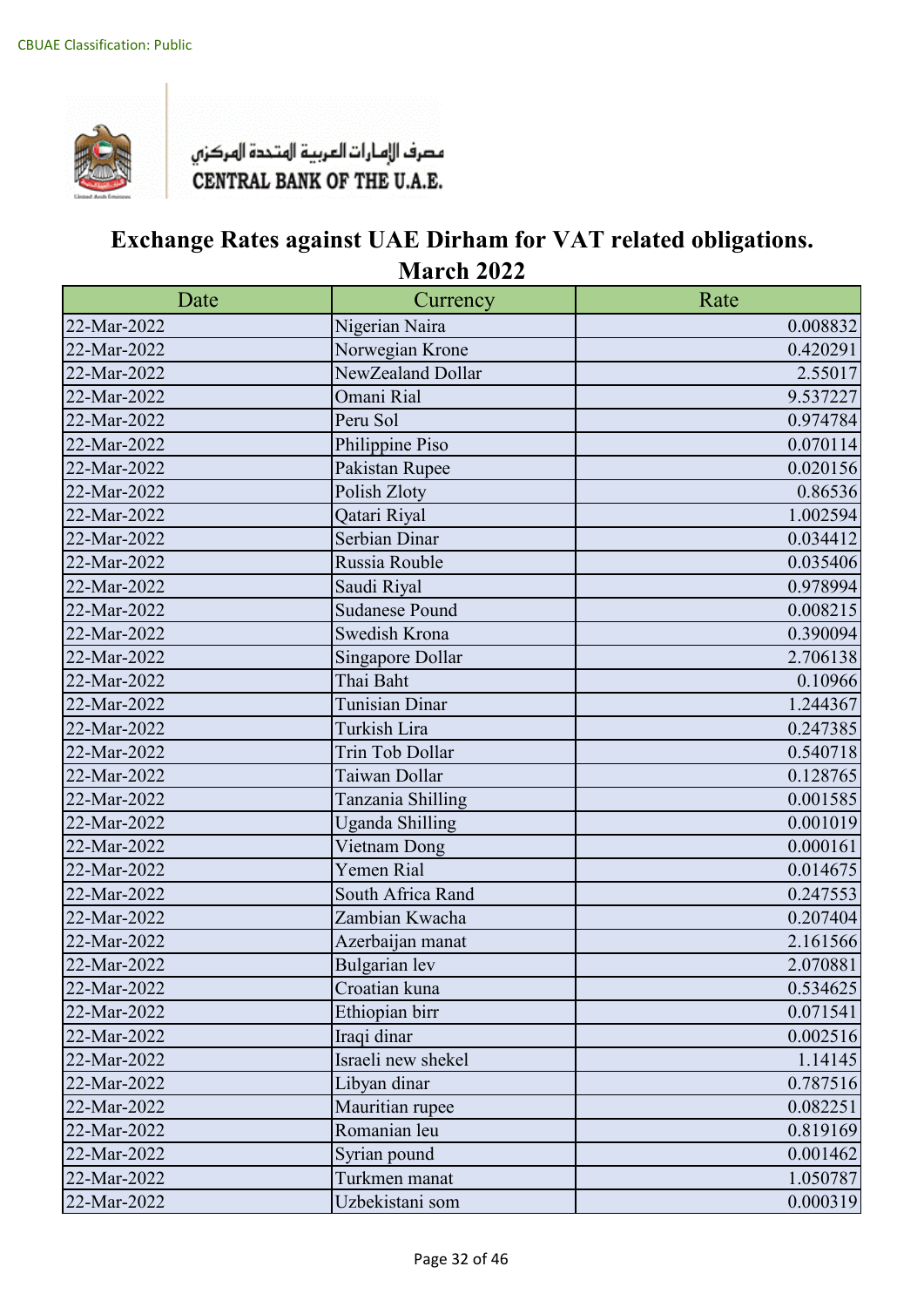CBUAE Classification: Public

مصرف الإمارات العربية المتحدة المركزي
CENTRAL BANK OF THE U.A.E.

# Exchange Rates against UAE Dirham for VAT related obligations.
## March 2022

| Date | Currency | Rate |
|---|---|---|
| 22-Mar-2022 | Nigerian Naira | 0.008832 |
| 22-Mar-2022 | Norwegian Krone | 0.420291 |
| 22-Mar-2022 | NewZealand Dollar | 2.55017 |
| 22-Mar-2022 | Omani Rial | 9.537227 |
| 22-Mar-2022 | Peru Sol | 0.974784 |
| 22-Mar-2022 | Philippine Piso | 0.070114 |
| 22-Mar-2022 | Pakistan Rupee | 0.020156 |
| 22-Mar-2022 | Polish Zloty | 0.86536 |
| 22-Mar-2022 | Qatari Riyal | 1.002594 |
| 22-Mar-2022 | Serbian Dinar | 0.034412 |
| 22-Mar-2022 | Russia Rouble | 0.035406 |
| 22-Mar-2022 | Saudi Riyal | 0.978994 |
| 22-Mar-2022 | Sudanese Pound | 0.008215 |
| 22-Mar-2022 | Swedish Krona | 0.390094 |
| 22-Mar-2022 | Singapore Dollar | 2.706138 |
| 22-Mar-2022 | Thai Baht | 0.10966 |
| 22-Mar-2022 | Tunisian Dinar | 1.244367 |
| 22-Mar-2022 | Turkish Lira | 0.247385 |
| 22-Mar-2022 | Trin Tob Dollar | 0.540718 |
| 22-Mar-2022 | Taiwan Dollar | 0.128765 |
| 22-Mar-2022 | Tanzania Shilling | 0.001585 |
| 22-Mar-2022 | Uganda Shilling | 0.001019 |
| 22-Mar-2022 | Vietnam Dong | 0.000161 |
| 22-Mar-2022 | Yemen Rial | 0.014675 |
| 22-Mar-2022 | South Africa Rand | 0.247553 |
| 22-Mar-2022 | Zambian Kwacha | 0.207404 |
| 22-Mar-2022 | Azerbaijan manat | 2.161566 |
| 22-Mar-2022 | Bulgarian lev | 2.070881 |
| 22-Mar-2022 | Croatian kuna | 0.534625 |
| 22-Mar-2022 | Ethiopian birr | 0.071541 |
| 22-Mar-2022 | Iraqi dinar | 0.002516 |
| 22-Mar-2022 | Israeli new shekel | 1.14145 |
| 22-Mar-2022 | Libyan dinar | 0.787516 |
| 22-Mar-2022 | Mauritian rupee | 0.082251 |
| 22-Mar-2022 | Romanian leu | 0.819169 |
| 22-Mar-2022 | Syrian pound | 0.001462 |
| 22-Mar-2022 | Turkmen manat | 1.050787 |
| 22-Mar-2022 | Uzbekistani som | 0.000319 |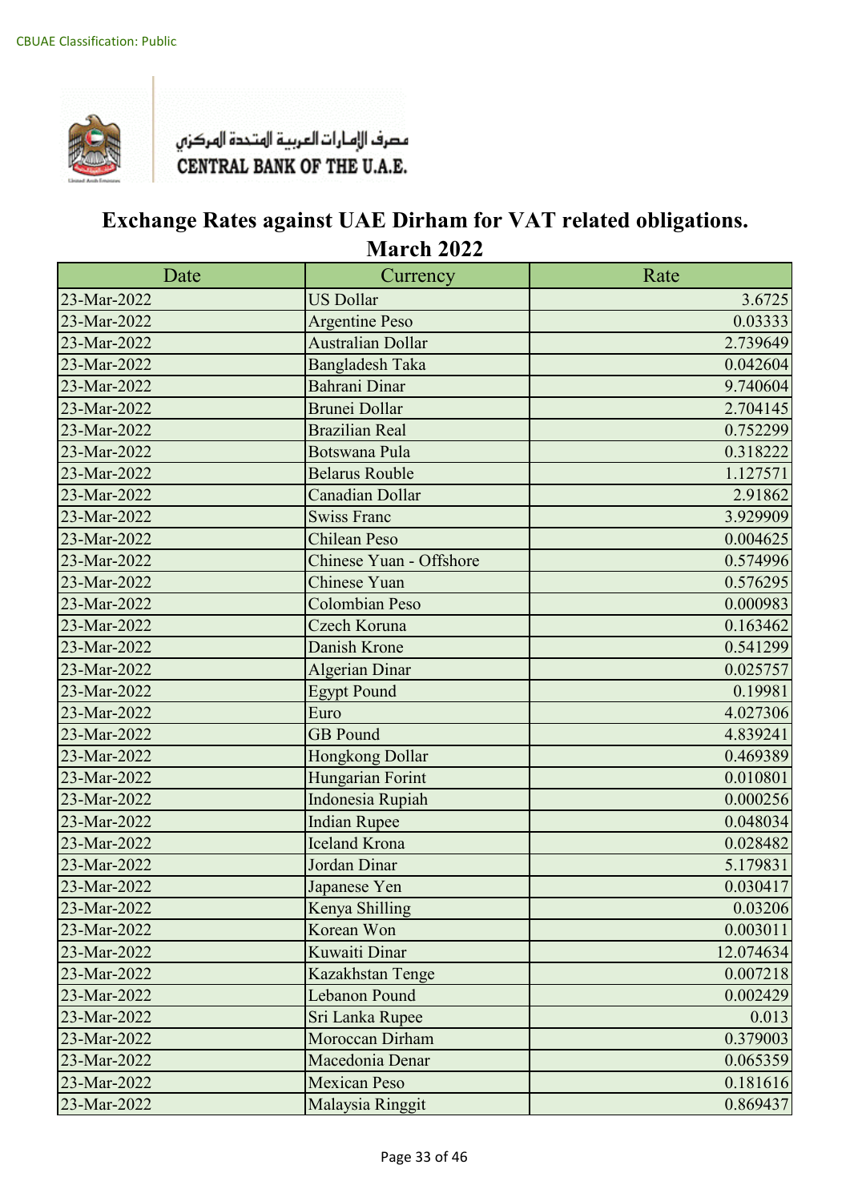CBUAE Classification: Public

مصرف الإمارات العربية المتحدة المركزي
CENTRAL BANK OF THE U.A.E.

# Exchange Rates against UAE Dirham for VAT related obligations.
## March 2022

| Date | Currency | Rate |
|---|---|---|
| 23-Mar-2022 | US Dollar | 3.6725 |
| 23-Mar-2022 | Argentine Peso | 0.03333 |
| 23-Mar-2022 | Australian Dollar | 2.739649 |
| 23-Mar-2022 | Bangladesh Taka | 0.042604 |
| 23-Mar-2022 | Bahrani Dinar | 9.740604 |
| 23-Mar-2022 | Brunei Dollar | 2.704145 |
| 23-Mar-2022 | Brazilian Real | 0.752299 |
| 23-Mar-2022 | Botswana Pula | 0.318222 |
| 23-Mar-2022 | Belarus Rouble | 1.127571 |
| 23-Mar-2022 | Canadian Dollar | 2.91862 |
| 23-Mar-2022 | Swiss Franc | 3.929909 |
| 23-Mar-2022 | Chilean Peso | 0.004625 |
| 23-Mar-2022 | Chinese Yuan - Offshore | 0.574996 |
| 23-Mar-2022 | Chinese Yuan | 0.576295 |
| 23-Mar-2022 | Colombian Peso | 0.000983 |
| 23-Mar-2022 | Czech Koruna | 0.163462 |
| 23-Mar-2022 | Danish Krone | 0.541299 |
| 23-Mar-2022 | Algerian Dinar | 0.025757 |
| 23-Mar-2022 | Egypt Pound | 0.19981 |
| 23-Mar-2022 | Euro | 4.027306 |
| 23-Mar-2022 | GB Pound | 4.839241 |
| 23-Mar-2022 | Hongkong Dollar | 0.469389 |
| 23-Mar-2022 | Hungarian Forint | 0.010801 |
| 23-Mar-2022 | Indonesia Rupiah | 0.000256 |
| 23-Mar-2022 | Indian Rupee | 0.048034 |
| 23-Mar-2022 | Iceland Krona | 0.028482 |
| 23-Mar-2022 | Jordan Dinar | 5.179831 |
| 23-Mar-2022 | Japanese Yen | 0.030417 |
| 23-Mar-2022 | Kenya Shilling | 0.03206 |
| 23-Mar-2022 | Korean Won | 0.003011 |
| 23-Mar-2022 | Kuwaiti Dinar | 12.074634 |
| 23-Mar-2022 | Kazakhstan Tenge | 0.007218 |
| 23-Mar-2022 | Lebanon Pound | 0.002429 |
| 23-Mar-2022 | Sri Lanka Rupee | 0.013 |
| 23-Mar-2022 | Moroccan Dirham | 0.379003 |
| 23-Mar-2022 | Macedonia Denar | 0.065359 |
| 23-Mar-2022 | Mexican Peso | 0.181616 |
| 23-Mar-2022 | Malaysia Ringgit | 0.869437 |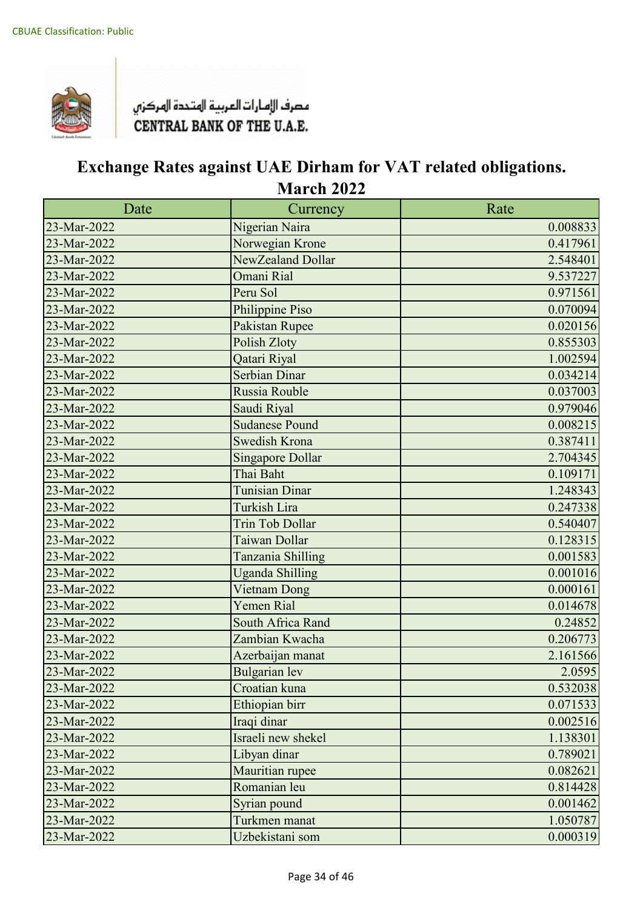CBUAE Classification: Public

مصرف الإمارات العربية المتحدة المركزي
CENTRAL BANK OF THE U.A.E.

# Exchange Rates against UAE Dirham for VAT related obligations.
## March 2022

| Date | Currency | Rate |
|---|---|---|
| 23-Mar-2022 | Nigerian Naira | 0.008833 |
| 23-Mar-2022 | Norwegian Krone | 0.417961 |
| 23-Mar-2022 | NewZealand Dollar | 2.548401 |
| 23-Mar-2022 | Omani Rial | 9.537227 |
| 23-Mar-2022 | Peru Sol | 0.971561 |
| 23-Mar-2022 | Philippine Piso | 0.070094 |
| 23-Mar-2022 | Pakistan Rupee | 0.020156 |
| 23-Mar-2022 | Polish Zloty | 0.855303 |
| 23-Mar-2022 | Qatari Riyal | 1.002594 |
| 23-Mar-2022 | Serbian Dinar | 0.034214 |
| 23-Mar-2022 | Russia Rouble | 0.037003 |
| 23-Mar-2022 | Saudi Riyal | 0.979046 |
| 23-Mar-2022 | Sudanese Pound | 0.008215 |
| 23-Mar-2022 | Swedish Krona | 0.387411 |
| 23-Mar-2022 | Singapore Dollar | 2.704345 |
| 23-Mar-2022 | Thai Baht | 0.109171 |
| 23-Mar-2022 | Tunisian Dinar | 1.248343 |
| 23-Mar-2022 | Turkish Lira | 0.247338 |
| 23-Mar-2022 | Trin Tob Dollar | 0.540407 |
| 23-Mar-2022 | Taiwan Dollar | 0.128315 |
| 23-Mar-2022 | Tanzania Shilling | 0.001583 |
| 23-Mar-2022 | Uganda Shilling | 0.001016 |
| 23-Mar-2022 | Vietnam Dong | 0.000161 |
| 23-Mar-2022 | Yemen Rial | 0.014678 |
| 23-Mar-2022 | South Africa Rand | 0.24852 |
| 23-Mar-2022 | Zambian Kwacha | 0.206773 |
| 23-Mar-2022 | Azerbaijan manat | 2.161566 |
| 23-Mar-2022 | Bulgarian lev | 2.0595 |
| 23-Mar-2022 | Croatian kuna | 0.532038 |
| 23-Mar-2022 | Ethiopian birr | 0.071533 |
| 23-Mar-2022 | Iraqi dinar | 0.002516 |
| 23-Mar-2022 | Israeli new shekel | 1.138301 |
| 23-Mar-2022 | Libyan dinar | 0.789021 |
| 23-Mar-2022 | Mauritian rupee | 0.082621 |
| 23-Mar-2022 | Romanian leu | 0.814428 |
| 23-Mar-2022 | Syrian pound | 0.001462 |
| 23-Mar-2022 | Turkmen manat | 1.050787 |
| 23-Mar-2022 | Uzbekistani som | 0.000319 |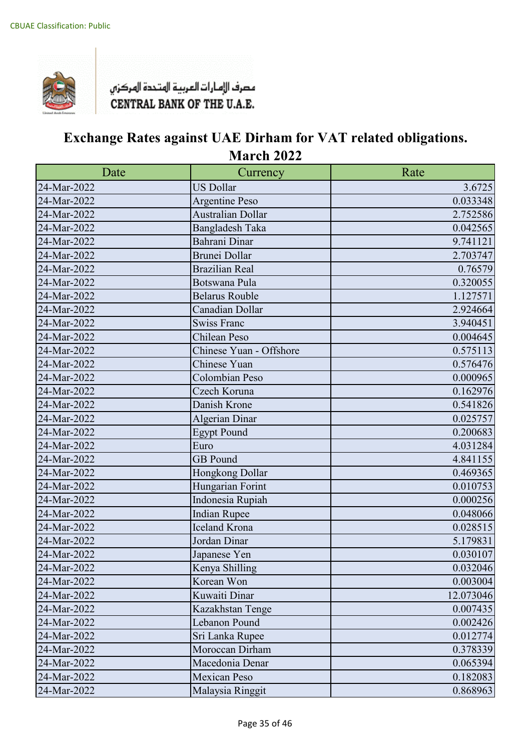CBUAE Classification: Public

مصرف الإمارات العربية المتحدة المركزي
CENTRAL BANK OF THE U.A.E.

# Exchange Rates against UAE Dirham for VAT related obligations.
## March 2022

| Date | Currency | Rate |
|---|---|---|
| 24-Mar-2022 | US Dollar | 3.6725 |
| 24-Mar-2022 | Argentine Peso | 0.033348 |
| 24-Mar-2022 | Australian Dollar | 2.752586 |
| 24-Mar-2022 | Bangladesh Taka | 0.042565 |
| 24-Mar-2022 | Bahrani Dinar | 9.741121 |
| 24-Mar-2022 | Brunei Dollar | 2.703747 |
| 24-Mar-2022 | Brazilian Real | 0.76579 |
| 24-Mar-2022 | Botswana Pula | 0.320055 |
| 24-Mar-2022 | Belarus Rouble | 1.127571 |
| 24-Mar-2022 | Canadian Dollar | 2.924664 |
| 24-Mar-2022 | Swiss Franc | 3.940451 |
| 24-Mar-2022 | Chilean Peso | 0.004645 |
| 24-Mar-2022 | Chinese Yuan - Offshore | 0.575113 |
| 24-Mar-2022 | Chinese Yuan | 0.576476 |
| 24-Mar-2022 | Colombian Peso | 0.000965 |
| 24-Mar-2022 | Czech Koruna | 0.162976 |
| 24-Mar-2022 | Danish Krone | 0.541826 |
| 24-Mar-2022 | Algerian Dinar | 0.025757 |
| 24-Mar-2022 | Egypt Pound | 0.200683 |
| 24-Mar-2022 | Euro | 4.031284 |
| 24-Mar-2022 | GB Pound | 4.841155 |
| 24-Mar-2022 | Hongkong Dollar | 0.469365 |
| 24-Mar-2022 | Hungarian Forint | 0.010753 |
| 24-Mar-2022 | Indonesia Rupiah | 0.000256 |
| 24-Mar-2022 | Indian Rupee | 0.048066 |
| 24-Mar-2022 | Iceland Krona | 0.028515 |
| 24-Mar-2022 | Jordan Dinar | 5.179831 |
| 24-Mar-2022 | Japanese Yen | 0.030107 |
| 24-Mar-2022 | Kenya Shilling | 0.032046 |
| 24-Mar-2022 | Korean Won | 0.003004 |
| 24-Mar-2022 | Kuwaiti Dinar | 12.073046 |
| 24-Mar-2022 | Kazakhstan Tenge | 0.007435 |
| 24-Mar-2022 | Lebanon Pound | 0.002426 |
| 24-Mar-2022 | Sri Lanka Rupee | 0.012774 |
| 24-Mar-2022 | Moroccan Dirham | 0.378339 |
| 24-Mar-2022 | Macedonia Denar | 0.065394 |
| 24-Mar-2022 | Mexican Peso | 0.182083 |
| 24-Mar-2022 | Malaysia Ringgit | 0.868963 |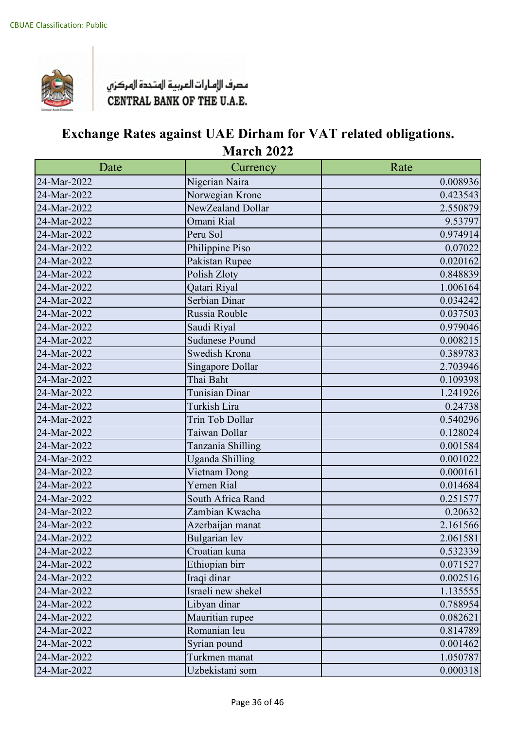CBUAE Classification: Public

مصرف الإمارات العربية المتحدة المركزي
CENTRAL BANK OF THE U.A.E.

# Exchange Rates against UAE Dirham for VAT related obligations.
## March 2022

| Date | Currency | Rate |
|---|---|---|
| 24-Mar-2022 | Nigerian Naira | 0.008936 |
| 24-Mar-2022 | Norwegian Krone | 0.423543 |
| 24-Mar-2022 | NewZealand Dollar | 2.550879 |
| 24-Mar-2022 | Omani Rial | 9.53797 |
| 24-Mar-2022 | Peru Sol | 0.974914 |
| 24-Mar-2022 | Philippine Piso | 0.07022 |
| 24-Mar-2022 | Pakistan Rupee | 0.020162 |
| 24-Mar-2022 | Polish Zloty | 0.848839 |
| 24-Mar-2022 | Qatari Riyal | 1.006164 |
| 24-Mar-2022 | Serbian Dinar | 0.034242 |
| 24-Mar-2022 | Russia Rouble | 0.037503 |
| 24-Mar-2022 | Saudi Riyal | 0.979046 |
| 24-Mar-2022 | Sudanese Pound | 0.008215 |
| 24-Mar-2022 | Swedish Krona | 0.389783 |
| 24-Mar-2022 | Singapore Dollar | 2.703946 |
| 24-Mar-2022 | Thai Baht | 0.109398 |
| 24-Mar-2022 | Tunisian Dinar | 1.241926 |
| 24-Mar-2022 | Turkish Lira | 0.24738 |
| 24-Mar-2022 | Trin Tob Dollar | 0.540296 |
| 24-Mar-2022 | Taiwan Dollar | 0.128024 |
| 24-Mar-2022 | Tanzania Shilling | 0.001584 |
| 24-Mar-2022 | Uganda Shilling | 0.001022 |
| 24-Mar-2022 | Vietnam Dong | 0.000161 |
| 24-Mar-2022 | Yemen Rial | 0.014684 |
| 24-Mar-2022 | South Africa Rand | 0.251577 |
| 24-Mar-2022 | Zambian Kwacha | 0.20632 |
| 24-Mar-2022 | Azerbaijan manat | 2.161566 |
| 24-Mar-2022 | Bulgarian lev | 2.061581 |
| 24-Mar-2022 | Croatian kuna | 0.532339 |
| 24-Mar-2022 | Ethiopian birr | 0.071527 |
| 24-Mar-2022 | Iraqi dinar | 0.002516 |
| 24-Mar-2022 | Israeli new shekel | 1.135555 |
| 24-Mar-2022 | Libyan dinar | 0.788954 |
| 24-Mar-2022 | Mauritian rupee | 0.082621 |
| 24-Mar-2022 | Romanian leu | 0.814789 |
| 24-Mar-2022 | Syrian pound | 0.001462 |
| 24-Mar-2022 | Turkmen manat | 1.050787 |
| 24-Mar-2022 | Uzbekistani som | 0.000318 |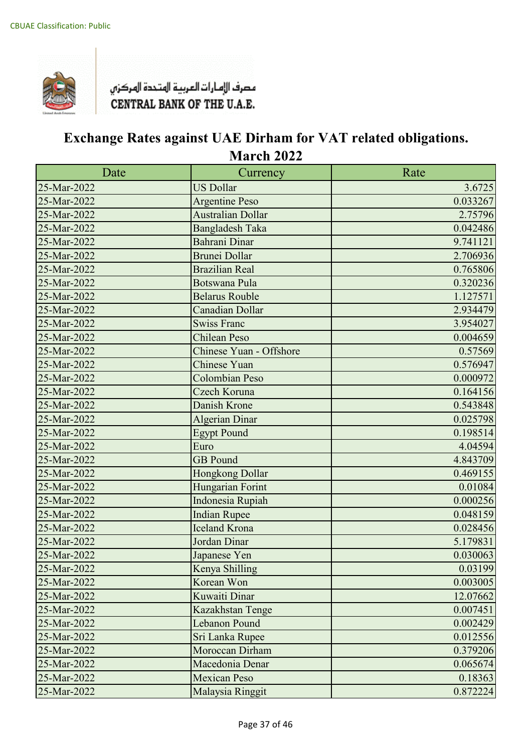CBUAE Classification: Public

مصرف الإمارات العربية المتحدة المركزي
CENTRAL BANK OF THE U.A.E.

# Exchange Rates against UAE Dirham for VAT related obligations.
## March 2022

| Date | Currency | Rate |
|---|---|---|
| 25-Mar-2022 | US Dollar | 3.6725 |
| 25-Mar-2022 | Argentine Peso | 0.033267 |
| 25-Mar-2022 | Australian Dollar | 2.75796 |
| 25-Mar-2022 | Bangladesh Taka | 0.042486 |
| 25-Mar-2022 | Bahrani Dinar | 9.741121 |
| 25-Mar-2022 | Brunei Dollar | 2.706936 |
| 25-Mar-2022 | Brazilian Real | 0.765806 |
| 25-Mar-2022 | Botswana Pula | 0.320236 |
| 25-Mar-2022 | Belarus Rouble | 1.127571 |
| 25-Mar-2022 | Canadian Dollar | 2.934479 |
| 25-Mar-2022 | Swiss Franc | 3.954027 |
| 25-Mar-2022 | Chilean Peso | 0.004659 |
| 25-Mar-2022 | Chinese Yuan - Offshore | 0.57569 |
| 25-Mar-2022 | Chinese Yuan | 0.576947 |
| 25-Mar-2022 | Colombian Peso | 0.000972 |
| 25-Mar-2022 | Czech Koruna | 0.164156 |
| 25-Mar-2022 | Danish Krone | 0.543848 |
| 25-Mar-2022 | Algerian Dinar | 0.025798 |
| 25-Mar-2022 | Egypt Pound | 0.198514 |
| 25-Mar-2022 | Euro | 4.04594 |
| 25-Mar-2022 | GB Pound | 4.843709 |
| 25-Mar-2022 | Hongkong Dollar | 0.469155 |
| 25-Mar-2022 | Hungarian Forint | 0.01084 |
| 25-Mar-2022 | Indonesia Rupiah | 0.000256 |
| 25-Mar-2022 | Indian Rupee | 0.048159 |
| 25-Mar-2022 | Iceland Krona | 0.028456 |
| 25-Mar-2022 | Jordan Dinar | 5.179831 |
| 25-Mar-2022 | Japanese Yen | 0.030063 |
| 25-Mar-2022 | Kenya Shilling | 0.03199 |
| 25-Mar-2022 | Korean Won | 0.003005 |
| 25-Mar-2022 | Kuwaiti Dinar | 12.07662 |
| 25-Mar-2022 | Kazakhstan Tenge | 0.007451 |
| 25-Mar-2022 | Lebanon Pound | 0.002429 |
| 25-Mar-2022 | Sri Lanka Rupee | 0.012556 |
| 25-Mar-2022 | Moroccan Dirham | 0.379206 |
| 25-Mar-2022 | Macedonia Denar | 0.065674 |
| 25-Mar-2022 | Mexican Peso | 0.18363 |
| 25-Mar-2022 | Malaysia Ringgit | 0.872224 |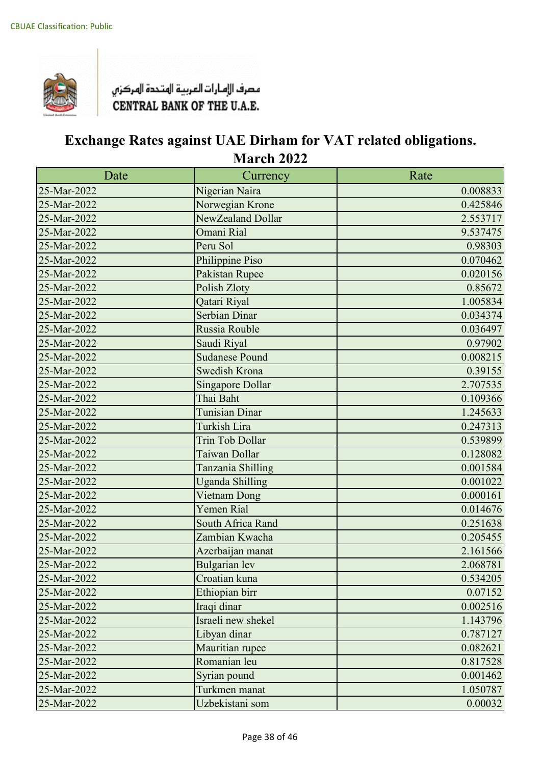CBUAE Classification: Public

مصرف الإمارات العربية المتحدة المركزي
CENTRAL BANK OF THE U.A.E.

# Exchange Rates against UAE Dirham for VAT related obligations.
## March 2022

| Date | Currency | Rate |
|---|---|---|
| 25-Mar-2022 | Nigerian Naira | 0.008833 |
| 25-Mar-2022 | Norwegian Krone | 0.425846 |
| 25-Mar-2022 | NewZealand Dollar | 2.553717 |
| 25-Mar-2022 | Omani Rial | 9.537475 |
| 25-Mar-2022 | Peru Sol | 0.98303 |
| 25-Mar-2022 | Philippine Piso | 0.070462 |
| 25-Mar-2022 | Pakistan Rupee | 0.020156 |
| 25-Mar-2022 | Polish Zloty | 0.85672 |
| 25-Mar-2022 | Qatari Riyal | 1.005834 |
| 25-Mar-2022 | Serbian Dinar | 0.034374 |
| 25-Mar-2022 | Russia Rouble | 0.036497 |
| 25-Mar-2022 | Saudi Riyal | 0.97902 |
| 25-Mar-2022 | Sudanese Pound | 0.008215 |
| 25-Mar-2022 | Swedish Krona | 0.39155 |
| 25-Mar-2022 | Singapore Dollar | 2.707535 |
| 25-Mar-2022 | Thai Baht | 0.109366 |
| 25-Mar-2022 | Tunisian Dinar | 1.245633 |
| 25-Mar-2022 | Turkish Lira | 0.247313 |
| 25-Mar-2022 | Trin Tob Dollar | 0.539899 |
| 25-Mar-2022 | Taiwan Dollar | 0.128082 |
| 25-Mar-2022 | Tanzania Shilling | 0.001584 |
| 25-Mar-2022 | Uganda Shilling | 0.001022 |
| 25-Mar-2022 | Vietnam Dong | 0.000161 |
| 25-Mar-2022 | Yemen Rial | 0.014676 |
| 25-Mar-2022 | South Africa Rand | 0.251638 |
| 25-Mar-2022 | Zambian Kwacha | 0.205455 |
| 25-Mar-2022 | Azerbaijan manat | 2.161566 |
| 25-Mar-2022 | Bulgarian lev | 2.068781 |
| 25-Mar-2022 | Croatian kuna | 0.534205 |
| 25-Mar-2022 | Ethiopian birr | 0.07152 |
| 25-Mar-2022 | Iraqi dinar | 0.002516 |
| 25-Mar-2022 | Israeli new shekel | 1.143796 |
| 25-Mar-2022 | Libyan dinar | 0.787127 |
| 25-Mar-2022 | Mauritian rupee | 0.082621 |
| 25-Mar-2022 | Romanian leu | 0.817528 |
| 25-Mar-2022 | Syrian pound | 0.001462 |
| 25-Mar-2022 | Turkmen manat | 1.050787 |
| 25-Mar-2022 | Uzbekistani som | 0.00032 |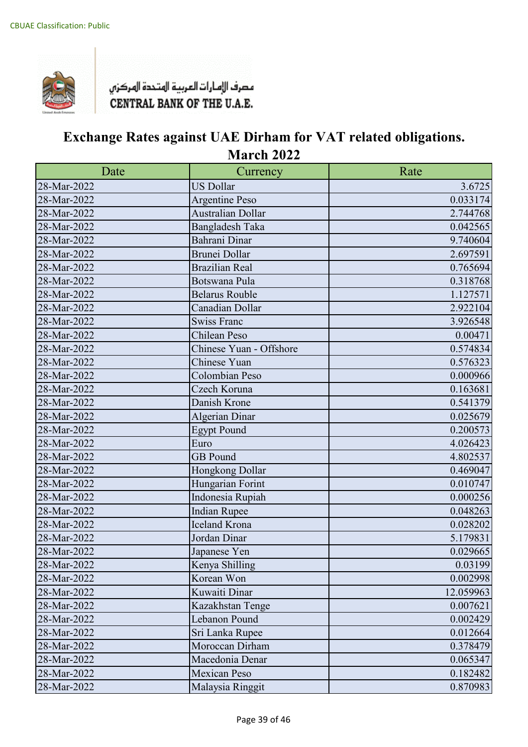CBUAE Classification: Public

مصرف الإمارات العربية المتحدة المركزي
CENTRAL BANK OF THE U.A.E.

# Exchange Rates against UAE Dirham for VAT related obligations.
## March 2022

| Date | Currency | Rate |
|---|---|---|
| 28-Mar-2022 | US Dollar | 3.6725 |
| 28-Mar-2022 | Argentine Peso | 0.033174 |
| 28-Mar-2022 | Australian Dollar | 2.744768 |
| 28-Mar-2022 | Bangladesh Taka | 0.042565 |
| 28-Mar-2022 | Bahrani Dinar | 9.740604 |
| 28-Mar-2022 | Brunei Dollar | 2.697591 |
| 28-Mar-2022 | Brazilian Real | 0.765694 |
| 28-Mar-2022 | Botswana Pula | 0.318768 |
| 28-Mar-2022 | Belarus Rouble | 1.127571 |
| 28-Mar-2022 | Canadian Dollar | 2.922104 |
| 28-Mar-2022 | Swiss Franc | 3.926548 |
| 28-Mar-2022 | Chilean Peso | 0.00471 |
| 28-Mar-2022 | Chinese Yuan - Offshore | 0.574834 |
| 28-Mar-2022 | Chinese Yuan | 0.576323 |
| 28-Mar-2022 | Colombian Peso | 0.000966 |
| 28-Mar-2022 | Czech Koruna | 0.163681 |
| 28-Mar-2022 | Danish Krone | 0.541379 |
| 28-Mar-2022 | Algerian Dinar | 0.025679 |
| 28-Mar-2022 | Egypt Pound | 0.200573 |
| 28-Mar-2022 | Euro | 4.026423 |
| 28-Mar-2022 | GB Pound | 4.802537 |
| 28-Mar-2022 | Hongkong Dollar | 0.469047 |
| 28-Mar-2022 | Hungarian Forint | 0.010747 |
| 28-Mar-2022 | Indonesia Rupiah | 0.000256 |
| 28-Mar-2022 | Indian Rupee | 0.048263 |
| 28-Mar-2022 | Iceland Krona | 0.028202 |
| 28-Mar-2022 | Jordan Dinar | 5.179831 |
| 28-Mar-2022 | Japanese Yen | 0.029665 |
| 28-Mar-2022 | Kenya Shilling | 0.03199 |
| 28-Mar-2022 | Korean Won | 0.002998 |
| 28-Mar-2022 | Kuwaiti Dinar | 12.059963 |
| 28-Mar-2022 | Kazakhstan Tenge | 0.007621 |
| 28-Mar-2022 | Lebanon Pound | 0.002429 |
| 28-Mar-2022 | Sri Lanka Rupee | 0.012664 |
| 28-Mar-2022 | Moroccan Dirham | 0.378479 |
| 28-Mar-2022 | Macedonia Denar | 0.065347 |
| 28-Mar-2022 | Mexican Peso | 0.182482 |
| 28-Mar-2022 | Malaysia Ringgit | 0.870983 |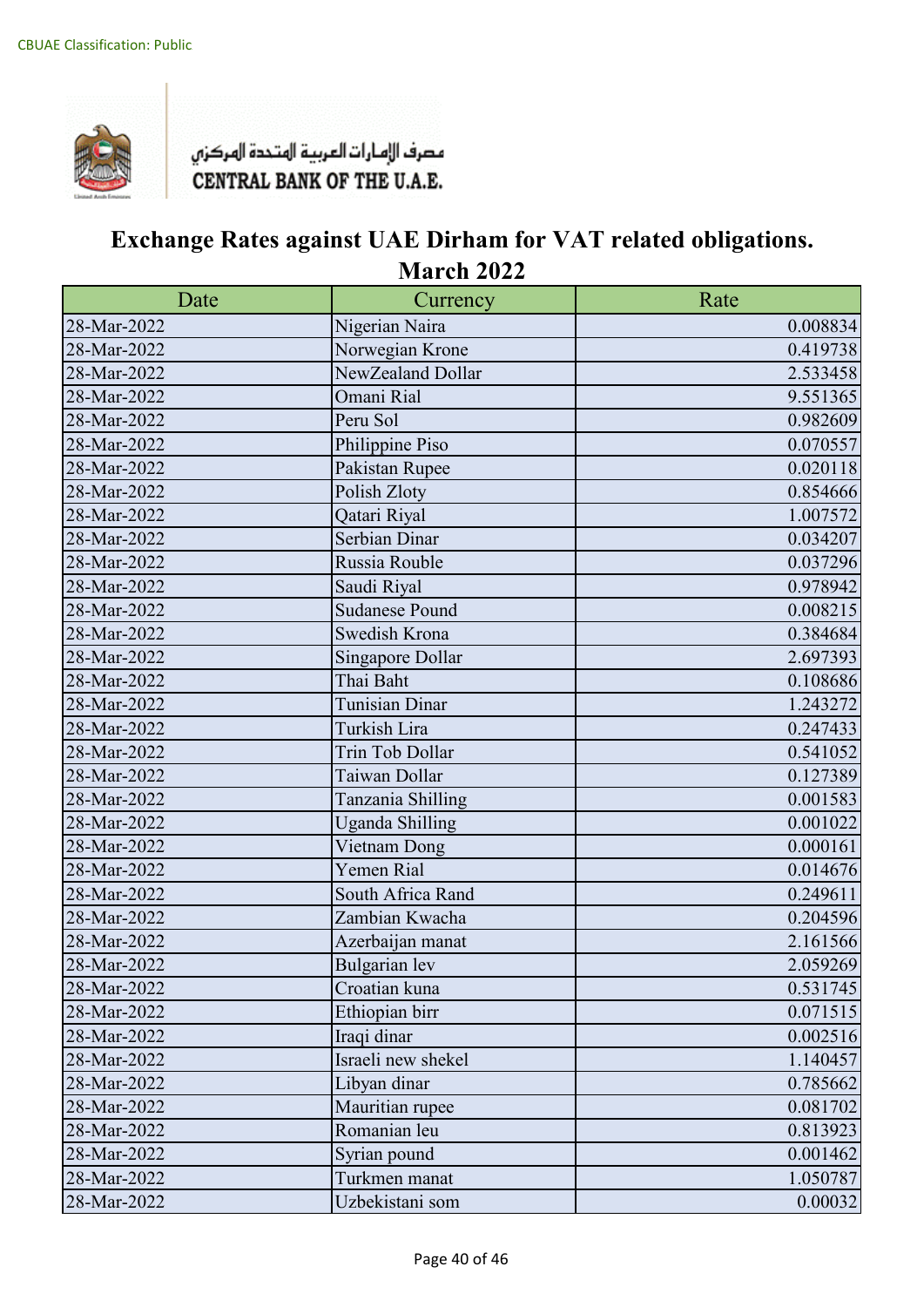CBUAE Classification: Public

مصرف الإمارات العربية المتحدة المركزي
CENTRAL BANK OF THE U.A.E.

# Exchange Rates against UAE Dirham for VAT related obligations.
## March 2022

| Date | Currency | Rate |
|---|---|---|
| 28-Mar-2022 | Nigerian Naira | 0.008834 |
| 28-Mar-2022 | Norwegian Krone | 0.419738 |
| 28-Mar-2022 | NewZealand Dollar | 2.533458 |
| 28-Mar-2022 | Omani Rial | 9.551365 |
| 28-Mar-2022 | Peru Sol | 0.982609 |
| 28-Mar-2022 | Philippine Piso | 0.070557 |
| 28-Mar-2022 | Pakistan Rupee | 0.020118 |
| 28-Mar-2022 | Polish Zloty | 0.854666 |
| 28-Mar-2022 | Qatari Riyal | 1.007572 |
| 28-Mar-2022 | Serbian Dinar | 0.034207 |
| 28-Mar-2022 | Russia Rouble | 0.037296 |
| 28-Mar-2022 | Saudi Riyal | 0.978942 |
| 28-Mar-2022 | Sudanese Pound | 0.008215 |
| 28-Mar-2022 | Swedish Krona | 0.384684 |
| 28-Mar-2022 | Singapore Dollar | 2.697393 |
| 28-Mar-2022 | Thai Baht | 0.108686 |
| 28-Mar-2022 | Tunisian Dinar | 1.243272 |
| 28-Mar-2022 | Turkish Lira | 0.247433 |
| 28-Mar-2022 | Trin Tob Dollar | 0.541052 |
| 28-Mar-2022 | Taiwan Dollar | 0.127389 |
| 28-Mar-2022 | Tanzania Shilling | 0.001583 |
| 28-Mar-2022 | Uganda Shilling | 0.001022 |
| 28-Mar-2022 | Vietnam Dong | 0.000161 |
| 28-Mar-2022 | Yemen Rial | 0.014676 |
| 28-Mar-2022 | South Africa Rand | 0.249611 |
| 28-Mar-2022 | Zambian Kwacha | 0.204596 |
| 28-Mar-2022 | Azerbaijan manat | 2.161566 |
| 28-Mar-2022 | Bulgarian lev | 2.059269 |
| 28-Mar-2022 | Croatian kuna | 0.531745 |
| 28-Mar-2022 | Ethiopian birr | 0.071515 |
| 28-Mar-2022 | Iraqi dinar | 0.002516 |
| 28-Mar-2022 | Israeli new shekel | 1.140457 |
| 28-Mar-2022 | Libyan dinar | 0.785662 |
| 28-Mar-2022 | Mauritian rupee | 0.081702 |
| 28-Mar-2022 | Romanian leu | 0.813923 |
| 28-Mar-2022 | Syrian pound | 0.001462 |
| 28-Mar-2022 | Turkmen manat | 1.050787 |
| 28-Mar-2022 | Uzbekistani som | 0.00032 |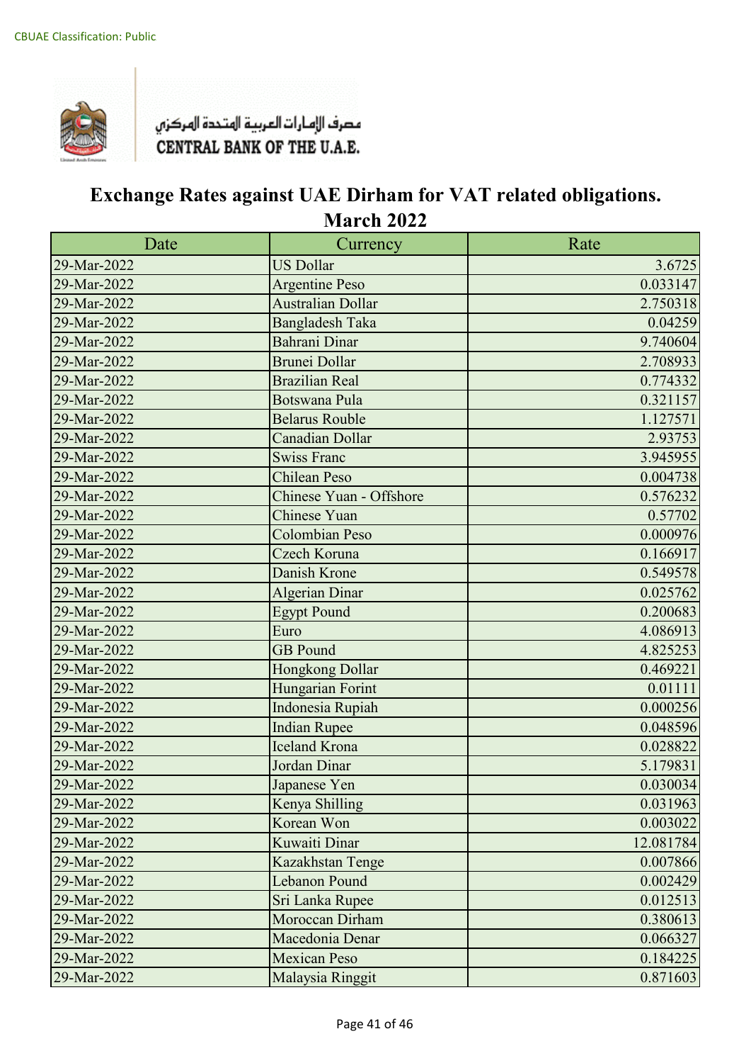CBUAE Classification: Public

مصرف الإمارات العربية المتحدة المركزي
CENTRAL BANK OF THE U.A.E.

# Exchange Rates against UAE Dirham for VAT related obligations.
## March 2022

| Date | Currency | Rate |
|---|---|---|
| 29-Mar-2022 | US Dollar | 3.6725 |
| 29-Mar-2022 | Argentine Peso | 0.033147 |
| 29-Mar-2022 | Australian Dollar | 2.750318 |
| 29-Mar-2022 | Bangladesh Taka | 0.04259 |
| 29-Mar-2022 | Bahrani Dinar | 9.740604 |
| 29-Mar-2022 | Brunei Dollar | 2.708933 |
| 29-Mar-2022 | Brazilian Real | 0.774332 |
| 29-Mar-2022 | Botswana Pula | 0.321157 |
| 29-Mar-2022 | Belarus Rouble | 1.127571 |
| 29-Mar-2022 | Canadian Dollar | 2.93753 |
| 29-Mar-2022 | Swiss Franc | 3.945955 |
| 29-Mar-2022 | Chilean Peso | 0.004738 |
| 29-Mar-2022 | Chinese Yuan - Offshore | 0.576232 |
| 29-Mar-2022 | Chinese Yuan | 0.57702 |
| 29-Mar-2022 | Colombian Peso | 0.000976 |
| 29-Mar-2022 | Czech Koruna | 0.166917 |
| 29-Mar-2022 | Danish Krone | 0.549578 |
| 29-Mar-2022 | Algerian Dinar | 0.025762 |
| 29-Mar-2022 | Egypt Pound | 0.200683 |
| 29-Mar-2022 | Euro | 4.086913 |
| 29-Mar-2022 | GB Pound | 4.825253 |
| 29-Mar-2022 | Hongkong Dollar | 0.469221 |
| 29-Mar-2022 | Hungarian Forint | 0.01111 |
| 29-Mar-2022 | Indonesia Rupiah | 0.000256 |
| 29-Mar-2022 | Indian Rupee | 0.048596 |
| 29-Mar-2022 | Iceland Krona | 0.028822 |
| 29-Mar-2022 | Jordan Dinar | 5.179831 |
| 29-Mar-2022 | Japanese Yen | 0.030034 |
| 29-Mar-2022 | Kenya Shilling | 0.031963 |
| 29-Mar-2022 | Korean Won | 0.003022 |
| 29-Mar-2022 | Kuwaiti Dinar | 12.081784 |
| 29-Mar-2022 | Kazakhstan Tenge | 0.007866 |
| 29-Mar-2022 | Lebanon Pound | 0.002429 |
| 29-Mar-2022 | Sri Lanka Rupee | 0.012513 |
| 29-Mar-2022 | Moroccan Dirham | 0.380613 |
| 29-Mar-2022 | Macedonia Denar | 0.066327 |
| 29-Mar-2022 | Mexican Peso | 0.184225 |
| 29-Mar-2022 | Malaysia Ringgit | 0.871603 |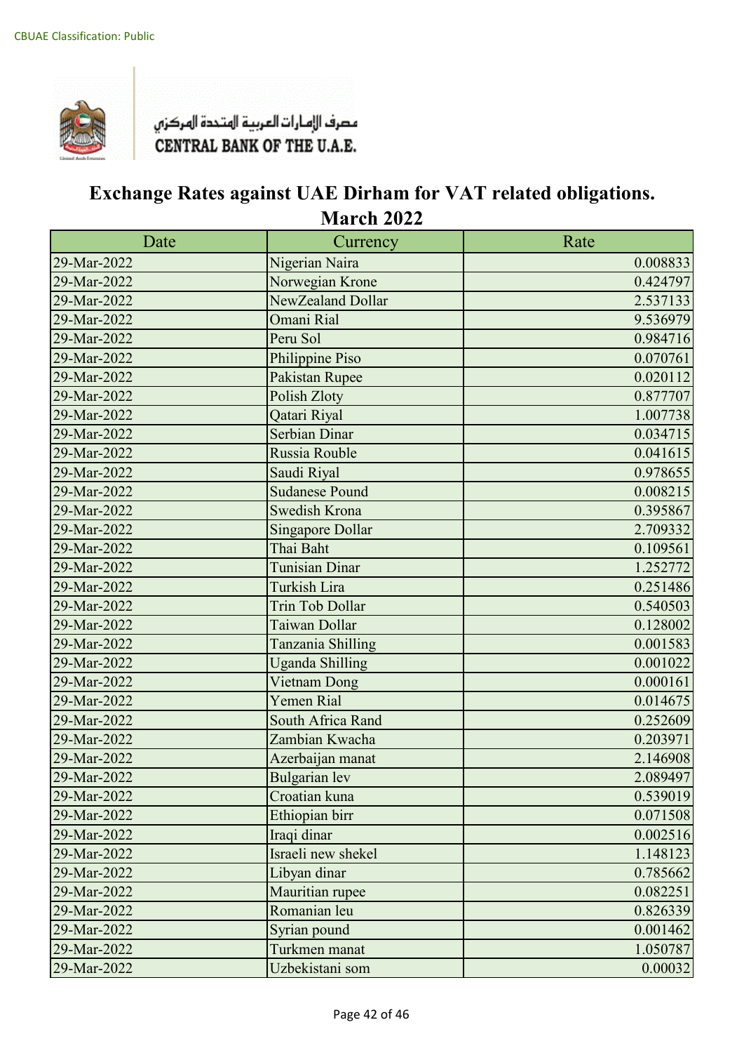CBUAE Classification: Public

مصرف الإمارات العربية المتحدة المركزي
CENTRAL BANK OF THE U.A.E.

# Exchange Rates against UAE Dirham for VAT related obligations.
## March 2022

| Date | Currency | Rate |
|---|---|---|
| 29-Mar-2022 | Nigerian Naira | 0.008833 |
| 29-Mar-2022 | Norwegian Krone | 0.424797 |
| 29-Mar-2022 | NewZealand Dollar | 2.537133 |
| 29-Mar-2022 | Omani Rial | 9.536979 |
| 29-Mar-2022 | Peru Sol | 0.984716 |
| 29-Mar-2022 | Philippine Piso | 0.070761 |
| 29-Mar-2022 | Pakistan Rupee | 0.020112 |
| 29-Mar-2022 | Polish Zloty | 0.877707 |
| 29-Mar-2022 | Qatari Riyal | 1.007738 |
| 29-Mar-2022 | Serbian Dinar | 0.034715 |
| 29-Mar-2022 | Russia Rouble | 0.041615 |
| 29-Mar-2022 | Saudi Riyal | 0.978655 |
| 29-Mar-2022 | Sudanese Pound | 0.008215 |
| 29-Mar-2022 | Swedish Krona | 0.395867 |
| 29-Mar-2022 | Singapore Dollar | 2.709332 |
| 29-Mar-2022 | Thai Baht | 0.109561 |
| 29-Mar-2022 | Tunisian Dinar | 1.252772 |
| 29-Mar-2022 | Turkish Lira | 0.251486 |
| 29-Mar-2022 | Trin Tob Dollar | 0.540503 |
| 29-Mar-2022 | Taiwan Dollar | 0.128002 |
| 29-Mar-2022 | Tanzania Shilling | 0.001583 |
| 29-Mar-2022 | Uganda Shilling | 0.001022 |
| 29-Mar-2022 | Vietnam Dong | 0.000161 |
| 29-Mar-2022 | Yemen Rial | 0.014675 |
| 29-Mar-2022 | South Africa Rand | 0.252609 |
| 29-Mar-2022 | Zambian Kwacha | 0.203971 |
| 29-Mar-2022 | Azerbaijan manat | 2.146908 |
| 29-Mar-2022 | Bulgarian lev | 2.089497 |
| 29-Mar-2022 | Croatian kuna | 0.539019 |
| 29-Mar-2022 | Ethiopian birr | 0.071508 |
| 29-Mar-2022 | Iraqi dinar | 0.002516 |
| 29-Mar-2022 | Israeli new shekel | 1.148123 |
| 29-Mar-2022 | Libyan dinar | 0.785662 |
| 29-Mar-2022 | Mauritian rupee | 0.082251 |
| 29-Mar-2022 | Romanian leu | 0.826339 |
| 29-Mar-2022 | Syrian pound | 0.001462 |
| 29-Mar-2022 | Turkmen manat | 1.050787 |
| 29-Mar-2022 | Uzbekistani som | 0.00032 |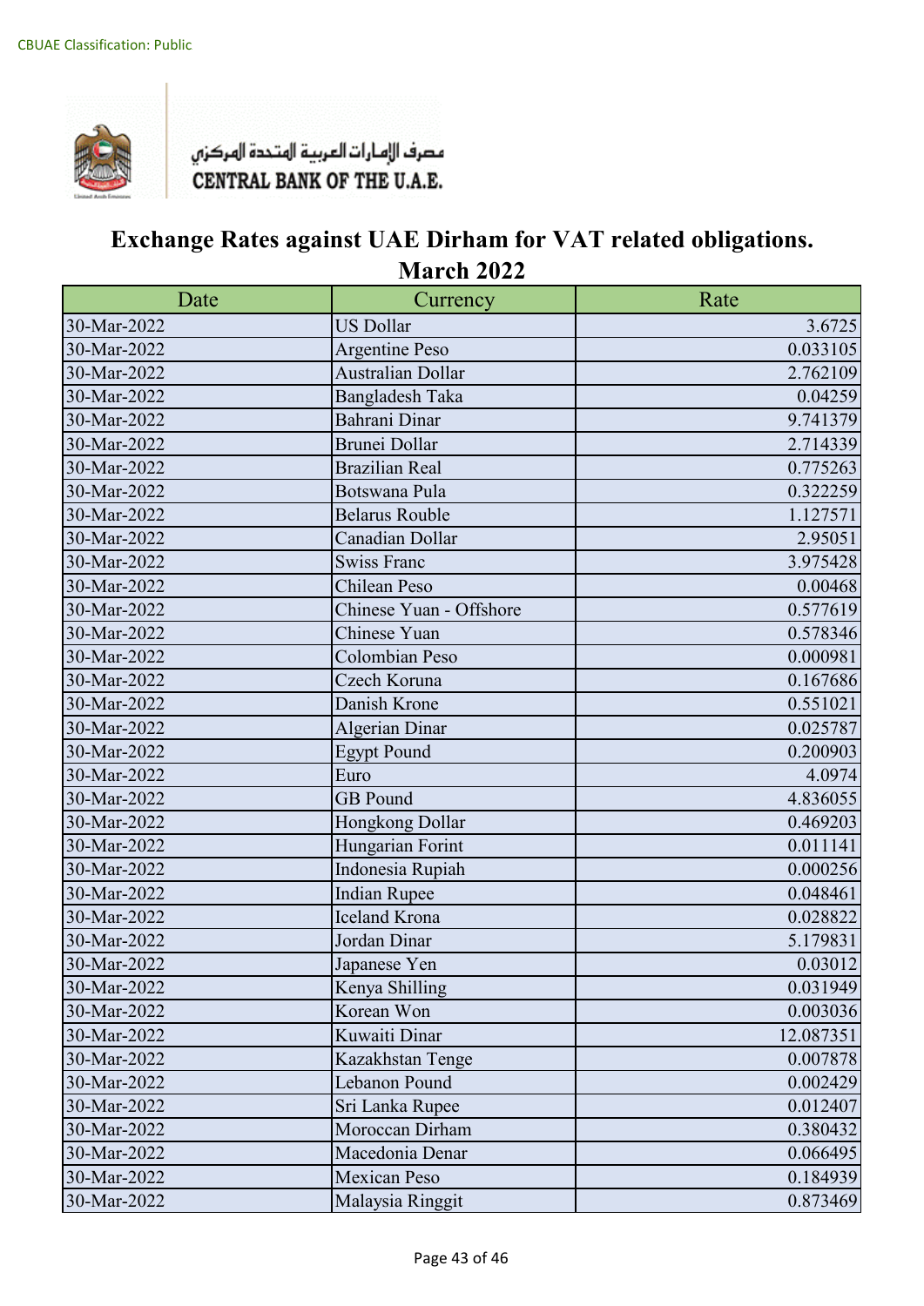CBUAE Classification: Public

مصرف الإمارات العربية المتحدة المركزي
CENTRAL BANK OF THE U.A.E.

# Exchange Rates against UAE Dirham for VAT related obligations.
## March 2022

| Date | Currency | Rate |
|---|---|---|
| 30-Mar-2022 | US Dollar | 3.6725 |
| 30-Mar-2022 | Argentine Peso | 0.033105 |
| 30-Mar-2022 | Australian Dollar | 2.762109 |
| 30-Mar-2022 | Bangladesh Taka | 0.04259 |
| 30-Mar-2022 | Bahrani Dinar | 9.741379 |
| 30-Mar-2022 | Brunei Dollar | 2.714339 |
| 30-Mar-2022 | Brazilian Real | 0.775263 |
| 30-Mar-2022 | Botswana Pula | 0.322259 |
| 30-Mar-2022 | Belarus Rouble | 1.127571 |
| 30-Mar-2022 | Canadian Dollar | 2.95051 |
| 30-Mar-2022 | Swiss Franc | 3.975428 |
| 30-Mar-2022 | Chilean Peso | 0.00468 |
| 30-Mar-2022 | Chinese Yuan - Offshore | 0.577619 |
| 30-Mar-2022 | Chinese Yuan | 0.578346 |
| 30-Mar-2022 | Colombian Peso | 0.000981 |
| 30-Mar-2022 | Czech Koruna | 0.167686 |
| 30-Mar-2022 | Danish Krone | 0.551021 |
| 30-Mar-2022 | Algerian Dinar | 0.025787 |
| 30-Mar-2022 | Egypt Pound | 0.200903 |
| 30-Mar-2022 | Euro | 4.0974 |
| 30-Mar-2022 | GB Pound | 4.836055 |
| 30-Mar-2022 | Hongkong Dollar | 0.469203 |
| 30-Mar-2022 | Hungarian Forint | 0.011141 |
| 30-Mar-2022 | Indonesia Rupiah | 0.000256 |
| 30-Mar-2022 | Indian Rupee | 0.048461 |
| 30-Mar-2022 | Iceland Krona | 0.028822 |
| 30-Mar-2022 | Jordan Dinar | 5.179831 |
| 30-Mar-2022 | Japanese Yen | 0.03012 |
| 30-Mar-2022 | Kenya Shilling | 0.031949 |
| 30-Mar-2022 | Korean Won | 0.003036 |
| 30-Mar-2022 | Kuwaiti Dinar | 12.087351 |
| 30-Mar-2022 | Kazakhstan Tenge | 0.007878 |
| 30-Mar-2022 | Lebanon Pound | 0.002429 |
| 30-Mar-2022 | Sri Lanka Rupee | 0.012407 |
| 30-Mar-2022 | Moroccan Dirham | 0.380432 |
| 30-Mar-2022 | Macedonia Denar | 0.066495 |
| 30-Mar-2022 | Mexican Peso | 0.184939 |
| 30-Mar-2022 | Malaysia Ringgit | 0.873469 |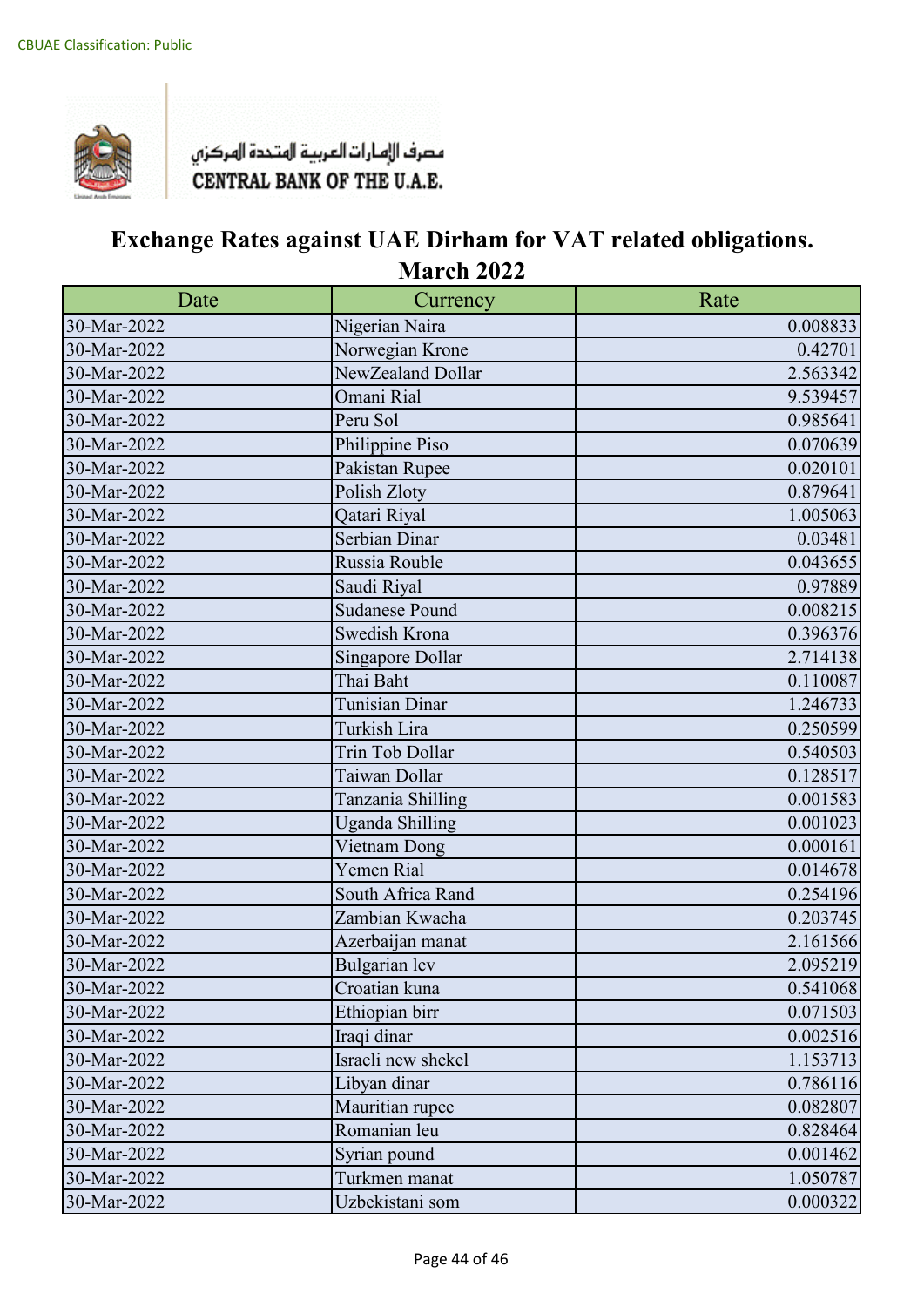CBUAE Classification: Public

مصرف الإمارات العربية المتحدة المركزي
CENTRAL BANK OF THE U.A.E.

# Exchange Rates against UAE Dirham for VAT related obligations.
## March 2022

| Date | Currency | Rate |
|---|---|---|
| 30-Mar-2022 | Nigerian Naira | 0.008833 |
| 30-Mar-2022 | Norwegian Krone | 0.42701 |
| 30-Mar-2022 | NewZealand Dollar | 2.563342 |
| 30-Mar-2022 | Omani Rial | 9.539457 |
| 30-Mar-2022 | Peru Sol | 0.985641 |
| 30-Mar-2022 | Philippine Piso | 0.070639 |
| 30-Mar-2022 | Pakistan Rupee | 0.020101 |
| 30-Mar-2022 | Polish Zloty | 0.879641 |
| 30-Mar-2022 | Qatari Riyal | 1.005063 |
| 30-Mar-2022 | Serbian Dinar | 0.03481 |
| 30-Mar-2022 | Russia Rouble | 0.043655 |
| 30-Mar-2022 | Saudi Riyal | 0.97889 |
| 30-Mar-2022 | Sudanese Pound | 0.008215 |
| 30-Mar-2022 | Swedish Krona | 0.396376 |
| 30-Mar-2022 | Singapore Dollar | 2.714138 |
| 30-Mar-2022 | Thai Baht | 0.110087 |
| 30-Mar-2022 | Tunisian Dinar | 1.246733 |
| 30-Mar-2022 | Turkish Lira | 0.250599 |
| 30-Mar-2022 | Trin Tob Dollar | 0.540503 |
| 30-Mar-2022 | Taiwan Dollar | 0.128517 |
| 30-Mar-2022 | Tanzania Shilling | 0.001583 |
| 30-Mar-2022 | Uganda Shilling | 0.001023 |
| 30-Mar-2022 | Vietnam Dong | 0.000161 |
| 30-Mar-2022 | Yemen Rial | 0.014678 |
| 30-Mar-2022 | South Africa Rand | 0.254196 |
| 30-Mar-2022 | Zambian Kwacha | 0.203745 |
| 30-Mar-2022 | Azerbaijan manat | 2.161566 |
| 30-Mar-2022 | Bulgarian lev | 2.095219 |
| 30-Mar-2022 | Croatian kuna | 0.541068 |
| 30-Mar-2022 | Ethiopian birr | 0.071503 |
| 30-Mar-2022 | Iraqi dinar | 0.002516 |
| 30-Mar-2022 | Israeli new shekel | 1.153713 |
| 30-Mar-2022 | Libyan dinar | 0.786116 |
| 30-Mar-2022 | Mauritian rupee | 0.082807 |
| 30-Mar-2022 | Romanian leu | 0.828464 |
| 30-Mar-2022 | Syrian pound | 0.001462 |
| 30-Mar-2022 | Turkmen manat | 1.050787 |
| 30-Mar-2022 | Uzbekistani som | 0.000322 |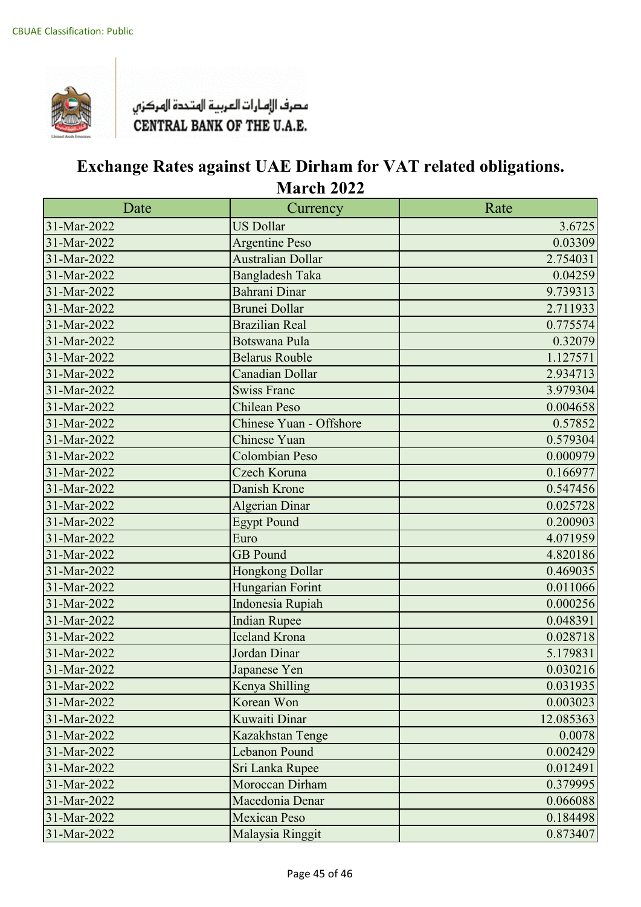CBUAE Classification: Public

مصرف الإمارات العربية المتحدة المركزي
CENTRAL BANK OF THE U.A.E.

# Exchange Rates against UAE Dirham for VAT related obligations.
## March 2022

| Date | Currency | Rate |
|---|---|---|
| 31-Mar-2022 | US Dollar | 3.6725 |
| 31-Mar-2022 | Argentine Peso | 0.03309 |
| 31-Mar-2022 | Australian Dollar | 2.754031 |
| 31-Mar-2022 | Bangladesh Taka | 0.04259 |
| 31-Mar-2022 | Bahrani Dinar | 9.739313 |
| 31-Mar-2022 | Brunei Dollar | 2.711933 |
| 31-Mar-2022 | Brazilian Real | 0.775574 |
| 31-Mar-2022 | Botswana Pula | 0.32079 |
| 31-Mar-2022 | Belarus Rouble | 1.127571 |
| 31-Mar-2022 | Canadian Dollar | 2.934713 |
| 31-Mar-2022 | Swiss Franc | 3.979304 |
| 31-Mar-2022 | Chilean Peso | 0.004658 |
| 31-Mar-2022 | Chinese Yuan - Offshore | 0.57852 |
| 31-Mar-2022 | Chinese Yuan | 0.579304 |
| 31-Mar-2022 | Colombian Peso | 0.000979 |
| 31-Mar-2022 | Czech Koruna | 0.166977 |
| 31-Mar-2022 | Danish Krone | 0.547456 |
| 31-Mar-2022 | Algerian Dinar | 0.025728 |
| 31-Mar-2022 | Egypt Pound | 0.200903 |
| 31-Mar-2022 | Euro | 4.071959 |
| 31-Mar-2022 | GB Pound | 4.820186 |
| 31-Mar-2022 | Hongkong Dollar | 0.469035 |
| 31-Mar-2022 | Hungarian Forint | 0.011066 |
| 31-Mar-2022 | Indonesia Rupiah | 0.000256 |
| 31-Mar-2022 | Indian Rupee | 0.048391 |
| 31-Mar-2022 | Iceland Krona | 0.028718 |
| 31-Mar-2022 | Jordan Dinar | 5.179831 |
| 31-Mar-2022 | Japanese Yen | 0.030216 |
| 31-Mar-2022 | Kenya Shilling | 0.031935 |
| 31-Mar-2022 | Korean Won | 0.003023 |
| 31-Mar-2022 | Kuwaiti Dinar | 12.085363 |
| 31-Mar-2022 | Kazakhstan Tenge | 0.0078 |
| 31-Mar-2022 | Lebanon Pound | 0.002429 |
| 31-Mar-2022 | Sri Lanka Rupee | 0.012491 |
| 31-Mar-2022 | Moroccan Dirham | 0.379995 |
| 31-Mar-2022 | Macedonia Denar | 0.066088 |
| 31-Mar-2022 | Mexican Peso | 0.184498 |
| 31-Mar-2022 | Malaysia Ringgit | 0.873407 |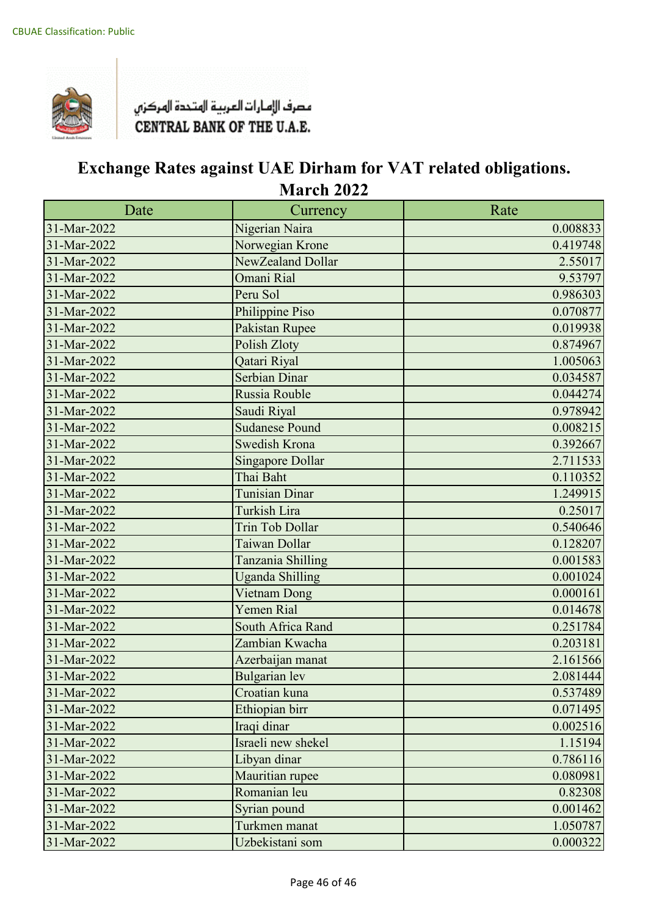CBUAE Classification: Public

مصرف الإمارات العربية المتحدة المركزي
CENTRAL BANK OF THE U.A.E.

# Exchange Rates against UAE Dirham for VAT related obligations.
# March 2022

| Date | Currency | Rate |
|---|---|---|
| 31-Mar-2022 | Nigerian Naira | 0.008833 |
| 31-Mar-2022 | Norwegian Krone | 0.419748 |
| 31-Mar-2022 | NewZealand Dollar | 2.55017 |
| 31-Mar-2022 | Omani Rial | 9.53797 |
| 31-Mar-2022 | Peru Sol | 0.986303 |
| 31-Mar-2022 | Philippine Piso | 0.070877 |
| 31-Mar-2022 | Pakistan Rupee | 0.019938 |
| 31-Mar-2022 | Polish Zloty | 0.874967 |
| 31-Mar-2022 | Qatari Riyal | 1.005063 |
| 31-Mar-2022 | Serbian Dinar | 0.034587 |
| 31-Mar-2022 | Russia Rouble | 0.044274 |
| 31-Mar-2022 | Saudi Riyal | 0.978942 |
| 31-Mar-2022 | Sudanese Pound | 0.008215 |
| 31-Mar-2022 | Swedish Krona | 0.392667 |
| 31-Mar-2022 | Singapore Dollar | 2.711533 |
| 31-Mar-2022 | Thai Baht | 0.110352 |
| 31-Mar-2022 | Tunisian Dinar | 1.249915 |
| 31-Mar-2022 | Turkish Lira | 0.25017 |
| 31-Mar-2022 | Trin Tob Dollar | 0.540646 |
| 31-Mar-2022 | Taiwan Dollar | 0.128207 |
| 31-Mar-2022 | Tanzania Shilling | 0.001583 |
| 31-Mar-2022 | Uganda Shilling | 0.001024 |
| 31-Mar-2022 | Vietnam Dong | 0.000161 |
| 31-Mar-2022 | Yemen Rial | 0.014678 |
| 31-Mar-2022 | South Africa Rand | 0.251784 |
| 31-Mar-2022 | Zambian Kwacha | 0.203181 |
| 31-Mar-2022 | Azerbaijan manat | 2.161566 |
| 31-Mar-2022 | Bulgarian lev | 2.081444 |
| 31-Mar-2022 | Croatian kuna | 0.537489 |
| 31-Mar-2022 | Ethiopian birr | 0.071495 |
| 31-Mar-2022 | Iraqi dinar | 0.002516 |
| 31-Mar-2022 | Israeli new shekel | 1.15194 |
| 31-Mar-2022 | Libyan dinar | 0.786116 |
| 31-Mar-2022 | Mauritian rupee | 0.080981 |
| 31-Mar-2022 | Romanian leu | 0.82308 |
| 31-Mar-2022 | Syrian pound | 0.001462 |
| 31-Mar-2022 | Turkmen manat | 1.050787 |
| 31-Mar-2022 | Uzbekistani som | 0.000322 |